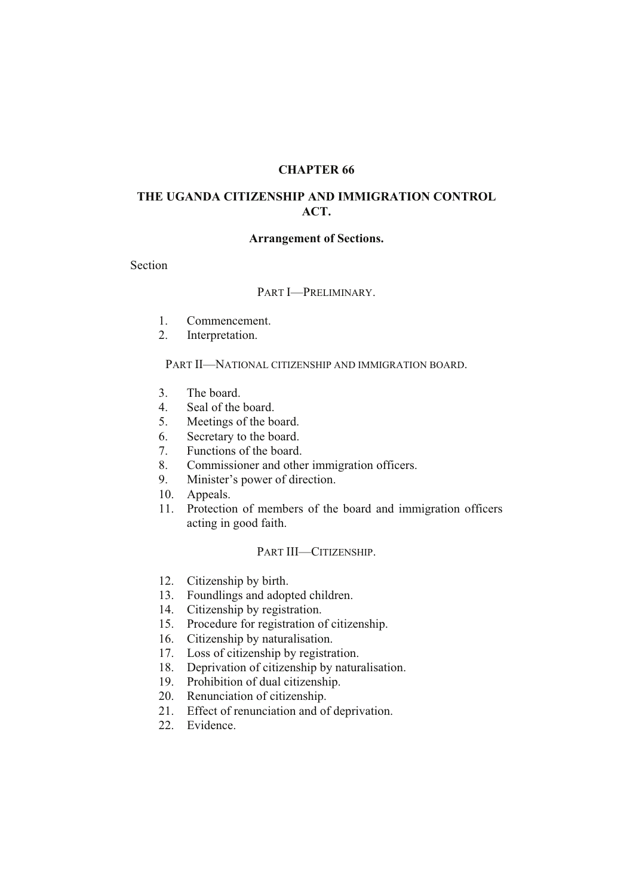# CHAPTER 66

# THE UGANDA CITIZENSHIP AND IMMIGRATION CONTROL ACT.

## Arrangement of Sections.

Section

### PART I—PRELIMINARY.

1. Commencement.
2. Interpretation.

### PART II—NATIONAL CITIZENSHIP AND IMMIGRATION BOARD.

3. The board.
4. Seal of the board.
5. Meetings of the board.
6. Secretary to the board.
7. Functions of the board.
8. Commissioner and other immigration officers.
9. Minister's power of direction.
10. Appeals.
11. Protection of members of the board and immigration officers acting in good faith.

### PART III—CITIZENSHIP.

12. Citizenship by birth.
13. Foundlings and adopted children.
14. Citizenship by registration.
15. Procedure for registration of citizenship.
16. Citizenship by naturalisation.
17. Loss of citizenship by registration.
18. Deprivation of citizenship by naturalisation.
19. Prohibition of dual citizenship.
20. Renunciation of citizenship.
21. Effect of renunciation and of deprivation.
22. Evidence.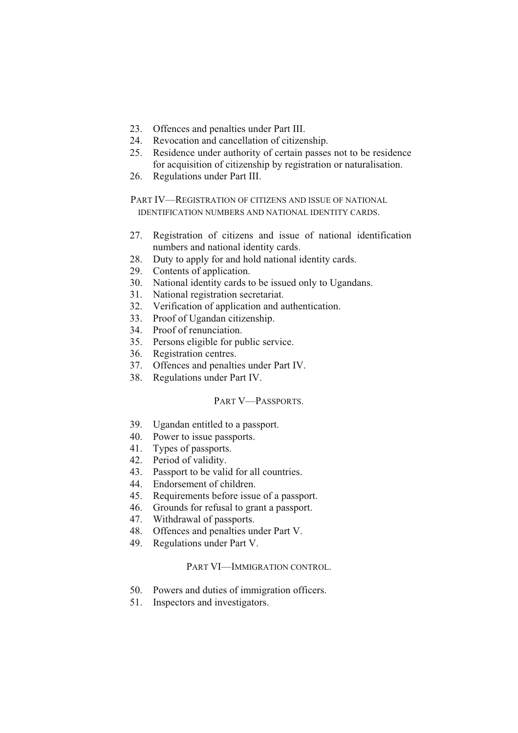23. Offences and penalties under Part III.
24. Revocation and cancellation of citizenship.
25. Residence under authority of certain passes not to be residence for acquisition of citizenship by registration or naturalisation.
26. Regulations under Part III.

PART IV—REGISTRATION OF CITIZENS AND ISSUE OF NATIONAL IDENTIFICATION NUMBERS AND NATIONAL IDENTITY CARDS.

27. Registration of citizens and issue of national identification numbers and national identity cards.
28. Duty to apply for and hold national identity cards.
29. Contents of application.
30. National identity cards to be issued only to Ugandans.
31. National registration secretariat.
32. Verification of application and authentication.
33. Proof of Ugandan citizenship.
34. Proof of renunciation.
35. Persons eligible for public service.
36. Registration centres.
37. Offences and penalties under Part IV.
38. Regulations under Part IV.

PART V—PASSPORTS.

39. Ugandan entitled to a passport.
40. Power to issue passports.
41. Types of passports.
42. Period of validity.
43. Passport to be valid for all countries.
44. Endorsement of children.
45. Requirements before issue of a passport.
46. Grounds for refusal to grant a passport.
47. Withdrawal of passports.
48. Offences and penalties under Part V.
49. Regulations under Part V.

PART VI—IMMIGRATION CONTROL.

50. Powers and duties of immigration officers.
51. Inspectors and investigators.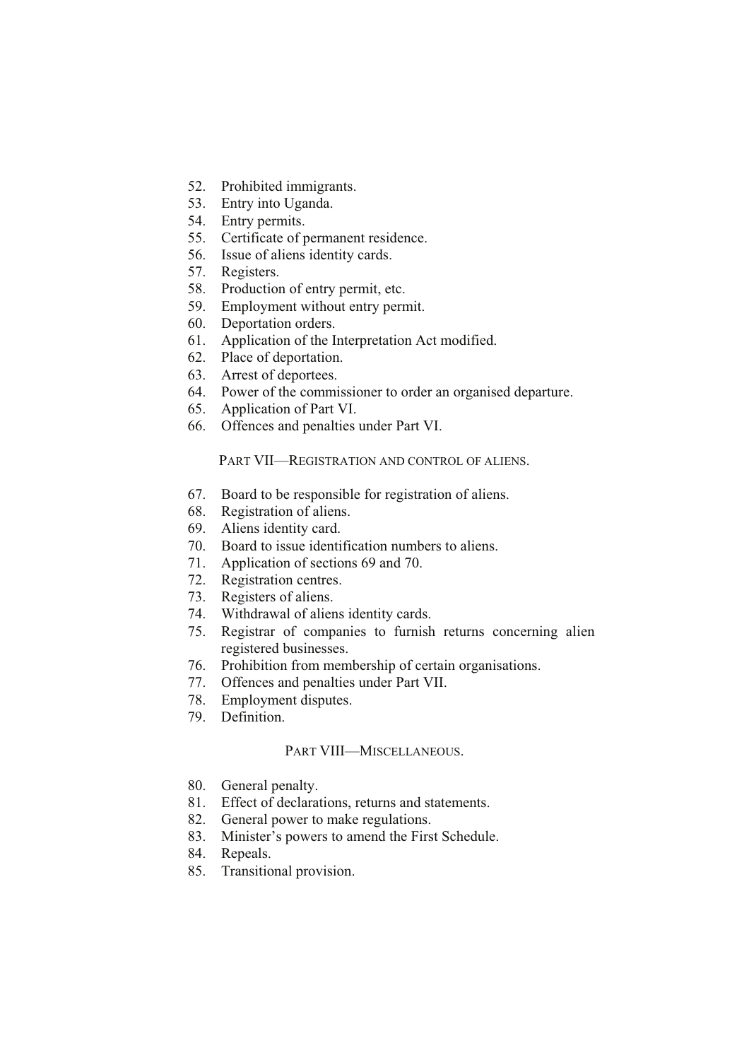52. Prohibited immigrants.
53. Entry into Uganda.
54. Entry permits.
55. Certificate of permanent residence.
56. Issue of aliens identity cards.
57. Registers.
58. Production of entry permit, etc.
59. Employment without entry permit.
60. Deportation orders.
61. Application of the Interpretation Act modified.
62. Place of deportation.
63. Arrest of deportees.
64. Power of the commissioner to order an organised departure.
65. Application of Part VI.
66. Offences and penalties under Part VI.

### PART VII—REGISTRATION AND CONTROL OF ALIENS.

67. Board to be responsible for registration of aliens.
68. Registration of aliens.
69. Aliens identity card.
70. Board to issue identification numbers to aliens.
71. Application of sections 69 and 70.
72. Registration centres.
73. Registers of aliens.
74. Withdrawal of aliens identity cards.
75. Registrar of companies to furnish returns concerning alien registered businesses.
76. Prohibition from membership of certain organisations.
77. Offences and penalties under Part VII.
78. Employment disputes.
79. Definition.

### PART VIII—MISCELLANEOUS.

80. General penalty.
81. Effect of declarations, returns and statements.
82. General power to make regulations.
83. Minister's powers to amend the First Schedule.
84. Repeals.
85. Transitional provision.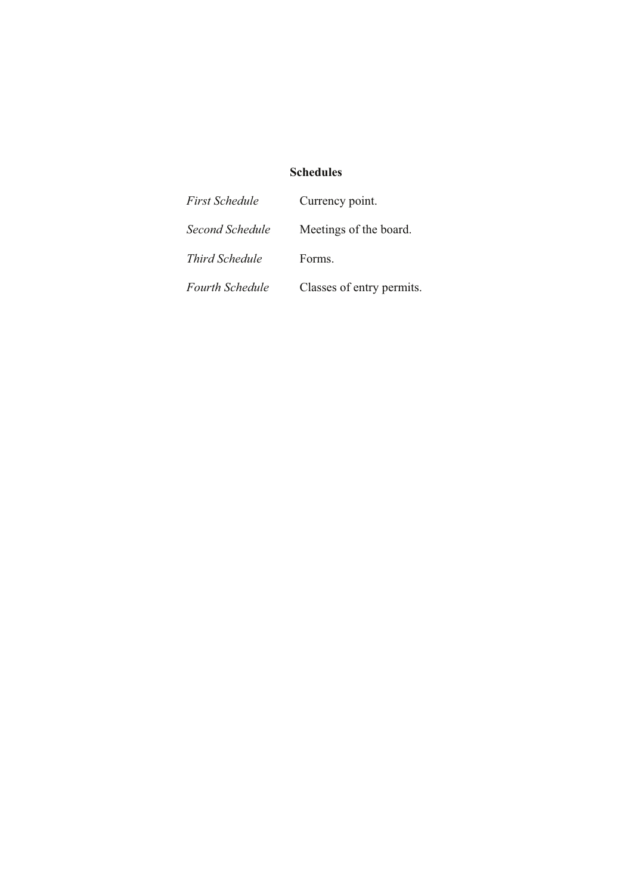## Schedules

| | |
|---|---|
| *First Schedule* | Currency point. |
| *Second Schedule* | Meetings of the board. |
| *Third Schedule* | Forms. |
| *Fourth Schedule* | Classes of entry permits. |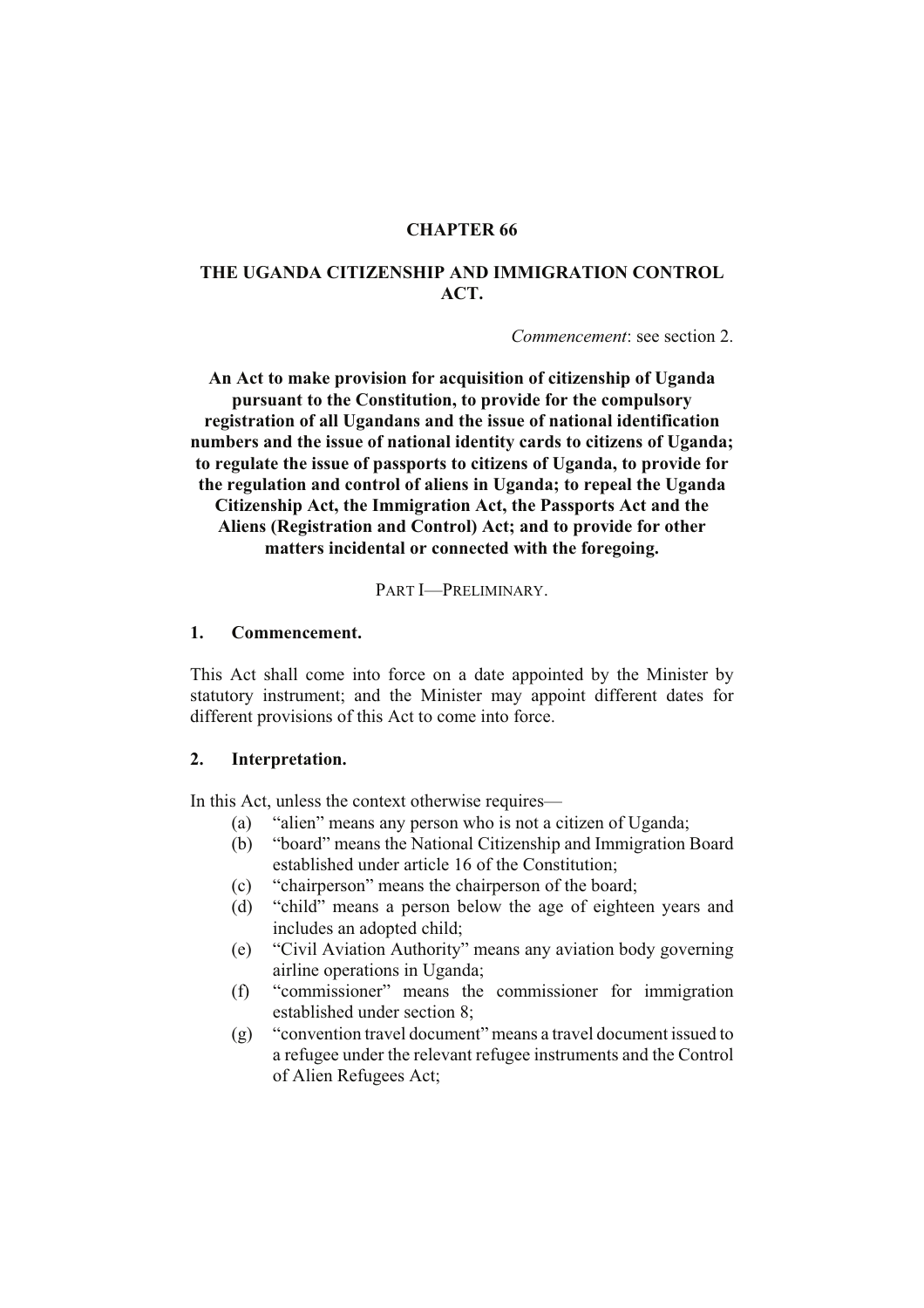# CHAPTER 66

# THE UGANDA CITIZENSHIP AND IMMIGRATION CONTROL ACT.

*Commencement*: see section 2.

**An Act to make provision for acquisition of citizenship of Uganda pursuant to the Constitution, to provide for the compulsory registration of all Ugandans and the issue of national identification numbers and the issue of national identity cards to citizens of Uganda; to regulate the issue of passports to citizens of Uganda, to provide for the regulation and control of aliens in Uganda; to repeal the Uganda Citizenship Act, the Immigration Act, the Passports Act and the Aliens (Registration and Control) Act; and to provide for other matters incidental or connected with the foregoing.**

## PART I—PRELIMINARY.

### 1. Commencement.

This Act shall come into force on a date appointed by the Minister by statutory instrument; and the Minister may appoint different dates for different provisions of this Act to come into force.

### 2. Interpretation.

In this Act, unless the context otherwise requires—

- (a) "alien" means any person who is not a citizen of Uganda;
- (b) "board" means the National Citizenship and Immigration Board established under article 16 of the Constitution;
- (c) "chairperson" means the chairperson of the board;
- (d) "child" means a person below the age of eighteen years and includes an adopted child;
- (e) "Civil Aviation Authority" means any aviation body governing airline operations in Uganda;
- (f) "commissioner" means the commissioner for immigration established under section 8;
- (g) "convention travel document" means a travel document issued to a refugee under the relevant refugee instruments and the Control of Alien Refugees Act;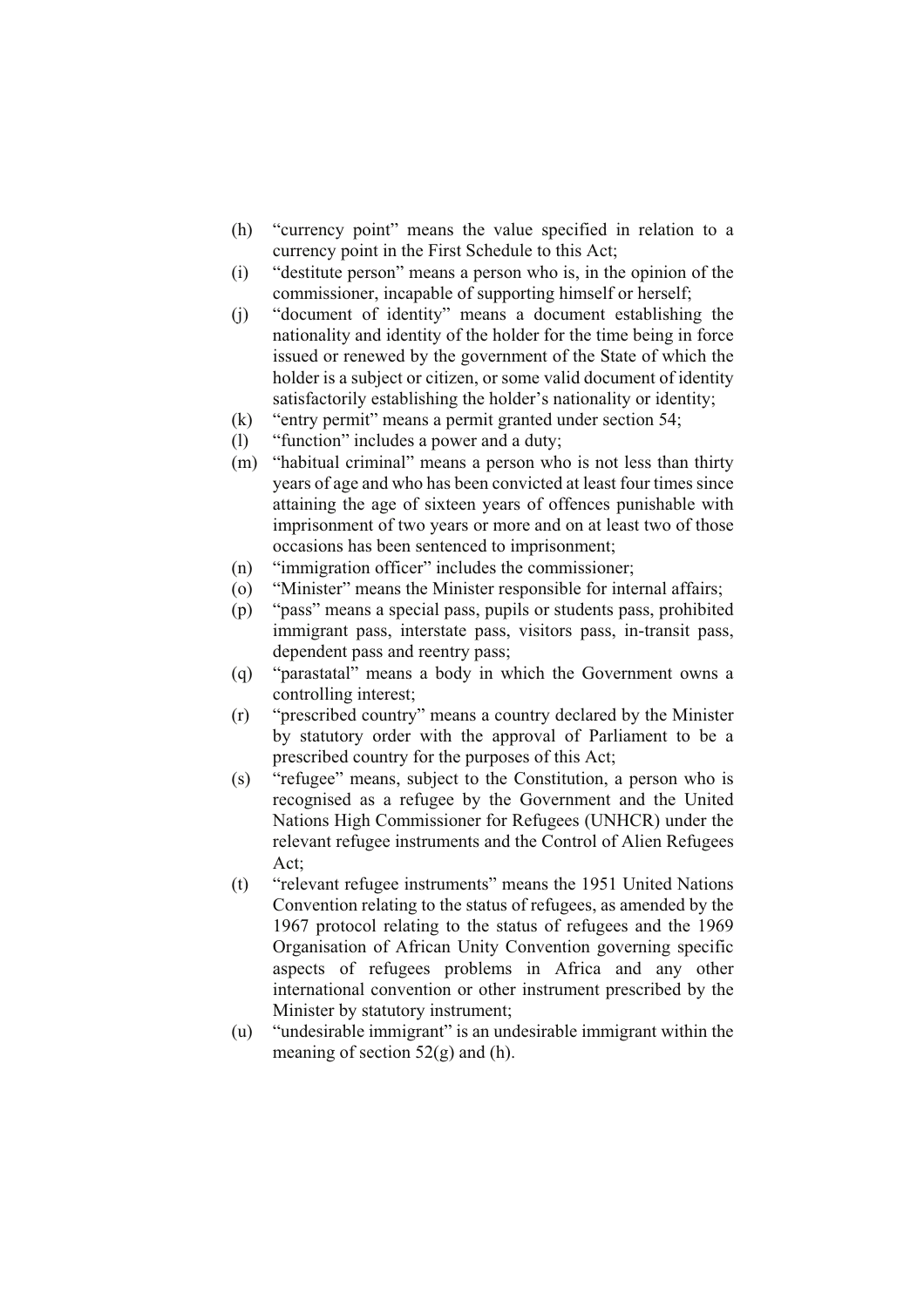(h) "currency point" means the value specified in relation to a currency point in the First Schedule to this Act;

(i) "destitute person" means a person who is, in the opinion of the commissioner, incapable of supporting himself or herself;

(j) "document of identity" means a document establishing the nationality and identity of the holder for the time being in force issued or renewed by the government of the State of which the holder is a subject or citizen, or some valid document of identity satisfactorily establishing the holder's nationality or identity;

(k) "entry permit" means a permit granted under section 54;

(l) "function" includes a power and a duty;

(m) "habitual criminal" means a person who is not less than thirty years of age and who has been convicted at least four times since attaining the age of sixteen years of offences punishable with imprisonment of two years or more and on at least two of those occasions has been sentenced to imprisonment;

(n) "immigration officer" includes the commissioner;

(o) "Minister" means the Minister responsible for internal affairs;

(p) "pass" means a special pass, pupils or students pass, prohibited immigrant pass, interstate pass, visitors pass, in-transit pass, dependent pass and reentry pass;

(q) "parastatal" means a body in which the Government owns a controlling interest;

(r) "prescribed country" means a country declared by the Minister by statutory order with the approval of Parliament to be a prescribed country for the purposes of this Act;

(s) "refugee" means, subject to the Constitution, a person who is recognised as a refugee by the Government and the United Nations High Commissioner for Refugees (UNHCR) under the relevant refugee instruments and the Control of Alien Refugees Act;

(t) "relevant refugee instruments" means the 1951 United Nations Convention relating to the status of refugees, as amended by the 1967 protocol relating to the status of refugees and the 1969 Organisation of African Unity Convention governing specific aspects of refugees problems in Africa and any other international convention or other instrument prescribed by the Minister by statutory instrument;

(u) "undesirable immigrant" is an undesirable immigrant within the meaning of section 52(g) and (h).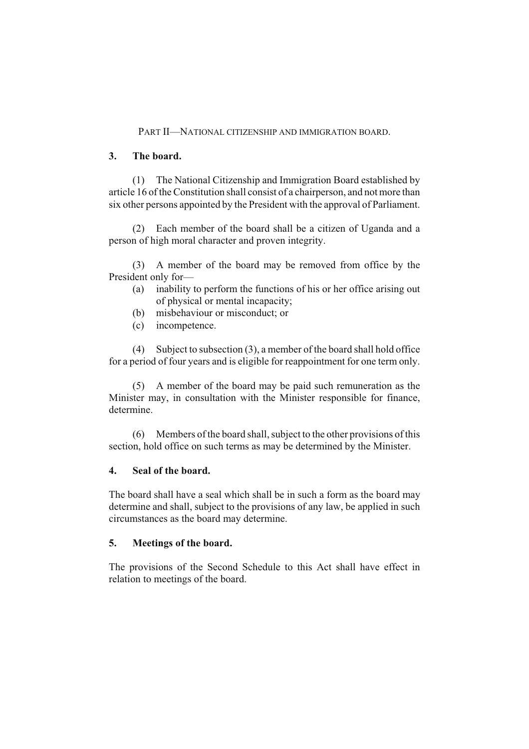## PART II—NATIONAL CITIZENSHIP AND IMMIGRATION BOARD.

### 3. The board.

(1) The National Citizenship and Immigration Board established by article 16 of the Constitution shall consist of a chairperson, and not more than six other persons appointed by the President with the approval of Parliament.

(2) Each member of the board shall be a citizen of Uganda and a person of high moral character and proven integrity.

(3) A member of the board may be removed from office by the President only for—

- (a) inability to perform the functions of his or her office arising out of physical or mental incapacity;
- (b) misbehaviour or misconduct; or
- (c) incompetence.

(4) Subject to subsection (3), a member of the board shall hold office for a period of four years and is eligible for reappointment for one term only.

(5) A member of the board may be paid such remuneration as the Minister may, in consultation with the Minister responsible for finance, determine.

(6) Members of the board shall, subject to the other provisions of this section, hold office on such terms as may be determined by the Minister.

### 4. Seal of the board.

The board shall have a seal which shall be in such a form as the board may determine and shall, subject to the provisions of any law, be applied in such circumstances as the board may determine.

### 5. Meetings of the board.

The provisions of the Second Schedule to this Act shall have effect in relation to meetings of the board.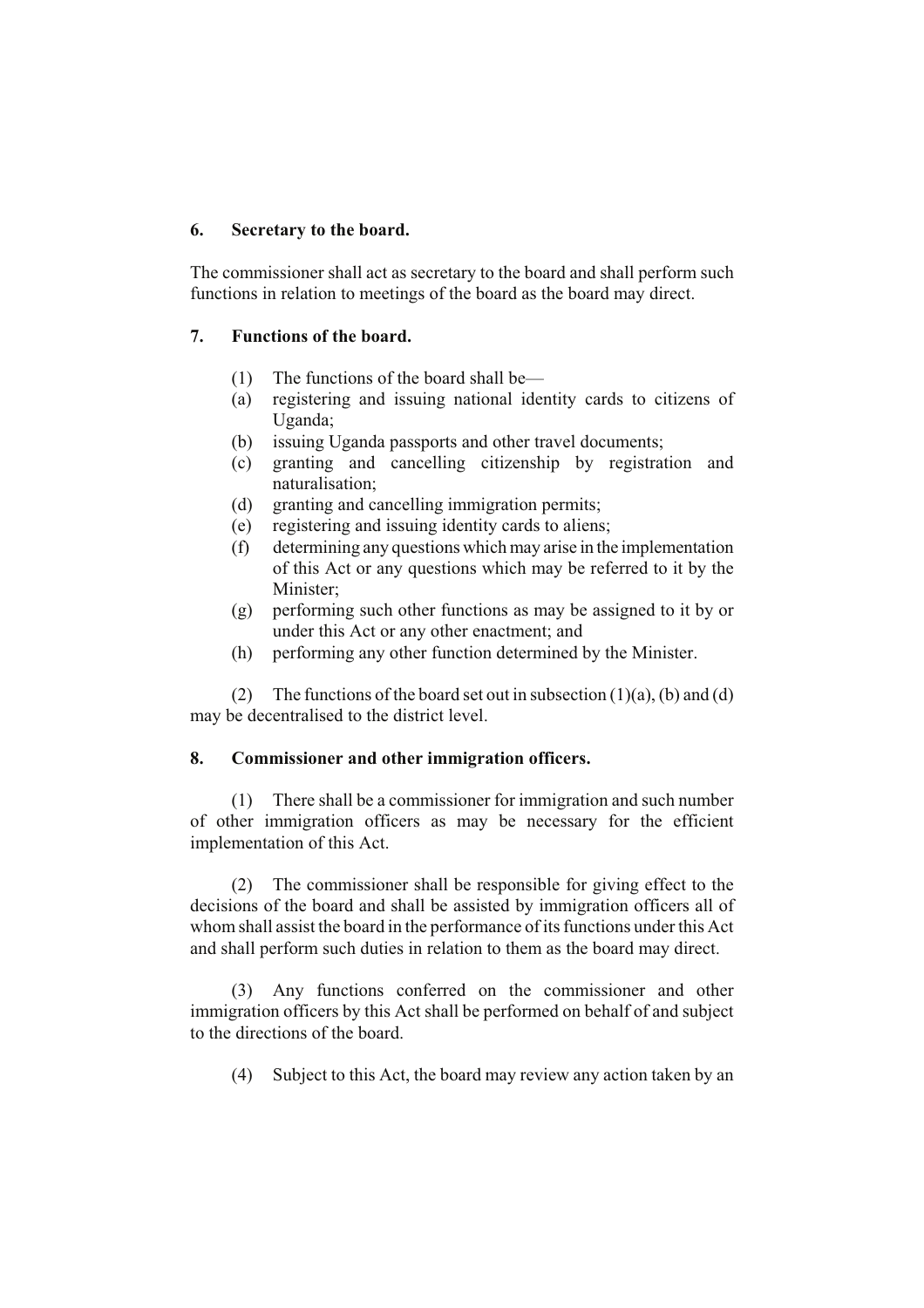**6. Secretary to the board.**

The commissioner shall act as secretary to the board and shall perform such functions in relation to meetings of the board as the board may direct.

**7. Functions of the board.**

(1) The functions of the board shall be—

(a) registering and issuing national identity cards to citizens of Uganda;

(b) issuing Uganda passports and other travel documents;

(c) granting and cancelling citizenship by registration and naturalisation;

(d) granting and cancelling immigration permits;

(e) registering and issuing identity cards to aliens;

(f) determining any questions which may arise in the implementation of this Act or any questions which may be referred to it by the Minister;

(g) performing such other functions as may be assigned to it by or under this Act or any other enactment; and

(h) performing any other function determined by the Minister.

(2) The functions of the board set out in subsection (1)(a), (b) and (d) may be decentralised to the district level.

**8. Commissioner and other immigration officers.**

(1) There shall be a commissioner for immigration and such number of other immigration officers as may be necessary for the efficient implementation of this Act.

(2) The commissioner shall be responsible for giving effect to the decisions of the board and shall be assisted by immigration officers all of whom shall assist the board in the performance of its functions under this Act and shall perform such duties in relation to them as the board may direct.

(3) Any functions conferred on the commissioner and other immigration officers by this Act shall be performed on behalf of and subject to the directions of the board.

(4) Subject to this Act, the board may review any action taken by an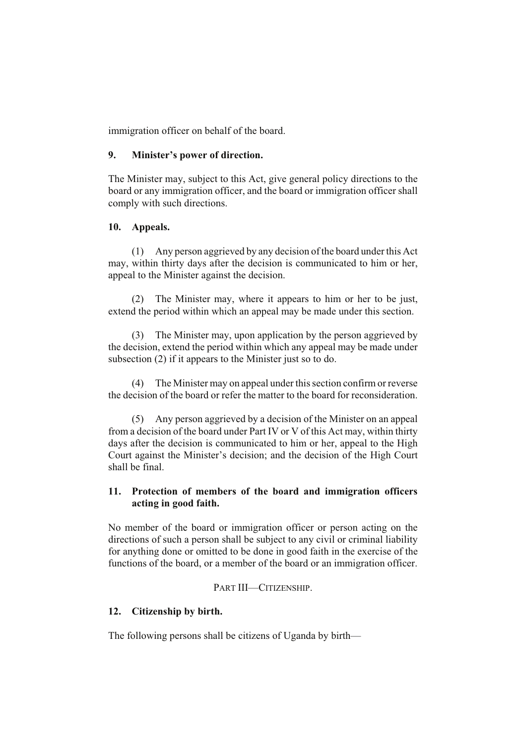immigration officer on behalf of the board.

**9. Minister's power of direction.**

The Minister may, subject to this Act, give general policy directions to the board or any immigration officer, and the board or immigration officer shall comply with such directions.

**10. Appeals.**

(1) Any person aggrieved by any decision of the board under this Act may, within thirty days after the decision is communicated to him or her, appeal to the Minister against the decision.

(2) The Minister may, where it appears to him or her to be just, extend the period within which an appeal may be made under this section.

(3) The Minister may, upon application by the person aggrieved by the decision, extend the period within which any appeal may be made under subsection (2) if it appears to the Minister just so to do.

(4) The Minister may on appeal under this section confirm or reverse the decision of the board or refer the matter to the board for reconsideration.

(5) Any person aggrieved by a decision of the Minister on an appeal from a decision of the board under Part IV or V of this Act may, within thirty days after the decision is communicated to him or her, appeal to the High Court against the Minister's decision; and the decision of the High Court shall be final.

**11. Protection of members of the board and immigration officers acting in good faith.**

No member of the board or immigration officer or person acting on the directions of such a person shall be subject to any civil or criminal liability for anything done or omitted to be done in good faith in the exercise of the functions of the board, or a member of the board or an immigration officer.

## PART III—CITIZENSHIP.

**12. Citizenship by birth.**

The following persons shall be citizens of Uganda by birth—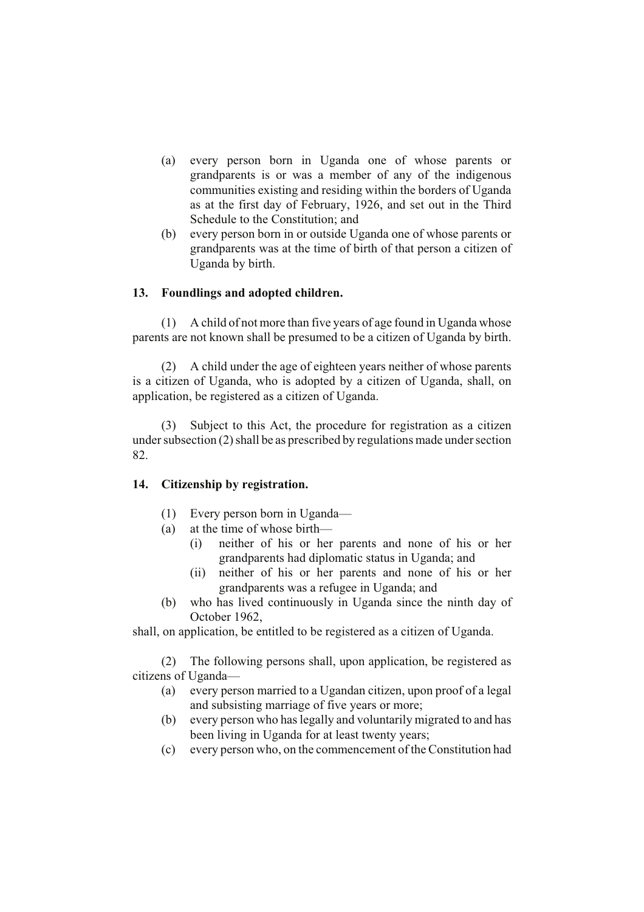(a) every person born in Uganda one of whose parents or grandparents is or was a member of any of the indigenous communities existing and residing within the borders of Uganda as at the first day of February, 1926, and set out in the Third Schedule to the Constitution; and

(b) every person born in or outside Uganda one of whose parents or grandparents was at the time of birth of that person a citizen of Uganda by birth.

### 13. Foundlings and adopted children.

(1) A child of not more than five years of age found in Uganda whose parents are not known shall be presumed to be a citizen of Uganda by birth.

(2) A child under the age of eighteen years neither of whose parents is a citizen of Uganda, who is adopted by a citizen of Uganda, shall, on application, be registered as a citizen of Uganda.

(3) Subject to this Act, the procedure for registration as a citizen under subsection (2) shall be as prescribed by regulations made under section 82.

### 14. Citizenship by registration.

(1) Every person born in Uganda—

(a) at the time of whose birth—

  (i) neither of his or her parents and none of his or her grandparents had diplomatic status in Uganda; and

  (ii) neither of his or her parents and none of his or her grandparents was a refugee in Uganda; and

(b) who has lived continuously in Uganda since the ninth day of October 1962,

shall, on application, be entitled to be registered as a citizen of Uganda.

(2) The following persons shall, upon application, be registered as citizens of Uganda—

(a) every person married to a Ugandan citizen, upon proof of a legal and subsisting marriage of five years or more;

(b) every person who has legally and voluntarily migrated to and has been living in Uganda for at least twenty years;

(c) every person who, on the commencement of the Constitution had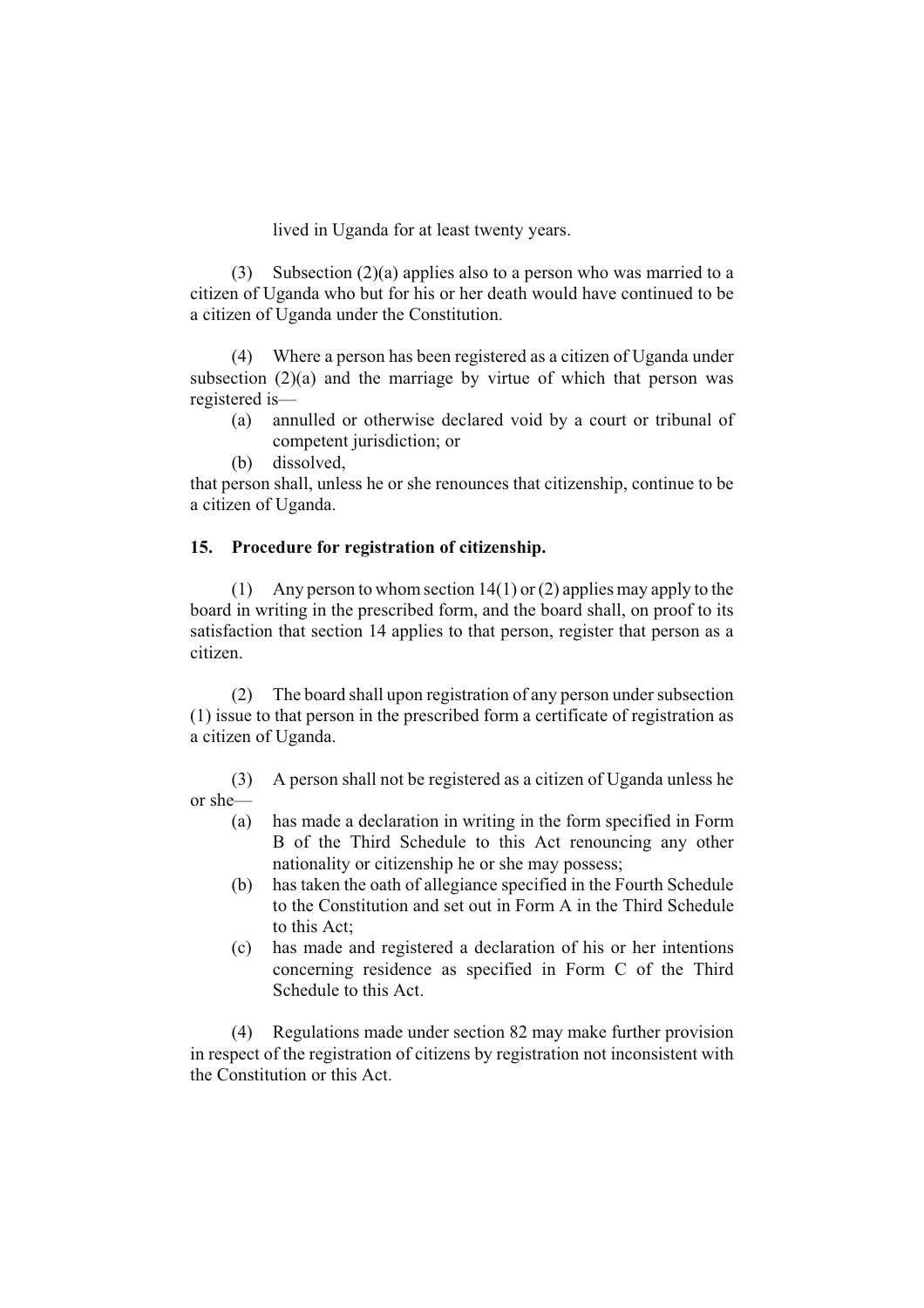lived in Uganda for at least twenty years.

(3) Subsection (2)(a) applies also to a person who was married to a citizen of Uganda who but for his or her death would have continued to be a citizen of Uganda under the Constitution.

(4) Where a person has been registered as a citizen of Uganda under subsection (2)(a) and the marriage by virtue of which that person was registered is—

(a) annulled or otherwise declared void by a court or tribunal of competent jurisdiction; or

(b) dissolved,

that person shall, unless he or she renounces that citizenship, continue to be a citizen of Uganda.

**15. Procedure for registration of citizenship.**

(1) Any person to whom section 14(1) or (2) applies may apply to the board in writing in the prescribed form, and the board shall, on proof to its satisfaction that section 14 applies to that person, register that person as a citizen.

(2) The board shall upon registration of any person under subsection (1) issue to that person in the prescribed form a certificate of registration as a citizen of Uganda.

(3) A person shall not be registered as a citizen of Uganda unless he or she—

(a) has made a declaration in writing in the form specified in Form B of the Third Schedule to this Act renouncing any other nationality or citizenship he or she may possess;

(b) has taken the oath of allegiance specified in the Fourth Schedule to the Constitution and set out in Form A in the Third Schedule to this Act;

(c) has made and registered a declaration of his or her intentions concerning residence as specified in Form C of the Third Schedule to this Act.

(4) Regulations made under section 82 may make further provision in respect of the registration of citizens by registration not inconsistent with the Constitution or this Act.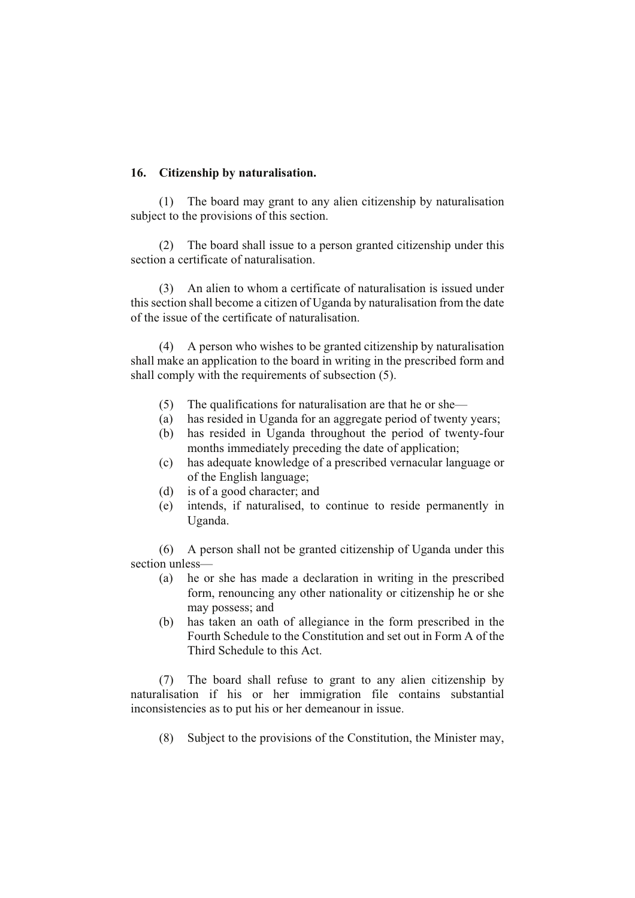**16. Citizenship by naturalisation.**

(1) The board may grant to any alien citizenship by naturalisation subject to the provisions of this section.

(2) The board shall issue to a person granted citizenship under this section a certificate of naturalisation.

(3) An alien to whom a certificate of naturalisation is issued under this section shall become a citizen of Uganda by naturalisation from the date of the issue of the certificate of naturalisation.

(4) A person who wishes to be granted citizenship by naturalisation shall make an application to the board in writing in the prescribed form and shall comply with the requirements of subsection (5).

(5) The qualifications for naturalisation are that he or she—

(a) has resided in Uganda for an aggregate period of twenty years;

(b) has resided in Uganda throughout the period of twenty-four months immediately preceding the date of application;

(c) has adequate knowledge of a prescribed vernacular language or of the English language;

(d) is of a good character; and

(e) intends, if naturalised, to continue to reside permanently in Uganda.

(6) A person shall not be granted citizenship of Uganda under this section unless—

(a) he or she has made a declaration in writing in the prescribed form, renouncing any other nationality or citizenship he or she may possess; and

(b) has taken an oath of allegiance in the form prescribed in the Fourth Schedule to the Constitution and set out in Form A of the Third Schedule to this Act.

(7) The board shall refuse to grant to any alien citizenship by naturalisation if his or her immigration file contains substantial inconsistencies as to put his or her demeanour in issue.

(8) Subject to the provisions of the Constitution, the Minister may,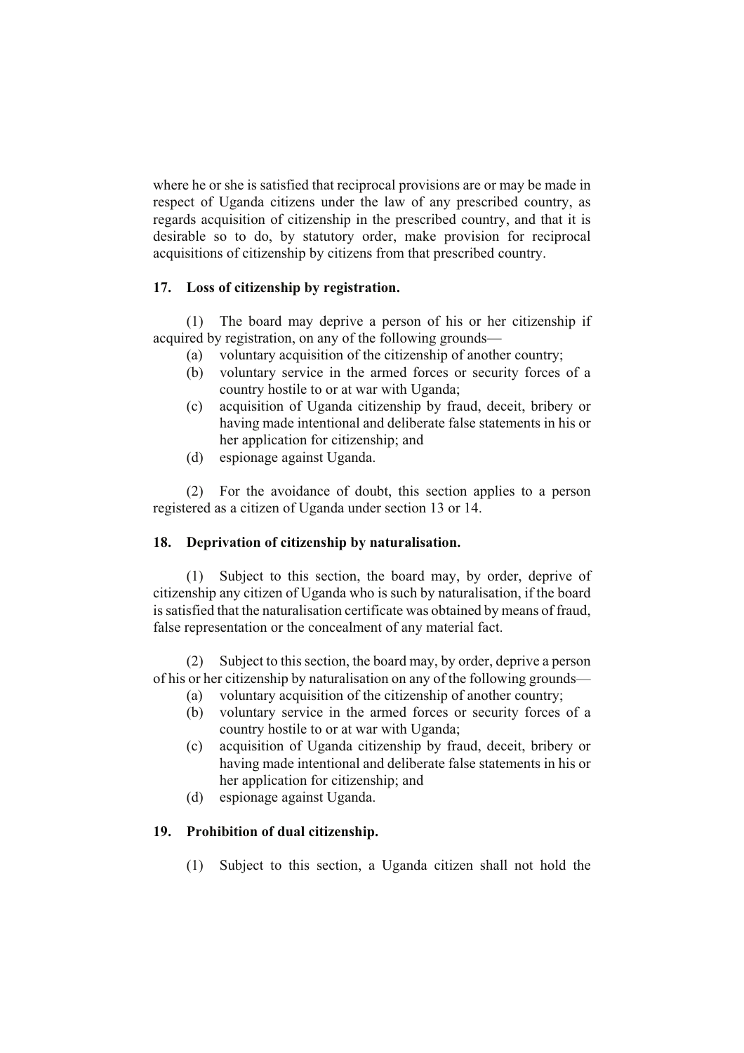where he or she is satisfied that reciprocal provisions are or may be made in respect of Uganda citizens under the law of any prescribed country, as regards acquisition of citizenship in the prescribed country, and that it is desirable so to do, by statutory order, make provision for reciprocal acquisitions of citizenship by citizens from that prescribed country.

### 17. Loss of citizenship by registration.

(1) The board may deprive a person of his or her citizenship if acquired by registration, on any of the following grounds—

(a) voluntary acquisition of the citizenship of another country;

(b) voluntary service in the armed forces or security forces of a country hostile to or at war with Uganda;

(c) acquisition of Uganda citizenship by fraud, deceit, bribery or having made intentional and deliberate false statements in his or her application for citizenship; and

(d) espionage against Uganda.

(2) For the avoidance of doubt, this section applies to a person registered as a citizen of Uganda under section 13 or 14.

### 18. Deprivation of citizenship by naturalisation.

(1) Subject to this section, the board may, by order, deprive of citizenship any citizen of Uganda who is such by naturalisation, if the board is satisfied that the naturalisation certificate was obtained by means of fraud, false representation or the concealment of any material fact.

(2) Subject to this section, the board may, by order, deprive a person of his or her citizenship by naturalisation on any of the following grounds—

(a) voluntary acquisition of the citizenship of another country;

(b) voluntary service in the armed forces or security forces of a country hostile to or at war with Uganda;

(c) acquisition of Uganda citizenship by fraud, deceit, bribery or having made intentional and deliberate false statements in his or her application for citizenship; and

(d) espionage against Uganda.

### 19. Prohibition of dual citizenship.

(1) Subject to this section, a Uganda citizen shall not hold the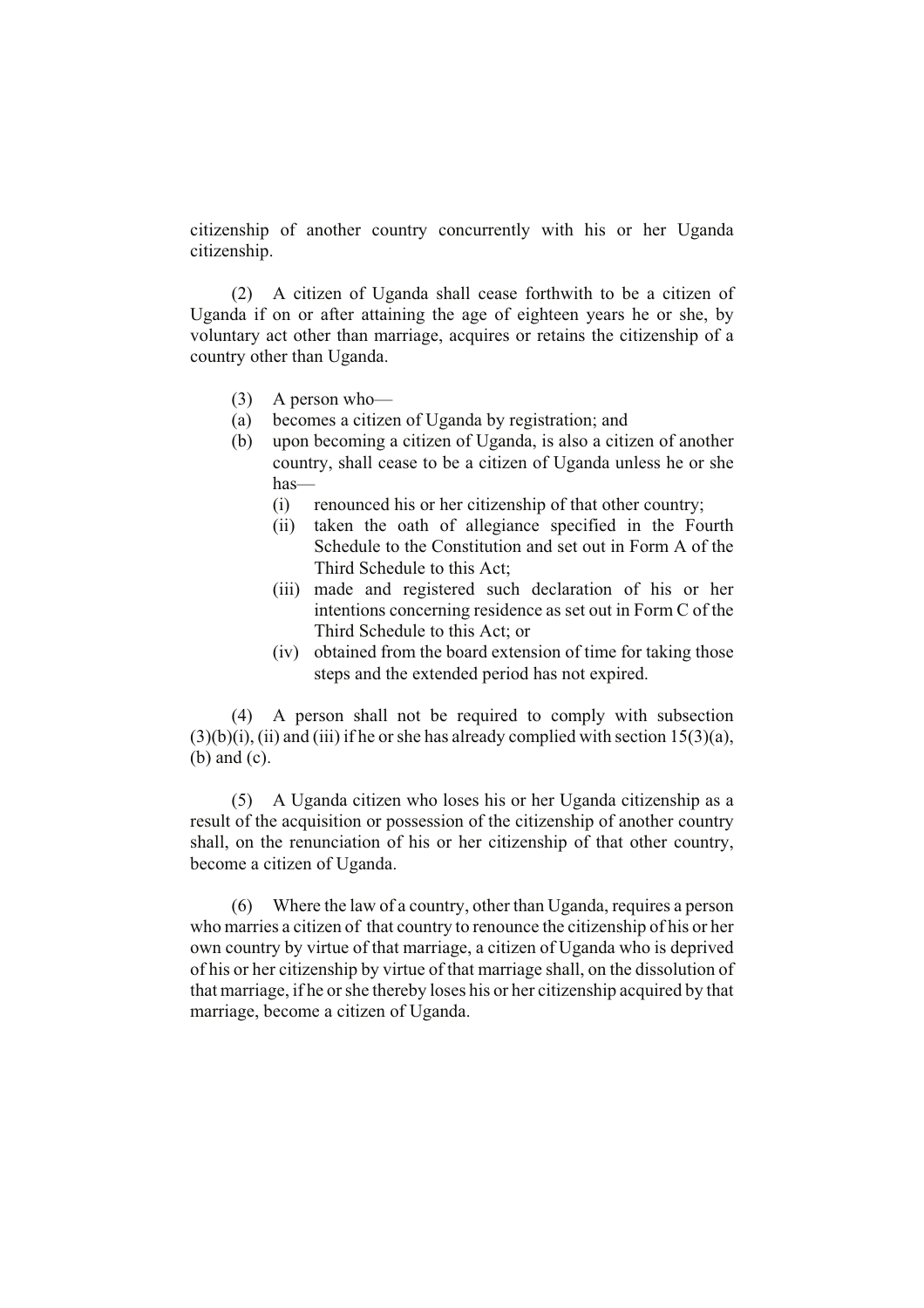citizenship of another country concurrently with his or her Uganda citizenship.

(2) A citizen of Uganda shall cease forthwith to be a citizen of Uganda if on or after attaining the age of eighteen years he or she, by voluntary act other than marriage, acquires or retains the citizenship of a country other than Uganda.

(3) A person who—

(a) becomes a citizen of Uganda by registration; and

(b) upon becoming a citizen of Uganda, is also a citizen of another country, shall cease to be a citizen of Uganda unless he or she has—

  (i) renounced his or her citizenship of that other country;

  (ii) taken the oath of allegiance specified in the Fourth Schedule to the Constitution and set out in Form A of the Third Schedule to this Act;

  (iii) made and registered such declaration of his or her intentions concerning residence as set out in Form C of the Third Schedule to this Act; or

  (iv) obtained from the board extension of time for taking those steps and the extended period has not expired.

(4) A person shall not be required to comply with subsection (3)(b)(i), (ii) and (iii) if he or she has already complied with section 15(3)(a), (b) and (c).

(5) A Uganda citizen who loses his or her Uganda citizenship as a result of the acquisition or possession of the citizenship of another country shall, on the renunciation of his or her citizenship of that other country, become a citizen of Uganda.

(6) Where the law of a country, other than Uganda, requires a person who marries a citizen of that country to renounce the citizenship of his or her own country by virtue of that marriage, a citizen of Uganda who is deprived of his or her citizenship by virtue of that marriage shall, on the dissolution of that marriage, if he or she thereby loses his or her citizenship acquired by that marriage, become a citizen of Uganda.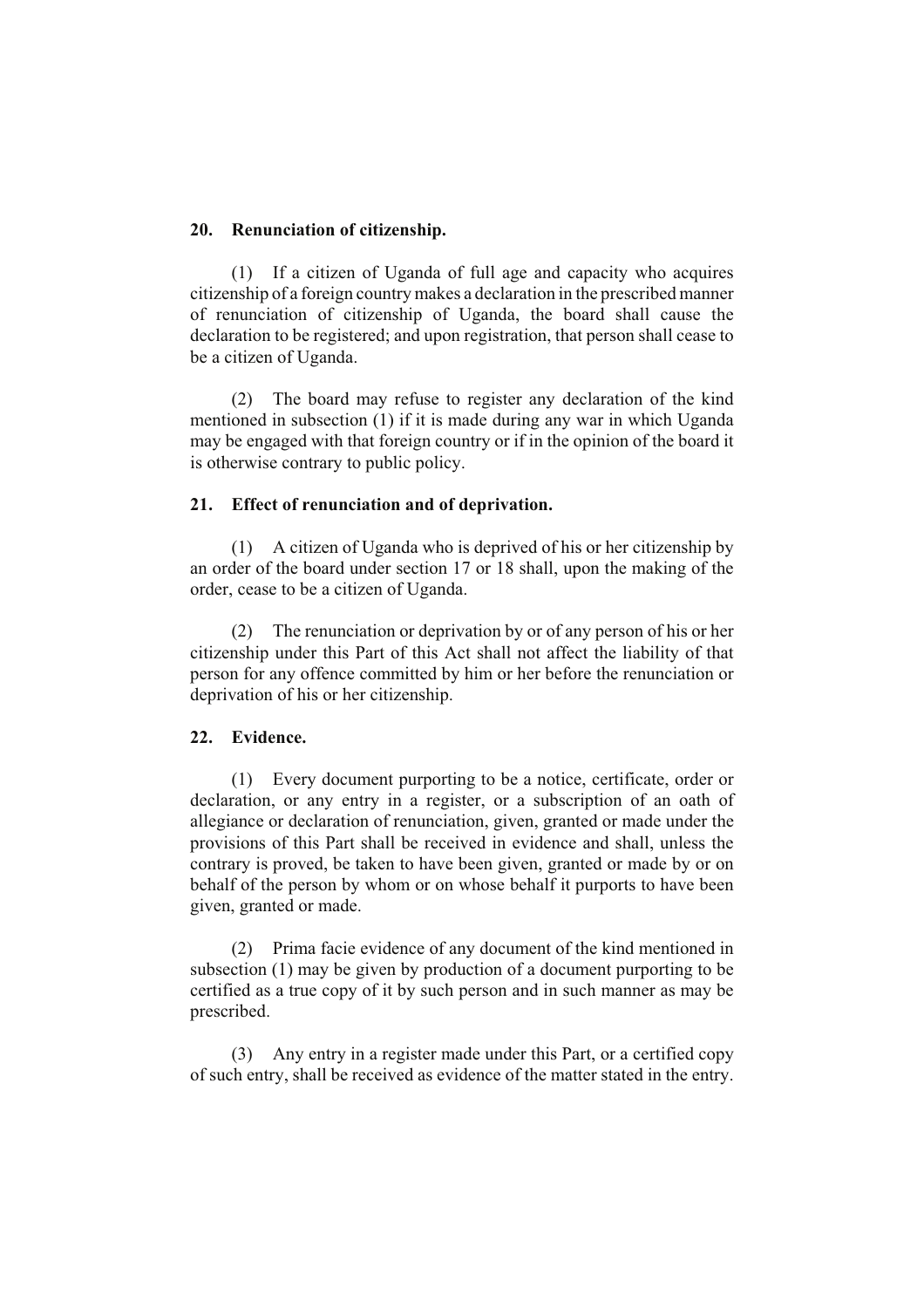**20. Renunciation of citizenship.**

(1) If a citizen of Uganda of full age and capacity who acquires citizenship of a foreign country makes a declaration in the prescribed manner of renunciation of citizenship of Uganda, the board shall cause the declaration to be registered; and upon registration, that person shall cease to be a citizen of Uganda.

(2) The board may refuse to register any declaration of the kind mentioned in subsection (1) if it is made during any war in which Uganda may be engaged with that foreign country or if in the opinion of the board it is otherwise contrary to public policy.

**21. Effect of renunciation and of deprivation.**

(1) A citizen of Uganda who is deprived of his or her citizenship by an order of the board under section 17 or 18 shall, upon the making of the order, cease to be a citizen of Uganda.

(2) The renunciation or deprivation by or of any person of his or her citizenship under this Part of this Act shall not affect the liability of that person for any offence committed by him or her before the renunciation or deprivation of his or her citizenship.

**22. Evidence.**

(1) Every document purporting to be a notice, certificate, order or declaration, or any entry in a register, or a subscription of an oath of allegiance or declaration of renunciation, given, granted or made under the provisions of this Part shall be received in evidence and shall, unless the contrary is proved, be taken to have been given, granted or made by or on behalf of the person by whom or on whose behalf it purports to have been given, granted or made.

(2) Prima facie evidence of any document of the kind mentioned in subsection (1) may be given by production of a document purporting to be certified as a true copy of it by such person and in such manner as may be prescribed.

(3) Any entry in a register made under this Part, or a certified copy of such entry, shall be received as evidence of the matter stated in the entry.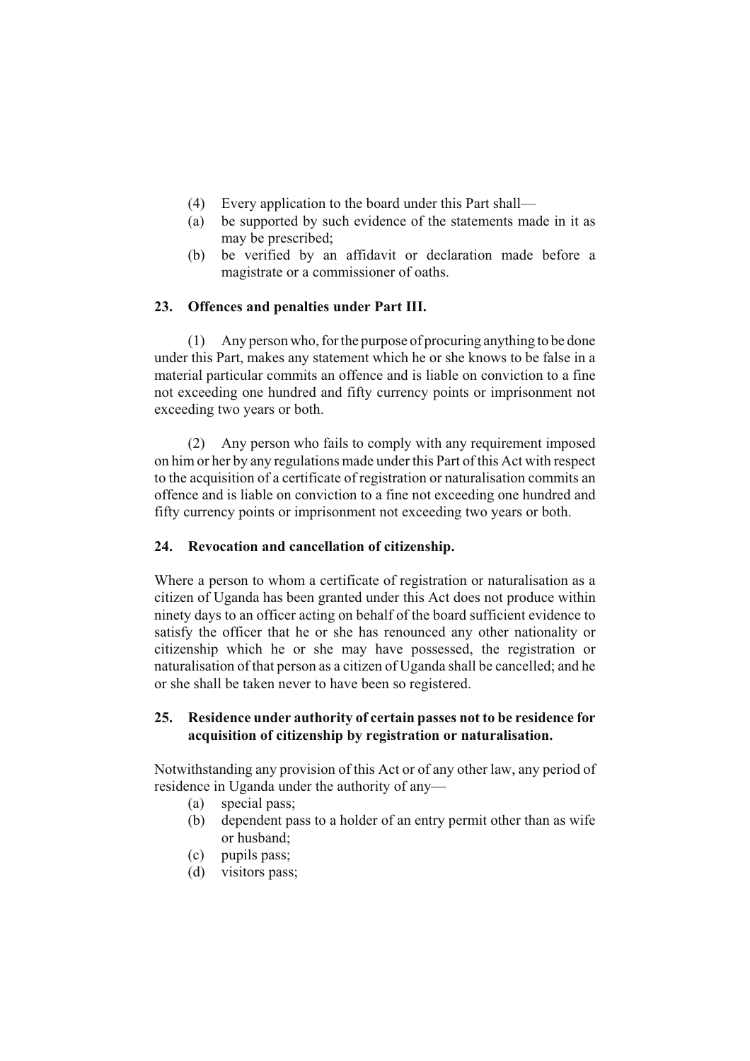(4) Every application to the board under this Part shall—

(a) be supported by such evidence of the statements made in it as may be prescribed;

(b) be verified by an affidavit or declaration made before a magistrate or a commissioner of oaths.

**23. Offences and penalties under Part III.**

(1) Any person who, for the purpose of procuring anything to be done under this Part, makes any statement which he or she knows to be false in a material particular commits an offence and is liable on conviction to a fine not exceeding one hundred and fifty currency points or imprisonment not exceeding two years or both.

(2) Any person who fails to comply with any requirement imposed on him or her by any regulations made under this Part of this Act with respect to the acquisition of a certificate of registration or naturalisation commits an offence and is liable on conviction to a fine not exceeding one hundred and fifty currency points or imprisonment not exceeding two years or both.

**24. Revocation and cancellation of citizenship.**

Where a person to whom a certificate of registration or naturalisation as a citizen of Uganda has been granted under this Act does not produce within ninety days to an officer acting on behalf of the board sufficient evidence to satisfy the officer that he or she has renounced any other nationality or citizenship which he or she may have possessed, the registration or naturalisation of that person as a citizen of Uganda shall be cancelled; and he or she shall be taken never to have been so registered.

**25. Residence under authority of certain passes not to be residence for acquisition of citizenship by registration or naturalisation.**

Notwithstanding any provision of this Act or of any other law, any period of residence in Uganda under the authority of any—

(a) special pass;

(b) dependent pass to a holder of an entry permit other than as wife or husband;

(c) pupils pass;

(d) visitors pass;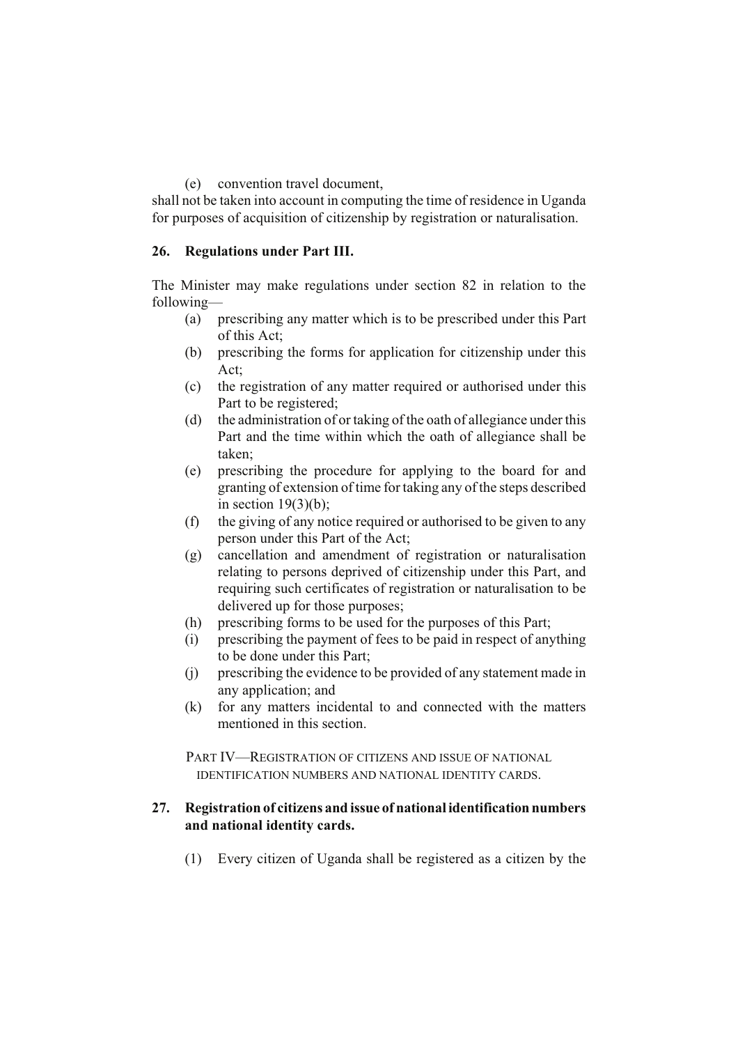(e) convention travel document,

shall not be taken into account in computing the time of residence in Uganda for purposes of acquisition of citizenship by registration or naturalisation.

**26. Regulations under Part III.**

The Minister may make regulations under section 82 in relation to the following—

- (a) prescribing any matter which is to be prescribed under this Part of this Act;
- (b) prescribing the forms for application for citizenship under this Act;
- (c) the registration of any matter required or authorised under this Part to be registered;
- (d) the administration of or taking of the oath of allegiance under this Part and the time within which the oath of allegiance shall be taken;
- (e) prescribing the procedure for applying to the board for and granting of extension of time for taking any of the steps described in section 19(3)(b);
- (f) the giving of any notice required or authorised to be given to any person under this Part of the Act;
- (g) cancellation and amendment of registration or naturalisation relating to persons deprived of citizenship under this Part, and requiring such certificates of registration or naturalisation to be delivered up for those purposes;
- (h) prescribing forms to be used for the purposes of this Part;
- (i) prescribing the payment of fees to be paid in respect of anything to be done under this Part;
- (j) prescribing the evidence to be provided of any statement made in any application; and
- (k) for any matters incidental to and connected with the matters mentioned in this section.

## PART IV—REGISTRATION OF CITIZENS AND ISSUE OF NATIONAL IDENTIFICATION NUMBERS AND NATIONAL IDENTITY CARDS.

**27. Registration of citizens and issue of national identification numbers and national identity cards.**

(1) Every citizen of Uganda shall be registered as a citizen by the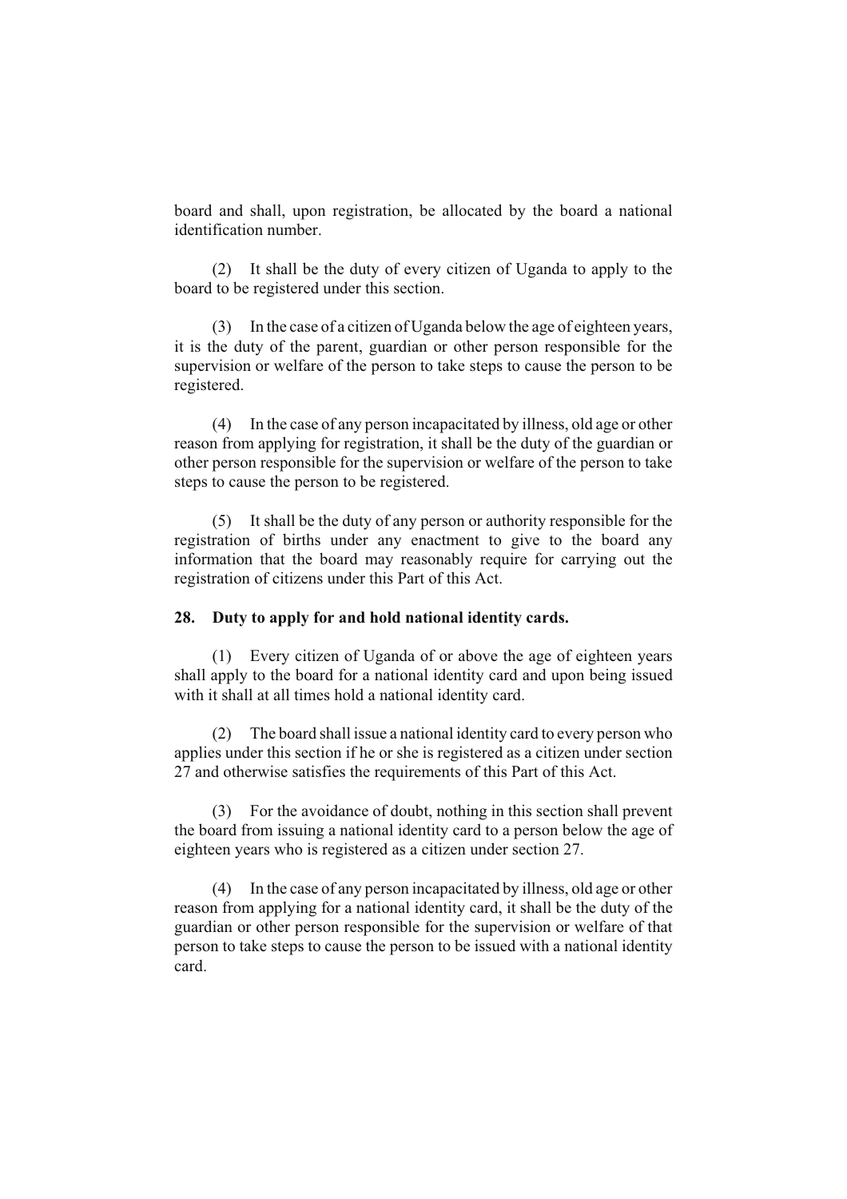board and shall, upon registration, be allocated by the board a national identification number.

(2) It shall be the duty of every citizen of Uganda to apply to the board to be registered under this section.

(3) In the case of a citizen of Uganda below the age of eighteen years, it is the duty of the parent, guardian or other person responsible for the supervision or welfare of the person to take steps to cause the person to be registered.

(4) In the case of any person incapacitated by illness, old age or other reason from applying for registration, it shall be the duty of the guardian or other person responsible for the supervision or welfare of the person to take steps to cause the person to be registered.

(5) It shall be the duty of any person or authority responsible for the registration of births under any enactment to give to the board any information that the board may reasonably require for carrying out the registration of citizens under this Part of this Act.

**28. Duty to apply for and hold national identity cards.**

(1) Every citizen of Uganda of or above the age of eighteen years shall apply to the board for a national identity card and upon being issued with it shall at all times hold a national identity card.

(2) The board shall issue a national identity card to every person who applies under this section if he or she is registered as a citizen under section 27 and otherwise satisfies the requirements of this Part of this Act.

(3) For the avoidance of doubt, nothing in this section shall prevent the board from issuing a national identity card to a person below the age of eighteen years who is registered as a citizen under section 27.

(4) In the case of any person incapacitated by illness, old age or other reason from applying for a national identity card, it shall be the duty of the guardian or other person responsible for the supervision or welfare of that person to take steps to cause the person to be issued with a national identity card.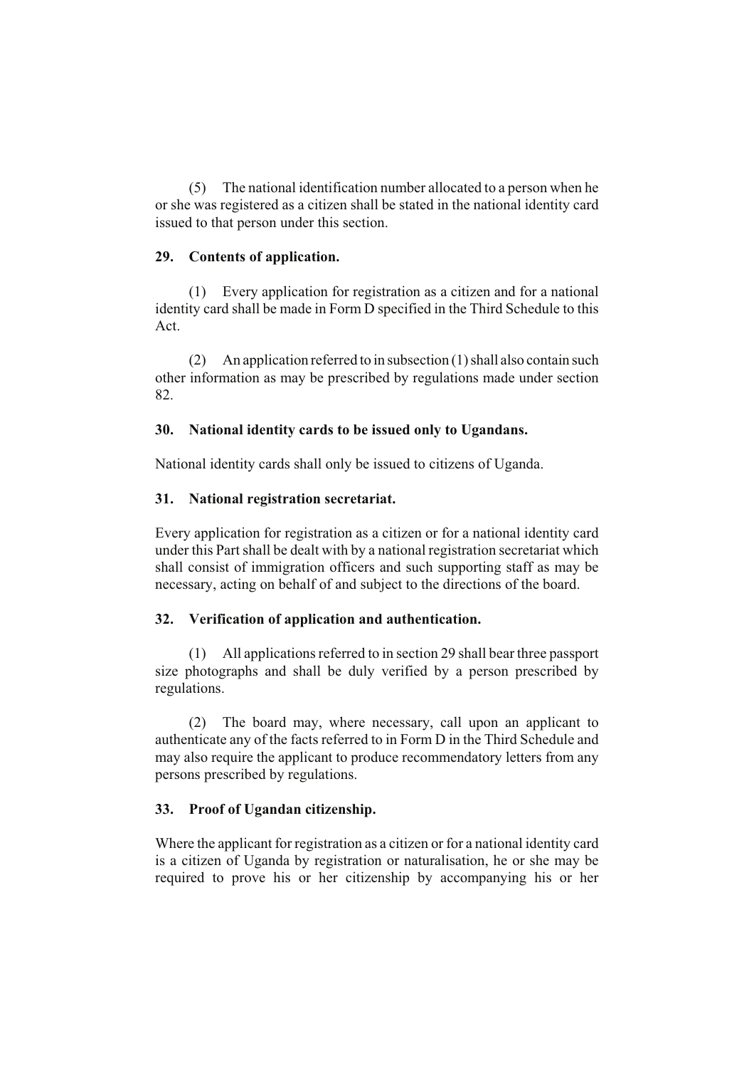(5) The national identification number allocated to a person when he or she was registered as a citizen shall be stated in the national identity card issued to that person under this section.

**29. Contents of application.**

(1) Every application for registration as a citizen and for a national identity card shall be made in Form D specified in the Third Schedule to this Act.

(2) An application referred to in subsection (1) shall also contain such other information as may be prescribed by regulations made under section 82.

**30. National identity cards to be issued only to Ugandans.**

National identity cards shall only be issued to citizens of Uganda.

**31. National registration secretariat.**

Every application for registration as a citizen or for a national identity card under this Part shall be dealt with by a national registration secretariat which shall consist of immigration officers and such supporting staff as may be necessary, acting on behalf of and subject to the directions of the board.

**32. Verification of application and authentication.**

(1) All applications referred to in section 29 shall bear three passport size photographs and shall be duly verified by a person prescribed by regulations.

(2) The board may, where necessary, call upon an applicant to authenticate any of the facts referred to in Form D in the Third Schedule and may also require the applicant to produce recommendatory letters from any persons prescribed by regulations.

**33. Proof of Ugandan citizenship.**

Where the applicant for registration as a citizen or for a national identity card is a citizen of Uganda by registration or naturalisation, he or she may be required to prove his or her citizenship by accompanying his or her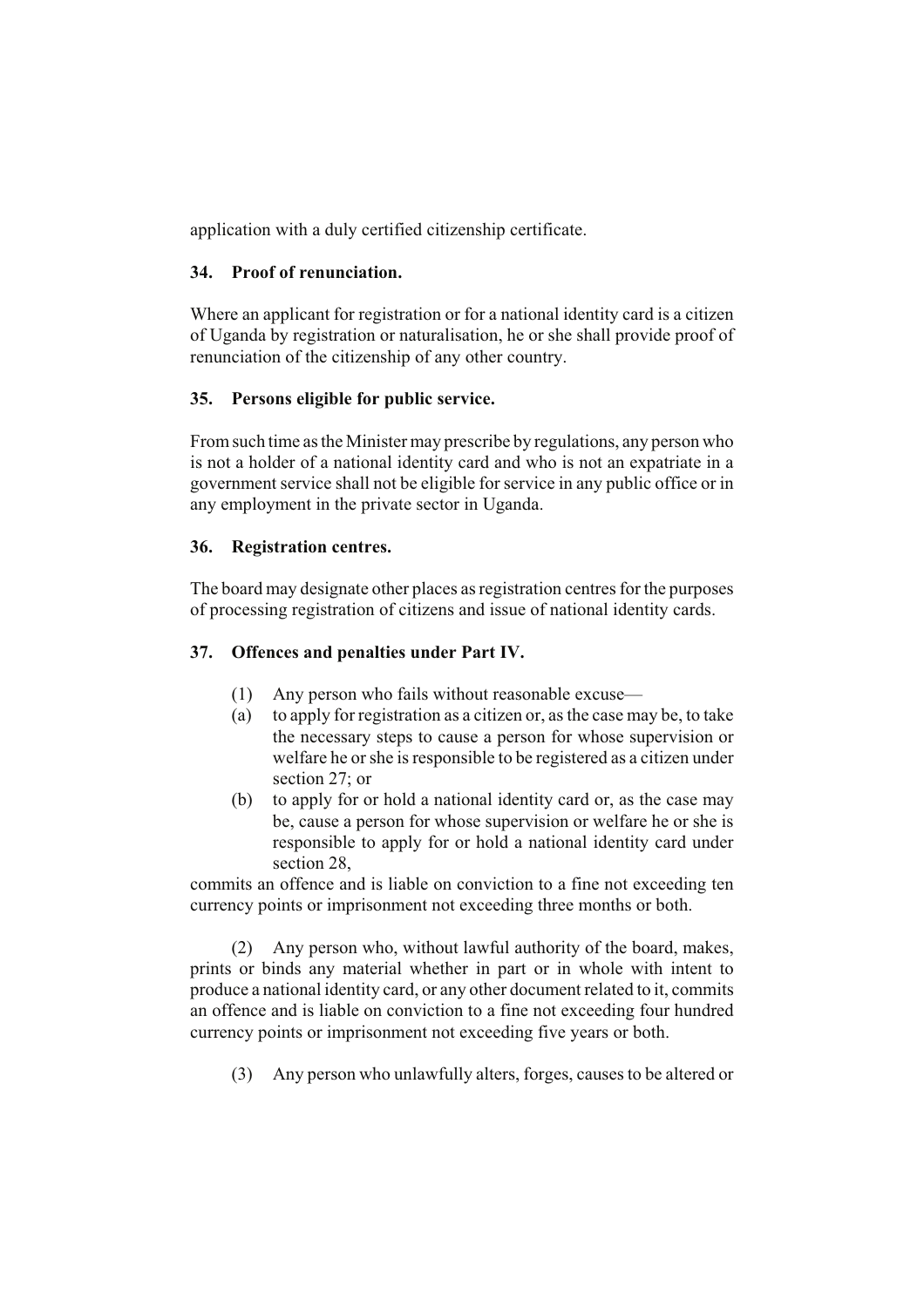application with a duly certified citizenship certificate.

**34. Proof of renunciation.**

Where an applicant for registration or for a national identity card is a citizen of Uganda by registration or naturalisation, he or she shall provide proof of renunciation of the citizenship of any other country.

**35. Persons eligible for public service.**

From such time as the Minister may prescribe by regulations, any person who is not a holder of a national identity card and who is not an expatriate in a government service shall not be eligible for service in any public office or in any employment in the private sector in Uganda.

**36. Registration centres.**

The board may designate other places as registration centres for the purposes of processing registration of citizens and issue of national identity cards.

**37. Offences and penalties under Part IV.**

(1) Any person who fails without reasonable excuse—

(a) to apply for registration as a citizen or, as the case may be, to take the necessary steps to cause a person for whose supervision or welfare he or she is responsible to be registered as a citizen under section 27; or

(b) to apply for or hold a national identity card or, as the case may be, cause a person for whose supervision or welfare he or she is responsible to apply for or hold a national identity card under section 28,

commits an offence and is liable on conviction to a fine not exceeding ten currency points or imprisonment not exceeding three months or both.

(2) Any person who, without lawful authority of the board, makes, prints or binds any material whether in part or in whole with intent to produce a national identity card, or any other document related to it, commits an offence and is liable on conviction to a fine not exceeding four hundred currency points or imprisonment not exceeding five years or both.

(3) Any person who unlawfully alters, forges, causes to be altered or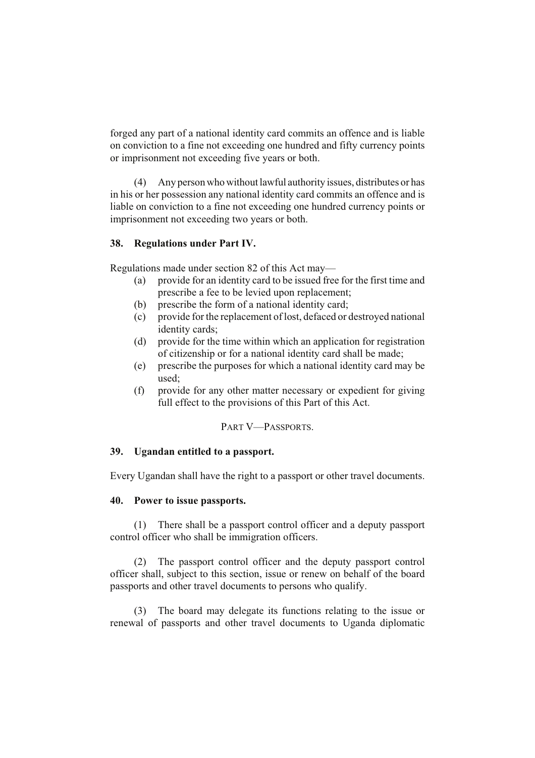forged any part of a national identity card commits an offence and is liable on conviction to a fine not exceeding one hundred and fifty currency points or imprisonment not exceeding five years or both.

(4) Any person who without lawful authority issues, distributes or has in his or her possession any national identity card commits an offence and is liable on conviction to a fine not exceeding one hundred currency points or imprisonment not exceeding two years or both.

**38. Regulations under Part IV.**

Regulations made under section 82 of this Act may—

- (a) provide for an identity card to be issued free for the first time and prescribe a fee to be levied upon replacement;
- (b) prescribe the form of a national identity card;
- (c) provide for the replacement of lost, defaced or destroyed national identity cards;
- (d) provide for the time within which an application for registration of citizenship or for a national identity card shall be made;
- (e) prescribe the purposes for which a national identity card may be used;
- (f) provide for any other matter necessary or expedient for giving full effect to the provisions of this Part of this Act.

PART V—PASSPORTS.

**39. Ugandan entitled to a passport.**

Every Ugandan shall have the right to a passport or other travel documents.

**40. Power to issue passports.**

(1) There shall be a passport control officer and a deputy passport control officer who shall be immigration officers.

(2) The passport control officer and the deputy passport control officer shall, subject to this section, issue or renew on behalf of the board passports and other travel documents to persons who qualify.

(3) The board may delegate its functions relating to the issue or renewal of passports and other travel documents to Uganda diplomatic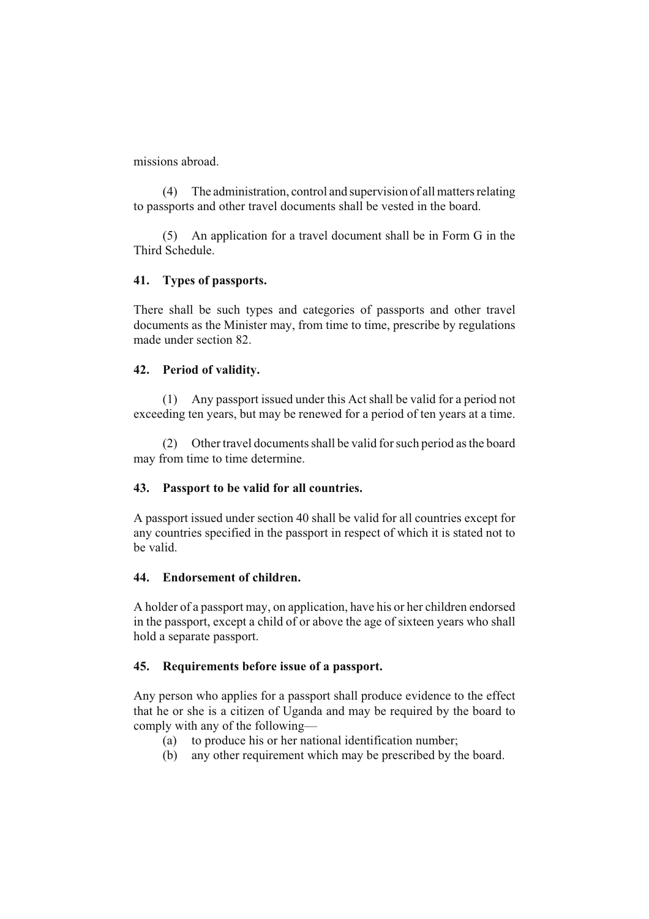missions abroad.

(4) The administration, control and supervision of all matters relating to passports and other travel documents shall be vested in the board.

(5) An application for a travel document shall be in Form G in the Third Schedule.

### 41. Types of passports.

There shall be such types and categories of passports and other travel documents as the Minister may, from time to time, prescribe by regulations made under section 82.

### 42. Period of validity.

(1) Any passport issued under this Act shall be valid for a period not exceeding ten years, but may be renewed for a period of ten years at a time.

(2) Other travel documents shall be valid for such period as the board may from time to time determine.

### 43. Passport to be valid for all countries.

A passport issued under section 40 shall be valid for all countries except for any countries specified in the passport in respect of which it is stated not to be valid.

### 44. Endorsement of children.

A holder of a passport may, on application, have his or her children endorsed in the passport, except a child of or above the age of sixteen years who shall hold a separate passport.

### 45. Requirements before issue of a passport.

Any person who applies for a passport shall produce evidence to the effect that he or she is a citizen of Uganda and may be required by the board to comply with any of the following—

(a) to produce his or her national identification number;

(b) any other requirement which may be prescribed by the board.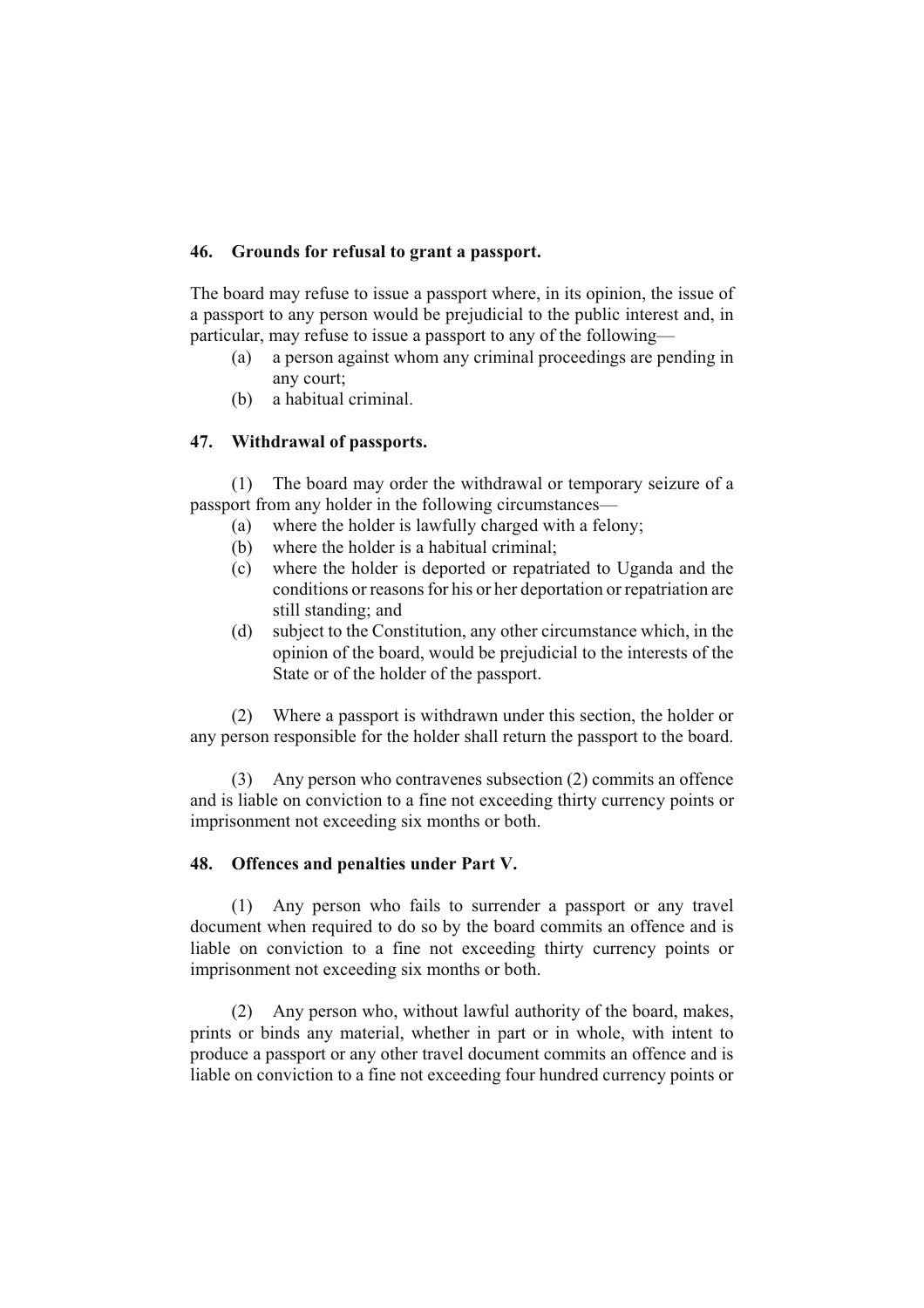**46. Grounds for refusal to grant a passport.**

The board may refuse to issue a passport where, in its opinion, the issue of a passport to any person would be prejudicial to the public interest and, in particular, may refuse to issue a passport to any of the following—

(a) a person against whom any criminal proceedings are pending in any court;

(b) a habitual criminal.

**47. Withdrawal of passports.**

(1) The board may order the withdrawal or temporary seizure of a passport from any holder in the following circumstances—

(a) where the holder is lawfully charged with a felony;

(b) where the holder is a habitual criminal;

(c) where the holder is deported or repatriated to Uganda and the conditions or reasons for his or her deportation or repatriation are still standing; and

(d) subject to the Constitution, any other circumstance which, in the opinion of the board, would be prejudicial to the interests of the State or of the holder of the passport.

(2) Where a passport is withdrawn under this section, the holder or any person responsible for the holder shall return the passport to the board.

(3) Any person who contravenes subsection (2) commits an offence and is liable on conviction to a fine not exceeding thirty currency points or imprisonment not exceeding six months or both.

**48. Offences and penalties under Part V.**

(1) Any person who fails to surrender a passport or any travel document when required to do so by the board commits an offence and is liable on conviction to a fine not exceeding thirty currency points or imprisonment not exceeding six months or both.

(2) Any person who, without lawful authority of the board, makes, prints or binds any material, whether in part or in whole, with intent to produce a passport or any other travel document commits an offence and is liable on conviction to a fine not exceeding four hundred currency points or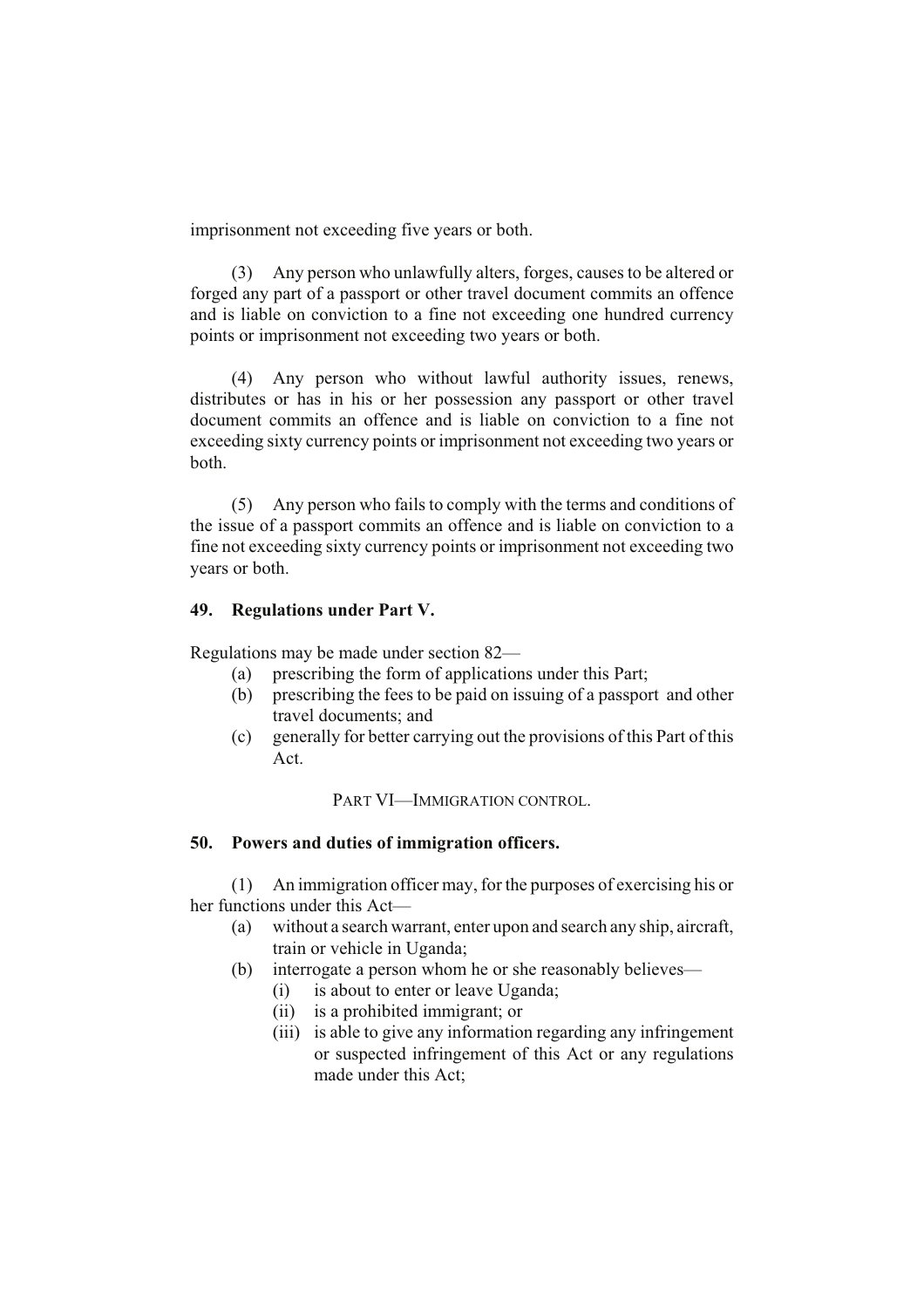imprisonment not exceeding five years or both.

(3) Any person who unlawfully alters, forges, causes to be altered or forged any part of a passport or other travel document commits an offence and is liable on conviction to a fine not exceeding one hundred currency points or imprisonment not exceeding two years or both.

(4) Any person who without lawful authority issues, renews, distributes or has in his or her possession any passport or other travel document commits an offence and is liable on conviction to a fine not exceeding sixty currency points or imprisonment not exceeding two years or both.

(5) Any person who fails to comply with the terms and conditions of the issue of a passport commits an offence and is liable on conviction to a fine not exceeding sixty currency points or imprisonment not exceeding two years or both.

### 49. Regulations under Part V.

Regulations may be made under section 82—

- (a) prescribing the form of applications under this Part;
- (b) prescribing the fees to be paid on issuing of a passport and other travel documents; and
- (c) generally for better carrying out the provisions of this Part of this Act.

## PART VI—IMMIGRATION CONTROL.

### 50. Powers and duties of immigration officers.

(1) An immigration officer may, for the purposes of exercising his or her functions under this Act—

- (a) without a search warrant, enter upon and search any ship, aircraft, train or vehicle in Uganda;
- (b) interrogate a person whom he or she reasonably believes—
  - (i) is about to enter or leave Uganda;
  - (ii) is a prohibited immigrant; or
  - (iii) is able to give any information regarding any infringement or suspected infringement of this Act or any regulations made under this Act;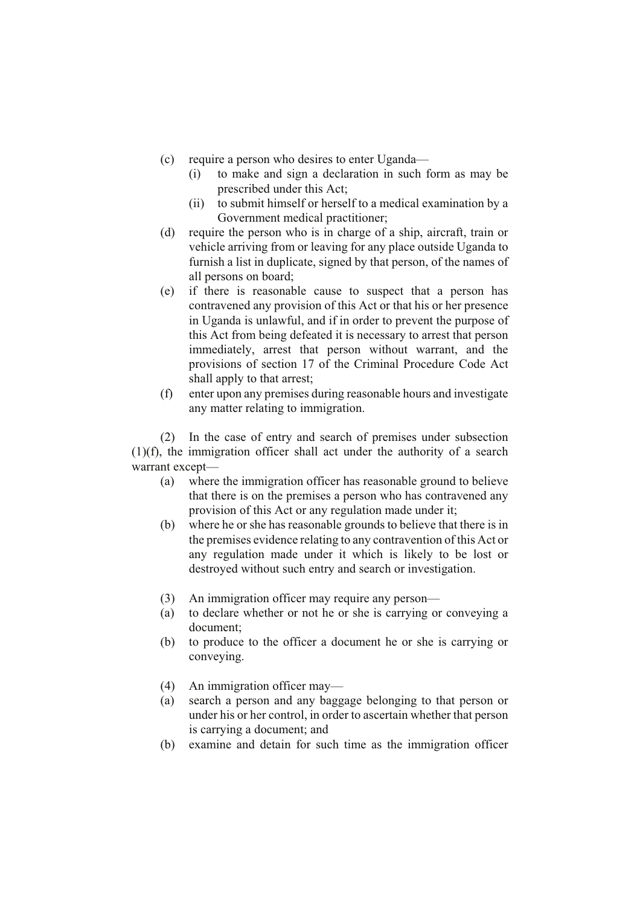(c) require a person who desires to enter Uganda—
   (i) to make and sign a declaration in such form as may be prescribed under this Act;
   (ii) to submit himself or herself to a medical examination by a Government medical practitioner;

(d) require the person who is in charge of a ship, aircraft, train or vehicle arriving from or leaving for any place outside Uganda to furnish a list in duplicate, signed by that person, of the names of all persons on board;

(e) if there is reasonable cause to suspect that a person has contravened any provision of this Act or that his or her presence in Uganda is unlawful, and if in order to prevent the purpose of this Act from being defeated it is necessary to arrest that person immediately, arrest that person without warrant, and the provisions of section 17 of the Criminal Procedure Code Act shall apply to that arrest;

(f) enter upon any premises during reasonable hours and investigate any matter relating to immigration.

(2) In the case of entry and search of premises under subsection (1)(f), the immigration officer shall act under the authority of a search warrant except—

(a) where the immigration officer has reasonable ground to believe that there is on the premises a person who has contravened any provision of this Act or any regulation made under it;

(b) where he or she has reasonable grounds to believe that there is in the premises evidence relating to any contravention of this Act or any regulation made under it which is likely to be lost or destroyed without such entry and search or investigation.

(3) An immigration officer may require any person—

(a) to declare whether or not he or she is carrying or conveying a document;

(b) to produce to the officer a document he or she is carrying or conveying.

(4) An immigration officer may—

(a) search a person and any baggage belonging to that person or under his or her control, in order to ascertain whether that person is carrying a document; and

(b) examine and detain for such time as the immigration officer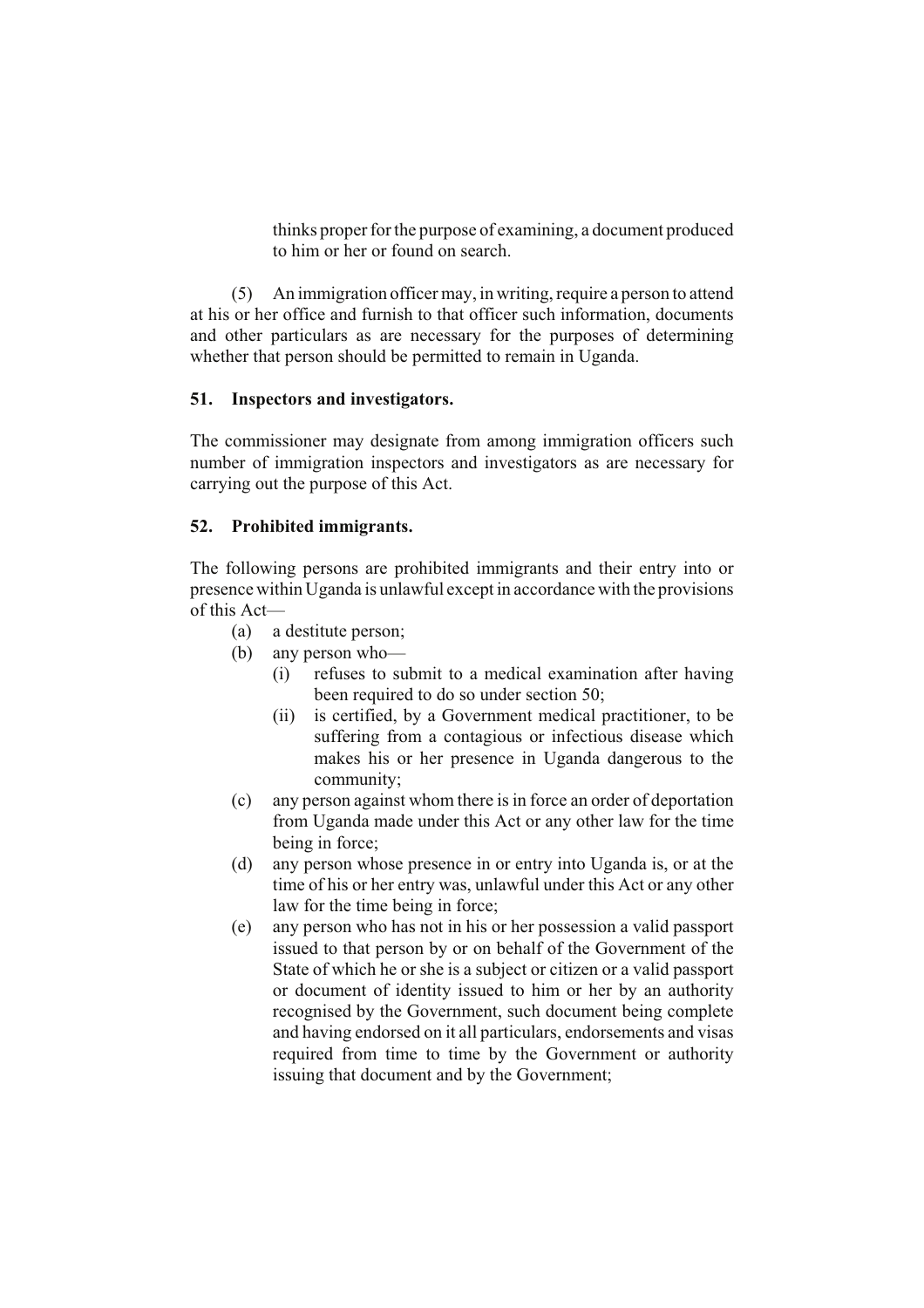thinks proper for the purpose of examining, a document produced to him or her or found on search.

(5) An immigration officer may, in writing, require a person to attend at his or her office and furnish to that officer such information, documents and other particulars as are necessary for the purposes of determining whether that person should be permitted to remain in Uganda.

**51. Inspectors and investigators.**

The commissioner may designate from among immigration officers such number of immigration inspectors and investigators as are necessary for carrying out the purpose of this Act.

**52. Prohibited immigrants.**

The following persons are prohibited immigrants and their entry into or presence within Uganda is unlawful except in accordance with the provisions of this Act—

- (a) a destitute person;
- (b) any person who—
  - (i) refuses to submit to a medical examination after having been required to do so under section 50;
  - (ii) is certified, by a Government medical practitioner, to be suffering from a contagious or infectious disease which makes his or her presence in Uganda dangerous to the community;
- (c) any person against whom there is in force an order of deportation from Uganda made under this Act or any other law for the time being in force;
- (d) any person whose presence in or entry into Uganda is, or at the time of his or her entry was, unlawful under this Act or any other law for the time being in force;
- (e) any person who has not in his or her possession a valid passport issued to that person by or on behalf of the Government of the State of which he or she is a subject or citizen or a valid passport or document of identity issued to him or her by an authority recognised by the Government, such document being complete and having endorsed on it all particulars, endorsements and visas required from time to time by the Government or authority issuing that document and by the Government;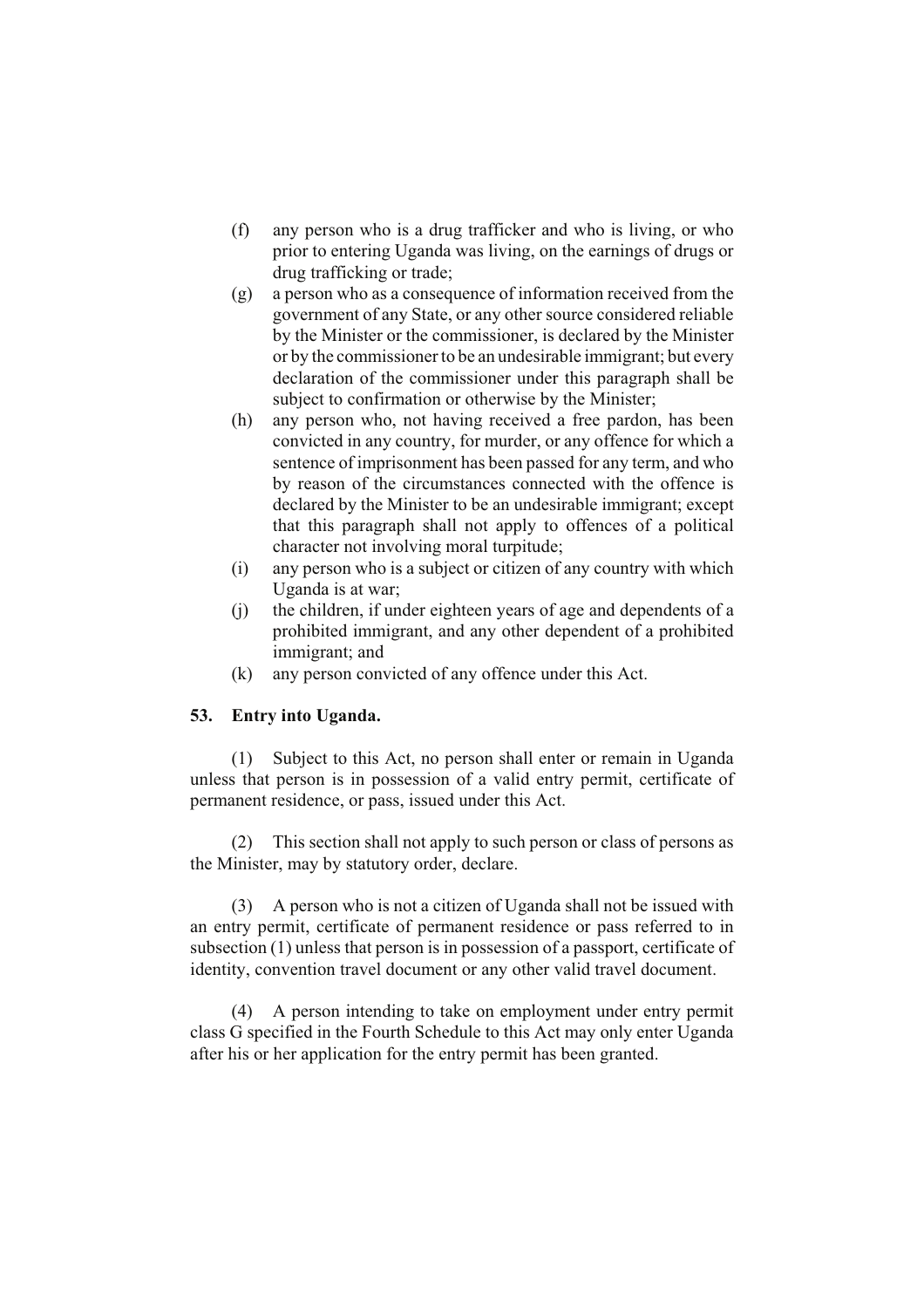(f) any person who is a drug trafficker and who is living, or who prior to entering Uganda was living, on the earnings of drugs or drug trafficking or trade;

(g) a person who as a consequence of information received from the government of any State, or any other source considered reliable by the Minister or the commissioner, is declared by the Minister or by the commissioner to be an undesirable immigrant; but every declaration of the commissioner under this paragraph shall be subject to confirmation or otherwise by the Minister;

(h) any person who, not having received a free pardon, has been convicted in any country, for murder, or any offence for which a sentence of imprisonment has been passed for any term, and who by reason of the circumstances connected with the offence is declared by the Minister to be an undesirable immigrant; except that this paragraph shall not apply to offences of a political character not involving moral turpitude;

(i) any person who is a subject or citizen of any country with which Uganda is at war;

(j) the children, if under eighteen years of age and dependents of a prohibited immigrant, and any other dependent of a prohibited immigrant; and

(k) any person convicted of any offence under this Act.

### 53. Entry into Uganda.

(1) Subject to this Act, no person shall enter or remain in Uganda unless that person is in possession of a valid entry permit, certificate of permanent residence, or pass, issued under this Act.

(2) This section shall not apply to such person or class of persons as the Minister, may by statutory order, declare.

(3) A person who is not a citizen of Uganda shall not be issued with an entry permit, certificate of permanent residence or pass referred to in subsection (1) unless that person is in possession of a passport, certificate of identity, convention travel document or any other valid travel document.

(4) A person intending to take on employment under entry permit class G specified in the Fourth Schedule to this Act may only enter Uganda after his or her application for the entry permit has been granted.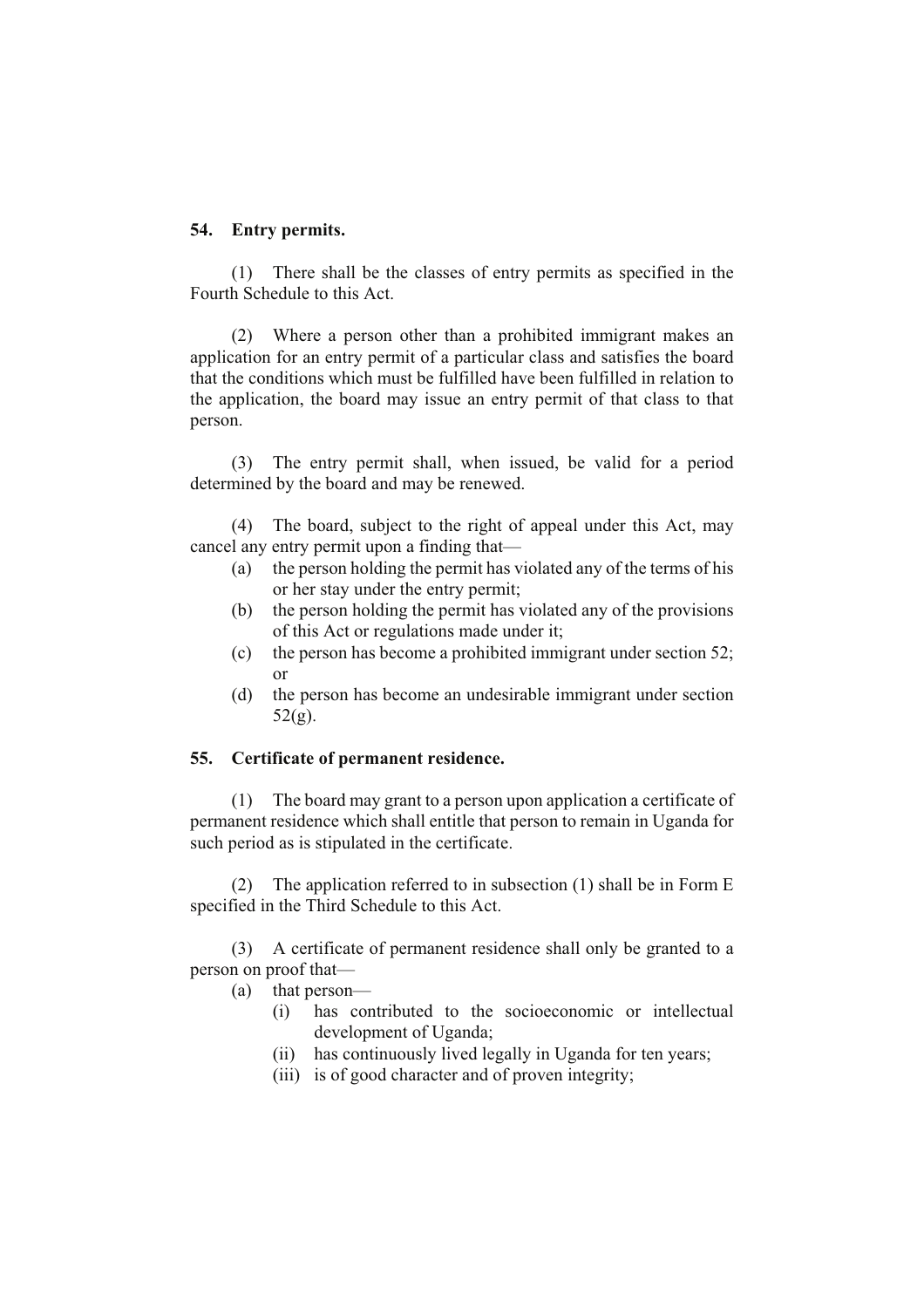### 54. Entry permits.

(1) There shall be the classes of entry permits as specified in the Fourth Schedule to this Act.

(2) Where a person other than a prohibited immigrant makes an application for an entry permit of a particular class and satisfies the board that the conditions which must be fulfilled have been fulfilled in relation to the application, the board may issue an entry permit of that class to that person.

(3) The entry permit shall, when issued, be valid for a period determined by the board and may be renewed.

(4) The board, subject to the right of appeal under this Act, may cancel any entry permit upon a finding that—

- (a) the person holding the permit has violated any of the terms of his or her stay under the entry permit;
- (b) the person holding the permit has violated any of the provisions of this Act or regulations made under it;
- (c) the person has become a prohibited immigrant under section 52; or
- (d) the person has become an undesirable immigrant under section 52(g).

### 55. Certificate of permanent residence.

(1) The board may grant to a person upon application a certificate of permanent residence which shall entitle that person to remain in Uganda for such period as is stipulated in the certificate.

(2) The application referred to in subsection (1) shall be in Form E specified in the Third Schedule to this Act.

(3) A certificate of permanent residence shall only be granted to a person on proof that—

- (a) that person—
  - (i) has contributed to the socioeconomic or intellectual development of Uganda;
  - (ii) has continuously lived legally in Uganda for ten years;
  - (iii) is of good character and of proven integrity;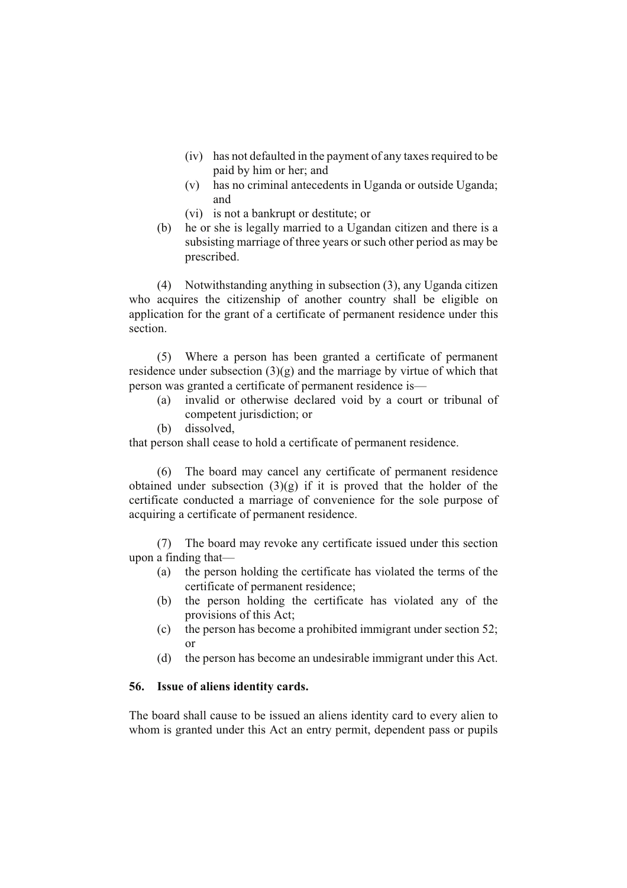- (iv) has not defaulted in the payment of any taxes required to be paid by him or her; and
- (v) has no criminal antecedents in Uganda or outside Uganda; and
- (vi) is not a bankrupt or destitute; or

(b) he or she is legally married to a Ugandan citizen and there is a subsisting marriage of three years or such other period as may be prescribed.

(4) Notwithstanding anything in subsection (3), any Uganda citizen who acquires the citizenship of another country shall be eligible on application for the grant of a certificate of permanent residence under this section.

(5) Where a person has been granted a certificate of permanent residence under subsection (3)(g) and the marriage by virtue of which that person was granted a certificate of permanent residence is—

(a) invalid or otherwise declared void by a court or tribunal of competent jurisdiction; or

(b) dissolved,

that person shall cease to hold a certificate of permanent residence.

(6) The board may cancel any certificate of permanent residence obtained under subsection (3)(g) if it is proved that the holder of the certificate conducted a marriage of convenience for the sole purpose of acquiring a certificate of permanent residence.

(7) The board may revoke any certificate issued under this section upon a finding that—

(a) the person holding the certificate has violated the terms of the certificate of permanent residence;

(b) the person holding the certificate has violated any of the provisions of this Act;

(c) the person has become a prohibited immigrant under section 52; or

(d) the person has become an undesirable immigrant under this Act.

**56. Issue of aliens identity cards.**

The board shall cause to be issued an aliens identity card to every alien to whom is granted under this Act an entry permit, dependent pass or pupils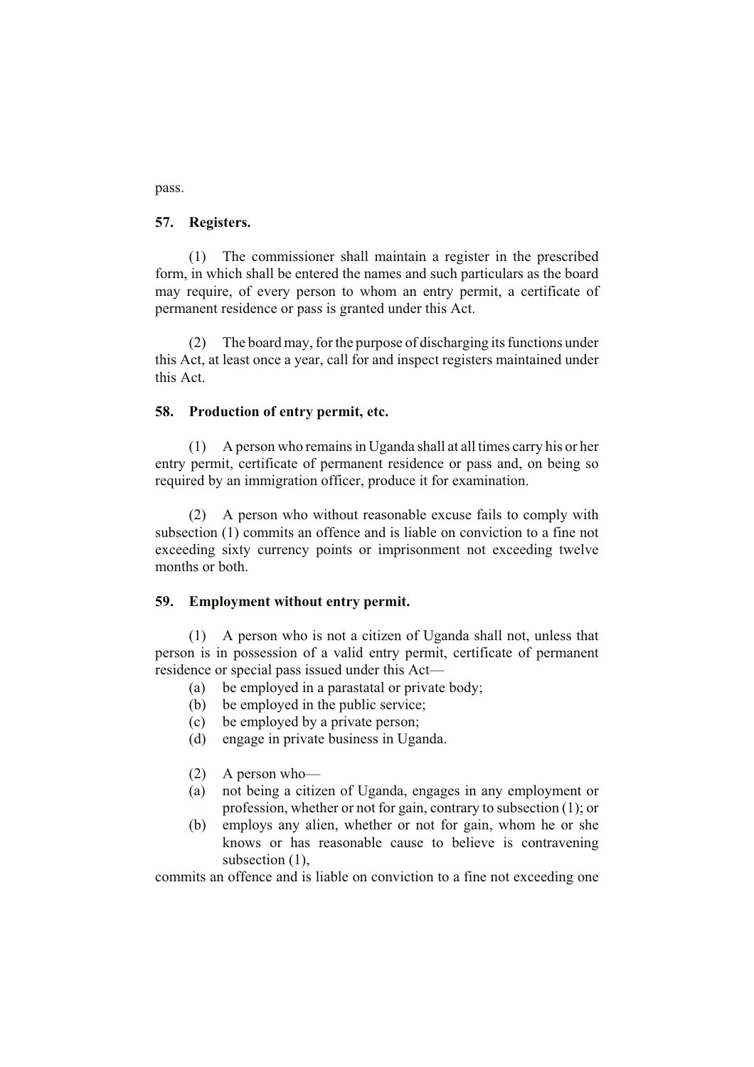pass.

**57. Registers.**

(1) The commissioner shall maintain a register in the prescribed form, in which shall be entered the names and such particulars as the board may require, of every person to whom an entry permit, a certificate of permanent residence or pass is granted under this Act.

(2) The board may, for the purpose of discharging its functions under this Act, at least once a year, call for and inspect registers maintained under this Act.

**58. Production of entry permit, etc.**

(1) A person who remains in Uganda shall at all times carry his or her entry permit, certificate of permanent residence or pass and, on being so required by an immigration officer, produce it for examination.

(2) A person who without reasonable excuse fails to comply with subsection (1) commits an offence and is liable on conviction to a fine not exceeding sixty currency points or imprisonment not exceeding twelve months or both.

**59. Employment without entry permit.**

(1) A person who is not a citizen of Uganda shall not, unless that person is in possession of a valid entry permit, certificate of permanent residence or special pass issued under this Act—

(a) be employed in a parastatal or private body;
(b) be employed in the public service;
(c) be employed by a private person;
(d) engage in private business in Uganda.

(2) A person who—

(a) not being a citizen of Uganda, engages in any employment or profession, whether or not for gain, contrary to subsection (1); or
(b) employs any alien, whether or not for gain, whom he or she knows or has reasonable cause to believe is contravening subsection (1),

commits an offence and is liable on conviction to a fine not exceeding one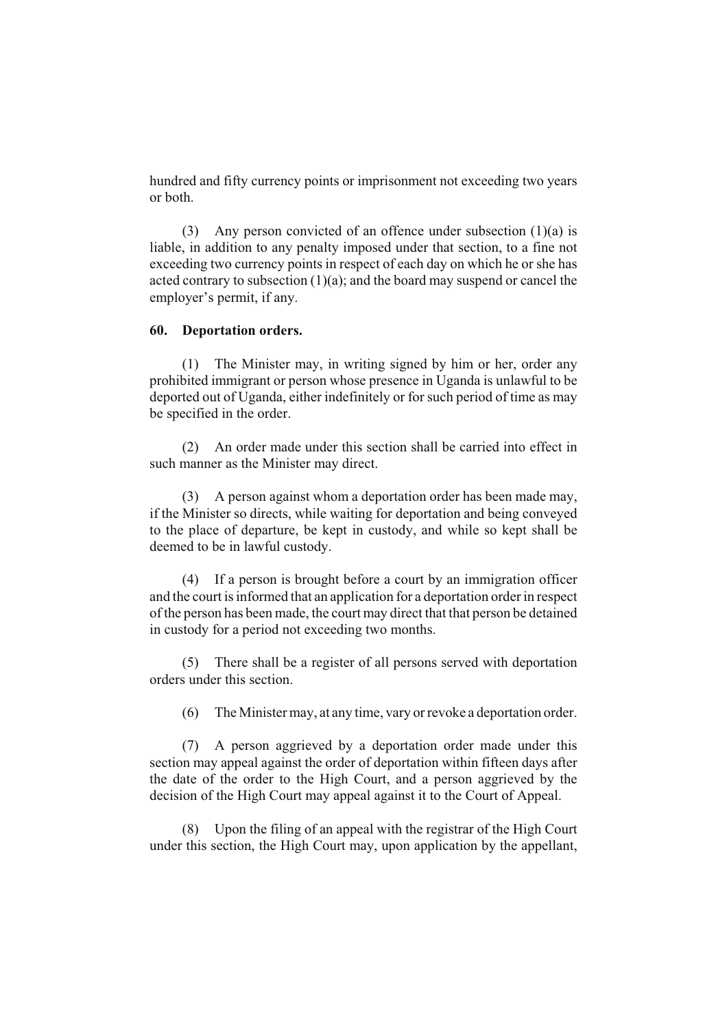hundred and fifty currency points or imprisonment not exceeding two years or both.

(3) Any person convicted of an offence under subsection (1)(a) is liable, in addition to any penalty imposed under that section, to a fine not exceeding two currency points in respect of each day on which he or she has acted contrary to subsection (1)(a); and the board may suspend or cancel the employer's permit, if any.

**60. Deportation orders.**

(1) The Minister may, in writing signed by him or her, order any prohibited immigrant or person whose presence in Uganda is unlawful to be deported out of Uganda, either indefinitely or for such period of time as may be specified in the order.

(2) An order made under this section shall be carried into effect in such manner as the Minister may direct.

(3) A person against whom a deportation order has been made may, if the Minister so directs, while waiting for deportation and being conveyed to the place of departure, be kept in custody, and while so kept shall be deemed to be in lawful custody.

(4) If a person is brought before a court by an immigration officer and the court is informed that an application for a deportation order in respect of the person has been made, the court may direct that that person be detained in custody for a period not exceeding two months.

(5) There shall be a register of all persons served with deportation orders under this section.

(6) The Minister may, at any time, vary or revoke a deportation order.

(7) A person aggrieved by a deportation order made under this section may appeal against the order of deportation within fifteen days after the date of the order to the High Court, and a person aggrieved by the decision of the High Court may appeal against it to the Court of Appeal.

(8) Upon the filing of an appeal with the registrar of the High Court under this section, the High Court may, upon application by the appellant,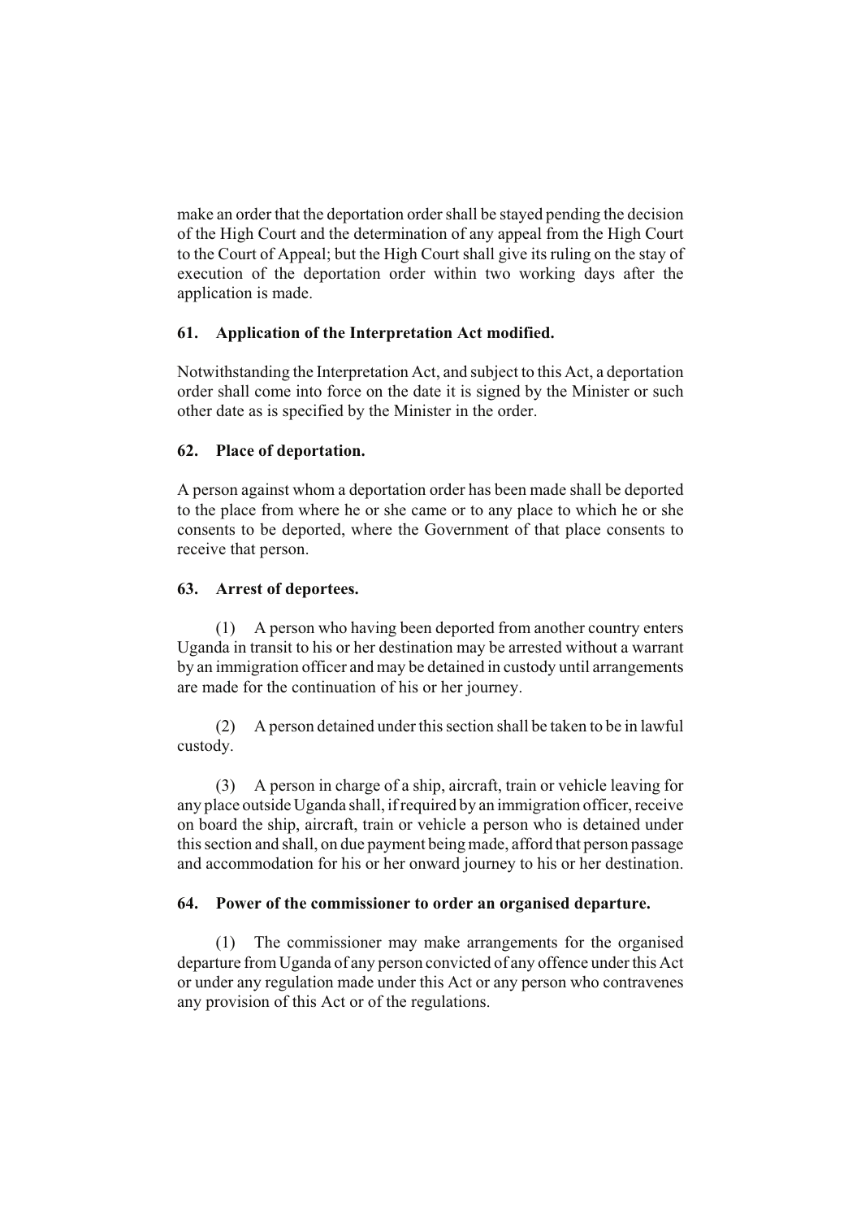make an order that the deportation order shall be stayed pending the decision of the High Court and the determination of any appeal from the High Court to the Court of Appeal; but the High Court shall give its ruling on the stay of execution of the deportation order within two working days after the application is made.

**61. Application of the Interpretation Act modified.**

Notwithstanding the Interpretation Act, and subject to this Act, a deportation order shall come into force on the date it is signed by the Minister or such other date as is specified by the Minister in the order.

**62. Place of deportation.**

A person against whom a deportation order has been made shall be deported to the place from where he or she came or to any place to which he or she consents to be deported, where the Government of that place consents to receive that person.

**63. Arrest of deportees.**

(1) A person who having been deported from another country enters Uganda in transit to his or her destination may be arrested without a warrant by an immigration officer and may be detained in custody until arrangements are made for the continuation of his or her journey.

(2) A person detained under this section shall be taken to be in lawful custody.

(3) A person in charge of a ship, aircraft, train or vehicle leaving for any place outside Uganda shall, if required by an immigration officer, receive on board the ship, aircraft, train or vehicle a person who is detained under this section and shall, on due payment being made, afford that person passage and accommodation for his or her onward journey to his or her destination.

**64. Power of the commissioner to order an organised departure.**

(1) The commissioner may make arrangements for the organised departure from Uganda of any person convicted of any offence under this Act or under any regulation made under this Act or any person who contravenes any provision of this Act or of the regulations.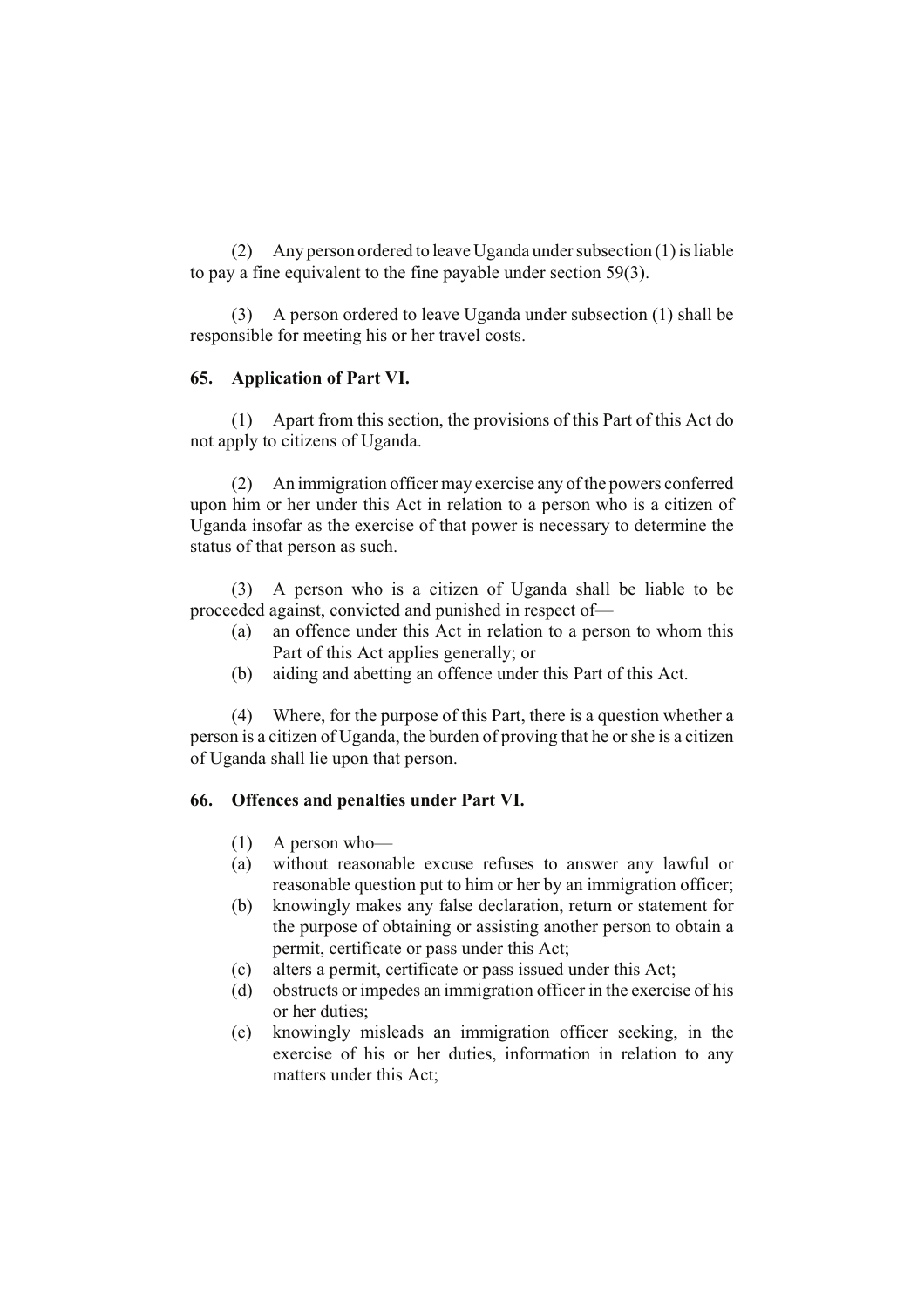(2) Any person ordered to leave Uganda under subsection (1) is liable to pay a fine equivalent to the fine payable under section 59(3).

(3) A person ordered to leave Uganda under subsection (1) shall be responsible for meeting his or her travel costs.

### 65. Application of Part VI.

(1) Apart from this section, the provisions of this Part of this Act do not apply to citizens of Uganda.

(2) An immigration officer may exercise any of the powers conferred upon him or her under this Act in relation to a person who is a citizen of Uganda insofar as the exercise of that power is necessary to determine the status of that person as such.

(3) A person who is a citizen of Uganda shall be liable to be proceeded against, convicted and punished in respect of—

- (a) an offence under this Act in relation to a person to whom this Part of this Act applies generally; or
- (b) aiding and abetting an offence under this Part of this Act.

(4) Where, for the purpose of this Part, there is a question whether a person is a citizen of Uganda, the burden of proving that he or she is a citizen of Uganda shall lie upon that person.

### 66. Offences and penalties under Part VI.

(1) A person who—

- (a) without reasonable excuse refuses to answer any lawful or reasonable question put to him or her by an immigration officer;
- (b) knowingly makes any false declaration, return or statement for the purpose of obtaining or assisting another person to obtain a permit, certificate or pass under this Act;
- (c) alters a permit, certificate or pass issued under this Act;
- (d) obstructs or impedes an immigration officer in the exercise of his or her duties;
- (e) knowingly misleads an immigration officer seeking, in the exercise of his or her duties, information in relation to any matters under this Act;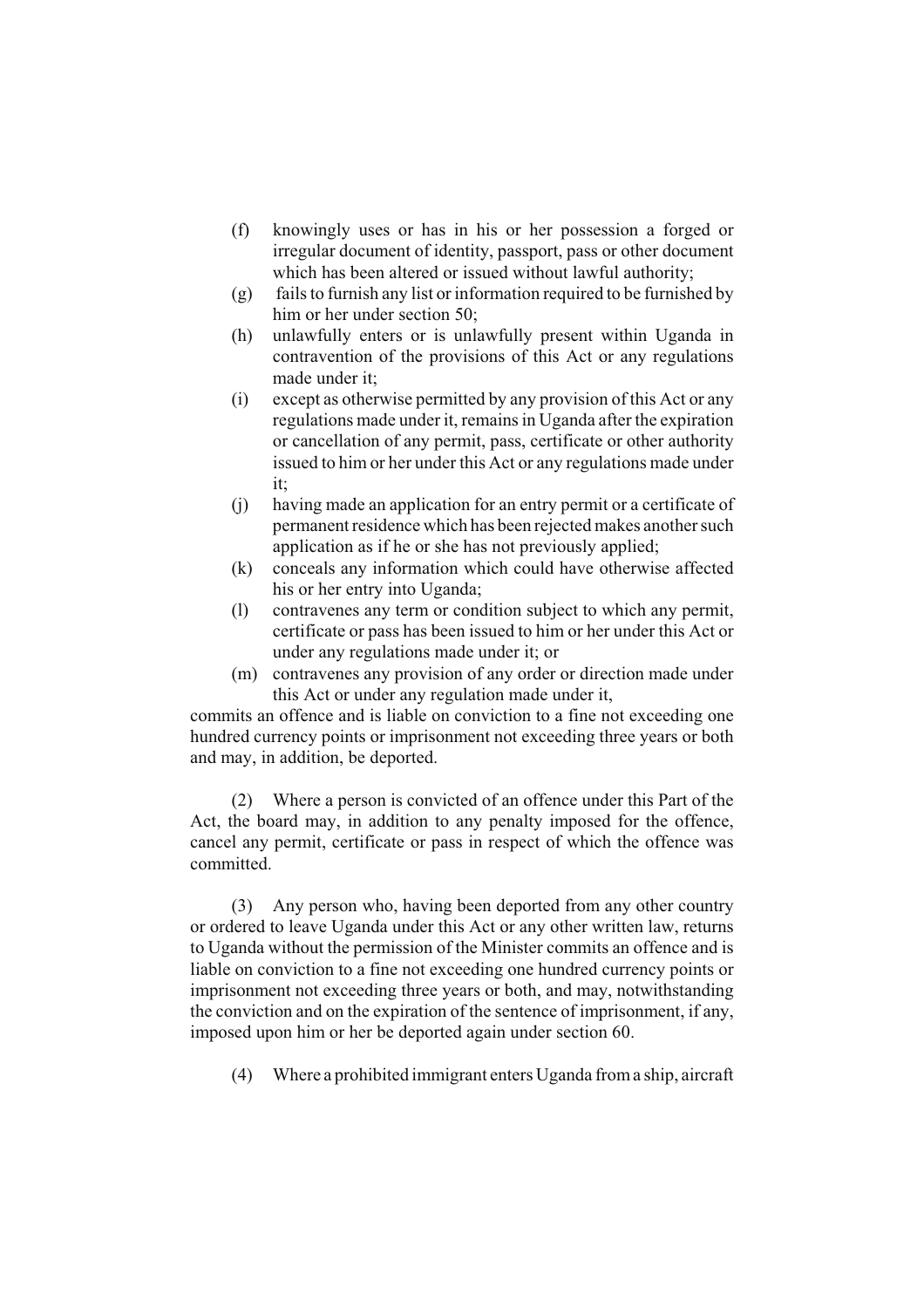(f) knowingly uses or has in his or her possession a forged or irregular document of identity, passport, pass or other document which has been altered or issued without lawful authority;

(g) fails to furnish any list or information required to be furnished by him or her under section 50;

(h) unlawfully enters or is unlawfully present within Uganda in contravention of the provisions of this Act or any regulations made under it;

(i) except as otherwise permitted by any provision of this Act or any regulations made under it, remains in Uganda after the expiration or cancellation of any permit, pass, certificate or other authority issued to him or her under this Act or any regulations made under it;

(j) having made an application for an entry permit or a certificate of permanent residence which has been rejected makes another such application as if he or she has not previously applied;

(k) conceals any information which could have otherwise affected his or her entry into Uganda;

(l) contravenes any term or condition subject to which any permit, certificate or pass has been issued to him or her under this Act or under any regulations made under it; or

(m) contravenes any provision of any order or direction made under this Act or under any regulation made under it,

commits an offence and is liable on conviction to a fine not exceeding one hundred currency points or imprisonment not exceeding three years or both and may, in addition, be deported.

(2) Where a person is convicted of an offence under this Part of the Act, the board may, in addition to any penalty imposed for the offence, cancel any permit, certificate or pass in respect of which the offence was committed.

(3) Any person who, having been deported from any other country or ordered to leave Uganda under this Act or any other written law, returns to Uganda without the permission of the Minister commits an offence and is liable on conviction to a fine not exceeding one hundred currency points or imprisonment not exceeding three years or both, and may, notwithstanding the conviction and on the expiration of the sentence of imprisonment, if any, imposed upon him or her be deported again under section 60.

(4) Where a prohibited immigrant enters Uganda from a ship, aircraft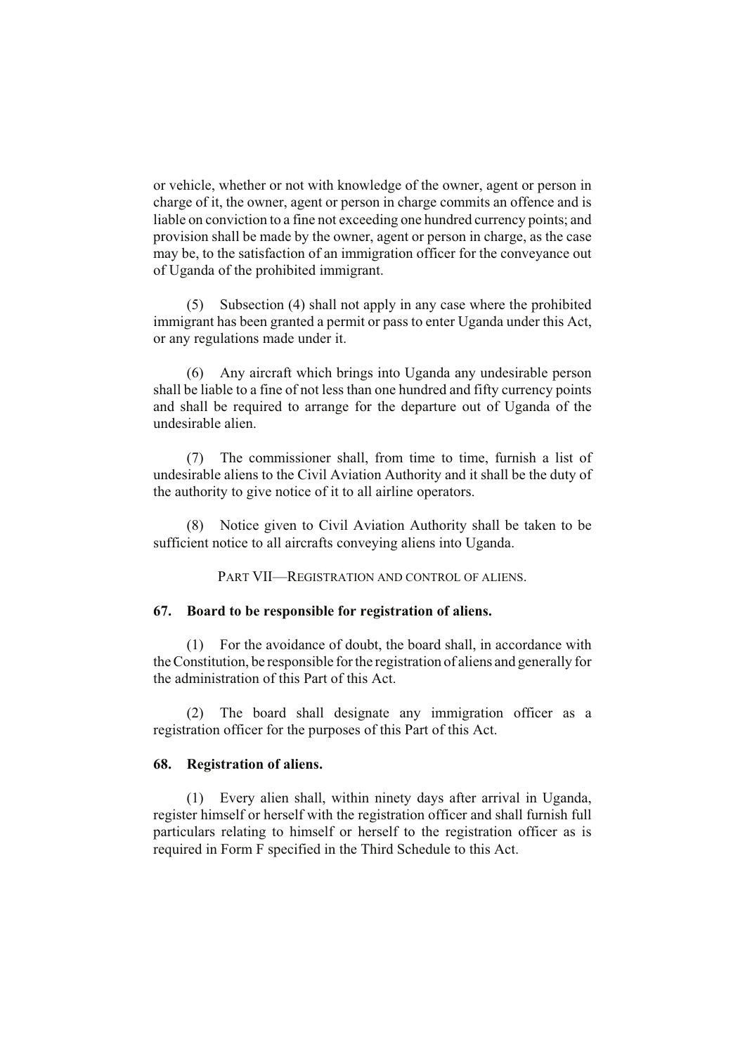or vehicle, whether or not with knowledge of the owner, agent or person in charge of it, the owner, agent or person in charge commits an offence and is liable on conviction to a fine not exceeding one hundred currency points; and provision shall be made by the owner, agent or person in charge, as the case may be, to the satisfaction of an immigration officer for the conveyance out of Uganda of the prohibited immigrant.

(5) Subsection (4) shall not apply in any case where the prohibited immigrant has been granted a permit or pass to enter Uganda under this Act, or any regulations made under it.

(6) Any aircraft which brings into Uganda any undesirable person shall be liable to a fine of not less than one hundred and fifty currency points and shall be required to arrange for the departure out of Uganda of the undesirable alien.

(7) The commissioner shall, from time to time, furnish a list of undesirable aliens to the Civil Aviation Authority and it shall be the duty of the authority to give notice of it to all airline operators.

(8) Notice given to Civil Aviation Authority shall be taken to be sufficient notice to all aircrafts conveying aliens into Uganda.

## PART VII—REGISTRATION AND CONTROL OF ALIENS.

### 67. Board to be responsible for registration of aliens.

(1) For the avoidance of doubt, the board shall, in accordance with the Constitution, be responsible for the registration of aliens and generally for the administration of this Part of this Act.

(2) The board shall designate any immigration officer as a registration officer for the purposes of this Part of this Act.

### 68. Registration of aliens.

(1) Every alien shall, within ninety days after arrival in Uganda, register himself or herself with the registration officer and shall furnish full particulars relating to himself or herself to the registration officer as is required in Form F specified in the Third Schedule to this Act.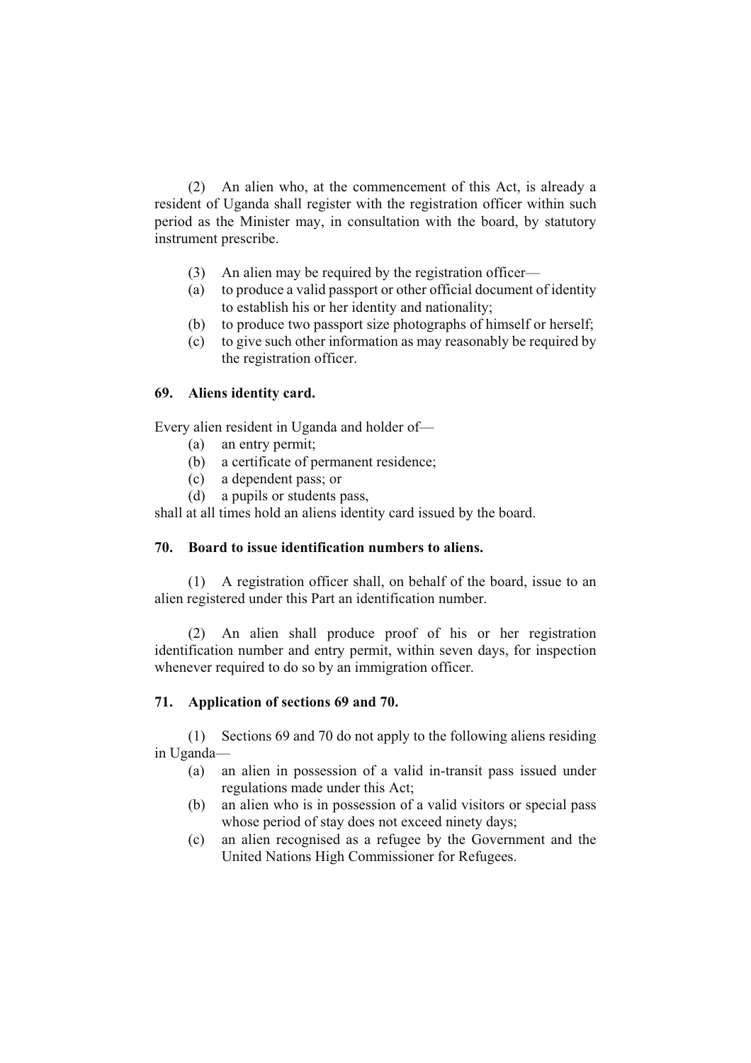(2) An alien who, at the commencement of this Act, is already a resident of Uganda shall register with the registration officer within such period as the Minister may, in consultation with the board, by statutory instrument prescribe.

(3) An alien may be required by the registration officer—

(a) to produce a valid passport or other official document of identity to establish his or her identity and nationality;

(b) to produce two passport size photographs of himself or herself;

(c) to give such other information as may reasonably be required by the registration officer.

**69. Aliens identity card.**

Every alien resident in Uganda and holder of—

(a) an entry permit;

(b) a certificate of permanent residence;

(c) a dependent pass; or

(d) a pupils or students pass,

shall at all times hold an aliens identity card issued by the board.

**70. Board to issue identification numbers to aliens.**

(1) A registration officer shall, on behalf of the board, issue to an alien registered under this Part an identification number.

(2) An alien shall produce proof of his or her registration identification number and entry permit, within seven days, for inspection whenever required to do so by an immigration officer.

**71. Application of sections 69 and 70.**

(1) Sections 69 and 70 do not apply to the following aliens residing in Uganda—

(a) an alien in possession of a valid in-transit pass issued under regulations made under this Act;

(b) an alien who is in possession of a valid visitors or special pass whose period of stay does not exceed ninety days;

(c) an alien recognised as a refugee by the Government and the United Nations High Commissioner for Refugees.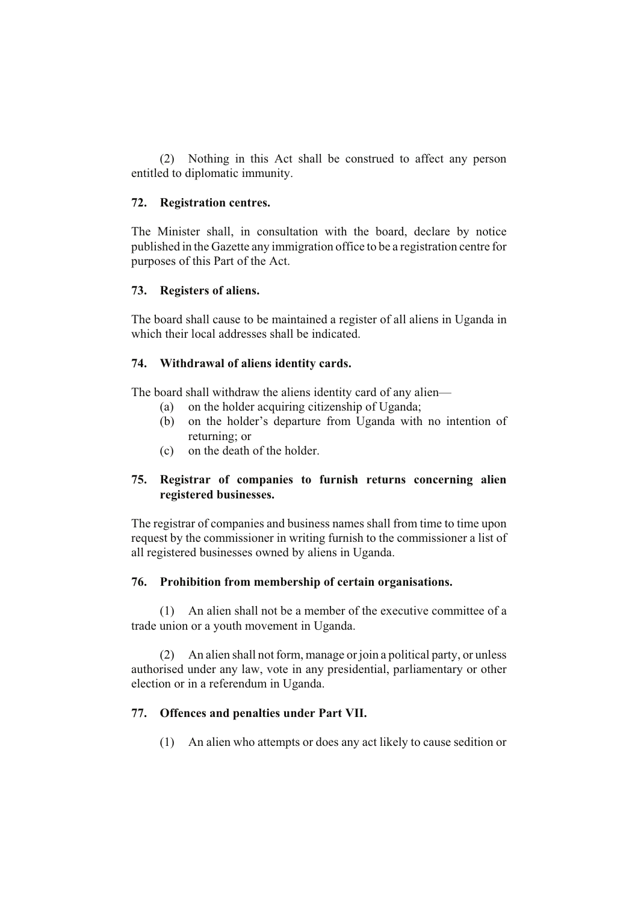(2) Nothing in this Act shall be construed to affect any person entitled to diplomatic immunity.

### 72. Registration centres.

The Minister shall, in consultation with the board, declare by notice published in the Gazette any immigration office to be a registration centre for purposes of this Part of the Act.

### 73. Registers of aliens.

The board shall cause to be maintained a register of all aliens in Uganda in which their local addresses shall be indicated.

### 74. Withdrawal of aliens identity cards.

The board shall withdraw the aliens identity card of any alien—

- (a) on the holder acquiring citizenship of Uganda;
- (b) on the holder's departure from Uganda with no intention of returning; or
- (c) on the death of the holder.

### 75. Registrar of companies to furnish returns concerning alien registered businesses.

The registrar of companies and business names shall from time to time upon request by the commissioner in writing furnish to the commissioner a list of all registered businesses owned by aliens in Uganda.

### 76. Prohibition from membership of certain organisations.

(1) An alien shall not be a member of the executive committee of a trade union or a youth movement in Uganda.

(2) An alien shall not form, manage or join a political party, or unless authorised under any law, vote in any presidential, parliamentary or other election or in a referendum in Uganda.

### 77. Offences and penalties under Part VII.

(1) An alien who attempts or does any act likely to cause sedition or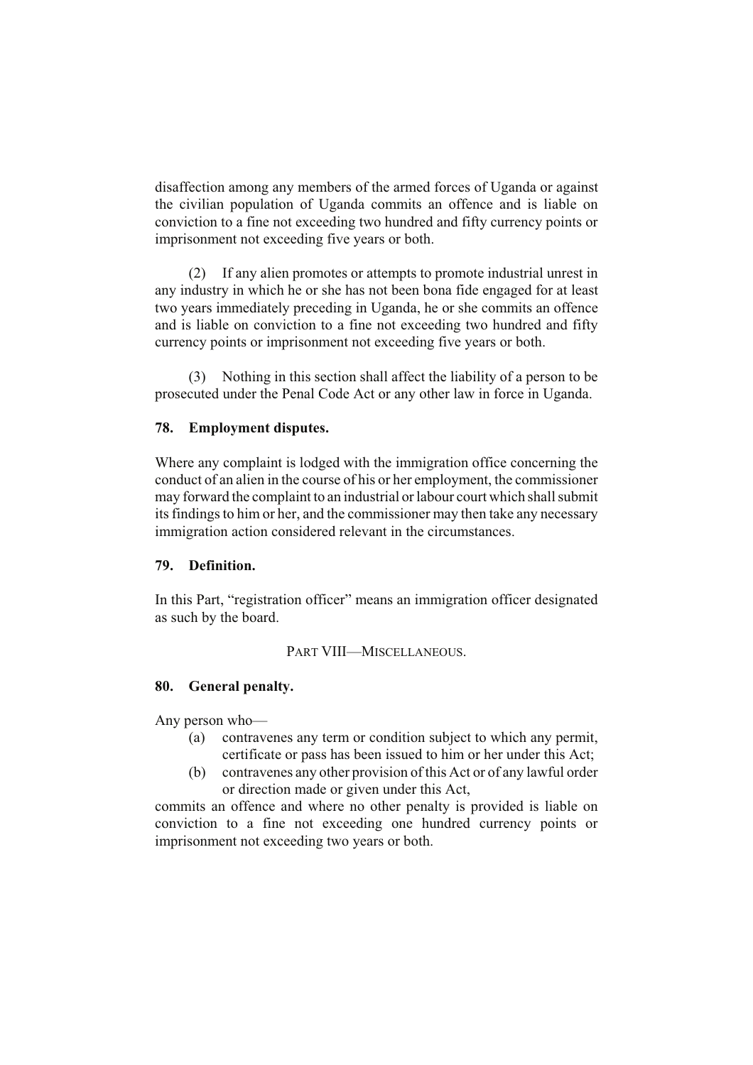disaffection among any members of the armed forces of Uganda or against the civilian population of Uganda commits an offence and is liable on conviction to a fine not exceeding two hundred and fifty currency points or imprisonment not exceeding five years or both.

(2) If any alien promotes or attempts to promote industrial unrest in any industry in which he or she has not been bona fide engaged for at least two years immediately preceding in Uganda, he or she commits an offence and is liable on conviction to a fine not exceeding two hundred and fifty currency points or imprisonment not exceeding five years or both.

(3) Nothing in this section shall affect the liability of a person to be prosecuted under the Penal Code Act or any other law in force in Uganda.

**78. Employment disputes.**

Where any complaint is lodged with the immigration office concerning the conduct of an alien in the course of his or her employment, the commissioner may forward the complaint to an industrial or labour court which shall submit its findings to him or her, and the commissioner may then take any necessary immigration action considered relevant in the circumstances.

**79. Definition.**

In this Part, "registration officer" means an immigration officer designated as such by the board.

PART VIII—MISCELLANEOUS.

**80. General penalty.**

Any person who—

- (a) contravenes any term or condition subject to which any permit, certificate or pass has been issued to him or her under this Act;
- (b) contravenes any other provision of this Act or of any lawful order or direction made or given under this Act,

commits an offence and where no other penalty is provided is liable on conviction to a fine not exceeding one hundred currency points or imprisonment not exceeding two years or both.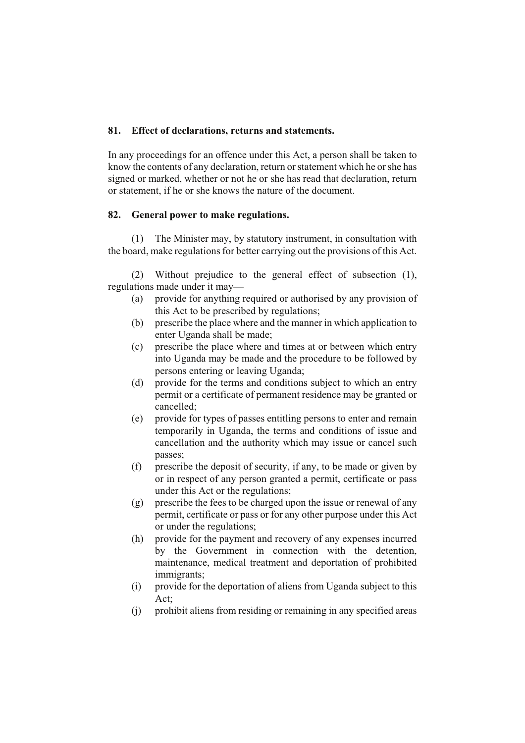## 81. Effect of declarations, returns and statements.

In any proceedings for an offence under this Act, a person shall be taken to know the contents of any declaration, return or statement which he or she has signed or marked, whether or not he or she has read that declaration, return or statement, if he or she knows the nature of the document.

## 82. General power to make regulations.

(1) The Minister may, by statutory instrument, in consultation with the board, make regulations for better carrying out the provisions of this Act.

(2) Without prejudice to the general effect of subsection (1), regulations made under it may—

- (a) provide for anything required or authorised by any provision of this Act to be prescribed by regulations;
- (b) prescribe the place where and the manner in which application to enter Uganda shall be made;
- (c) prescribe the place where and times at or between which entry into Uganda may be made and the procedure to be followed by persons entering or leaving Uganda;
- (d) provide for the terms and conditions subject to which an entry permit or a certificate of permanent residence may be granted or cancelled;
- (e) provide for types of passes entitling persons to enter and remain temporarily in Uganda, the terms and conditions of issue and cancellation and the authority which may issue or cancel such passes;
- (f) prescribe the deposit of security, if any, to be made or given by or in respect of any person granted a permit, certificate or pass under this Act or the regulations;
- (g) prescribe the fees to be charged upon the issue or renewal of any permit, certificate or pass or for any other purpose under this Act or under the regulations;
- (h) provide for the payment and recovery of any expenses incurred by the Government in connection with the detention, maintenance, medical treatment and deportation of prohibited immigrants;
- (i) provide for the deportation of aliens from Uganda subject to this Act;
- (j) prohibit aliens from residing or remaining in any specified areas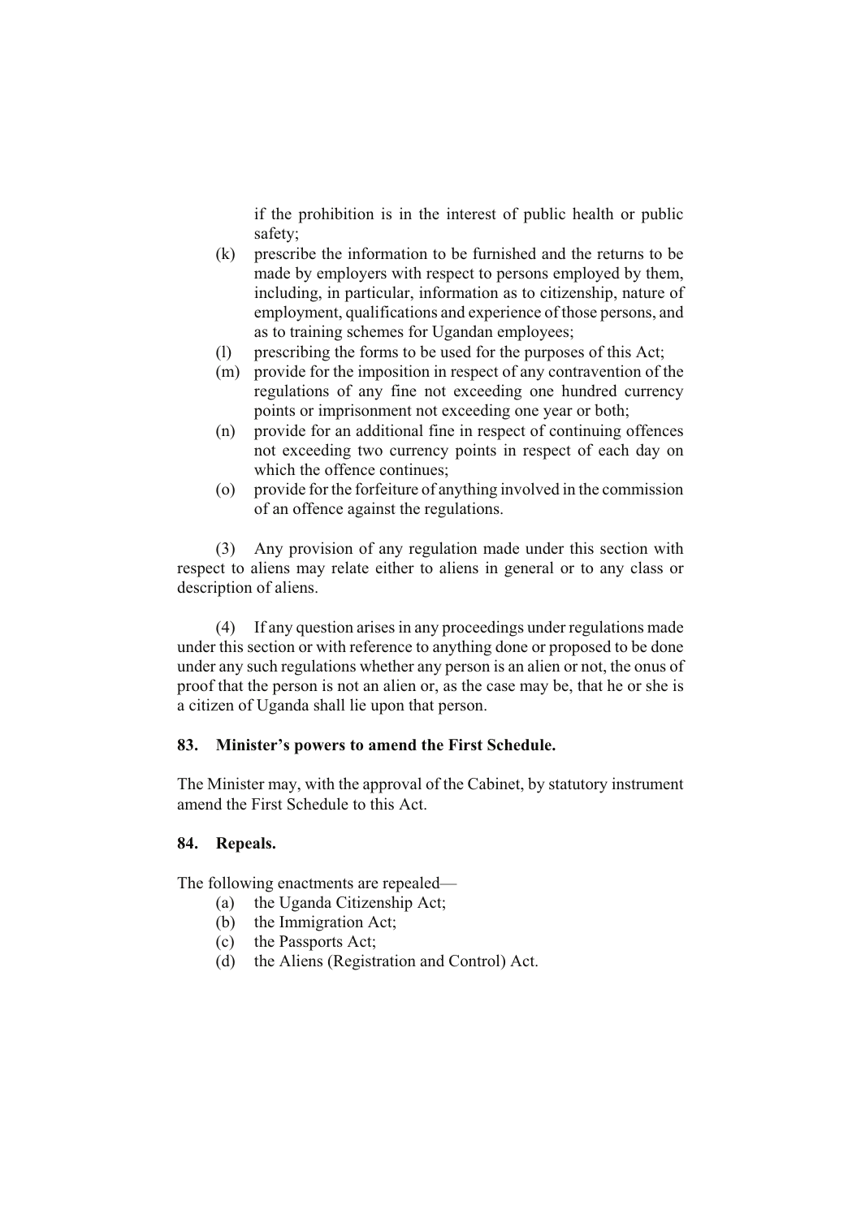if the prohibition is in the interest of public health or public safety;

(k) prescribe the information to be furnished and the returns to be made by employers with respect to persons employed by them, including, in particular, information as to citizenship, nature of employment, qualifications and experience of those persons, and as to training schemes for Ugandan employees;

(l) prescribing the forms to be used for the purposes of this Act;

(m) provide for the imposition in respect of any contravention of the regulations of any fine not exceeding one hundred currency points or imprisonment not exceeding one year or both;

(n) provide for an additional fine in respect of continuing offences not exceeding two currency points in respect of each day on which the offence continues;

(o) provide for the forfeiture of anything involved in the commission of an offence against the regulations.

(3) Any provision of any regulation made under this section with respect to aliens may relate either to aliens in general or to any class or description of aliens.

(4) If any question arises in any proceedings under regulations made under this section or with reference to anything done or proposed to be done under any such regulations whether any person is an alien or not, the onus of proof that the person is not an alien or, as the case may be, that he or she is a citizen of Uganda shall lie upon that person.

**83. Minister's powers to amend the First Schedule.**

The Minister may, with the approval of the Cabinet, by statutory instrument amend the First Schedule to this Act.

**84. Repeals.**

The following enactments are repealed—

(a) the Uganda Citizenship Act;

(b) the Immigration Act;

(c) the Passports Act;

(d) the Aliens (Registration and Control) Act.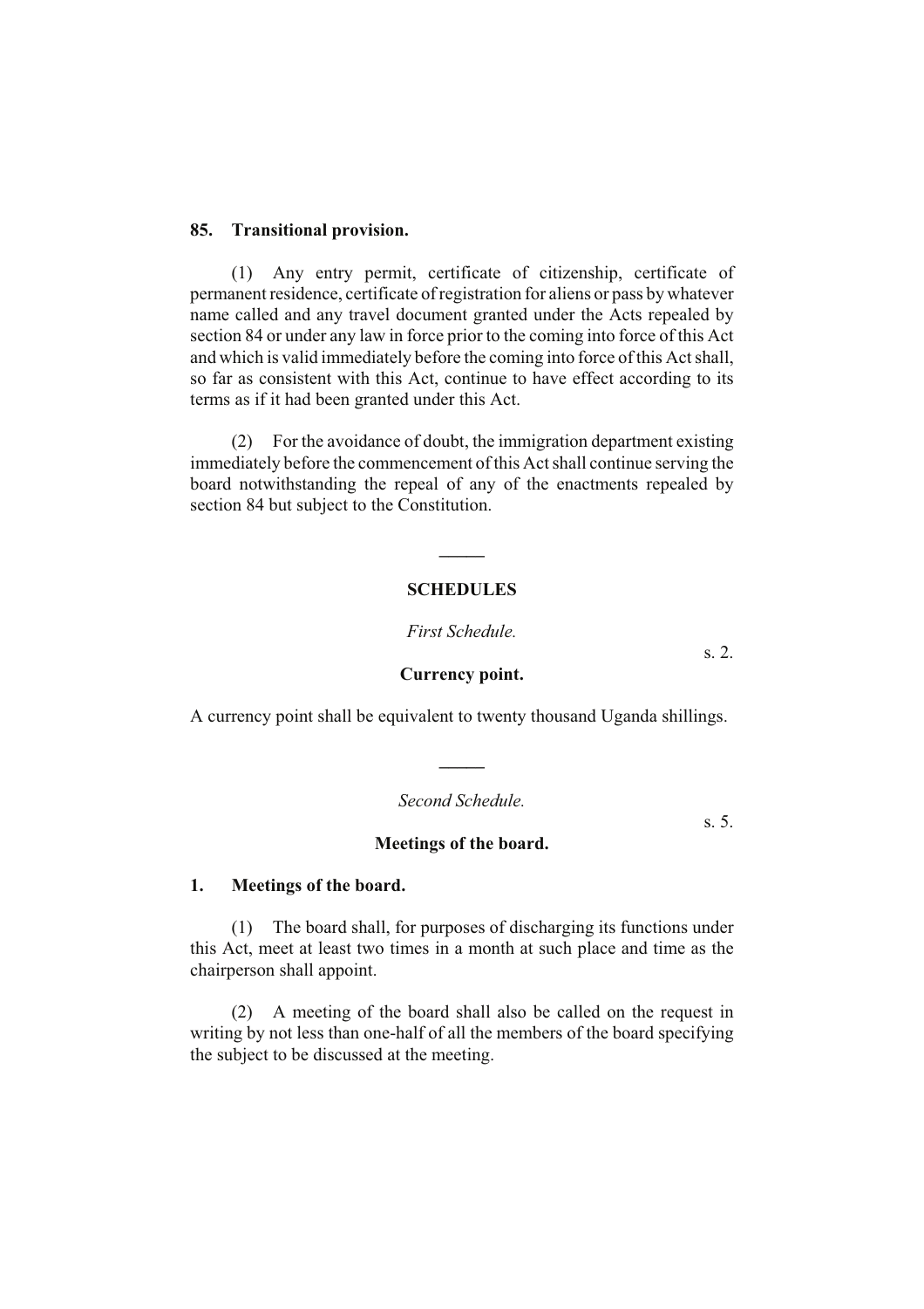**85. Transitional provision.**

(1) Any entry permit, certificate of citizenship, certificate of permanent residence, certificate of registration for aliens or pass by whatever name called and any travel document granted under the Acts repealed by section 84 or under any law in force prior to the coming into force of this Act and which is valid immediately before the coming into force of this Act shall, so far as consistent with this Act, continue to have effect according to its terms as if it had been granted under this Act.

(2) For the avoidance of doubt, the immigration department existing immediately before the commencement of this Act shall continue serving the board notwithstanding the repeal of any of the enactments repealed by section 84 but subject to the Constitution.

---

## SCHEDULES

*First Schedule.*

s. 2.

**Currency point.**

A currency point shall be equivalent to twenty thousand Uganda shillings.

---

*Second Schedule.*

s. 5.

**Meetings of the board.**

**1. Meetings of the board.**

(1) The board shall, for purposes of discharging its functions under this Act, meet at least two times in a month at such place and time as the chairperson shall appoint.

(2) A meeting of the board shall also be called on the request in writing by not less than one-half of all the members of the board specifying the subject to be discussed at the meeting.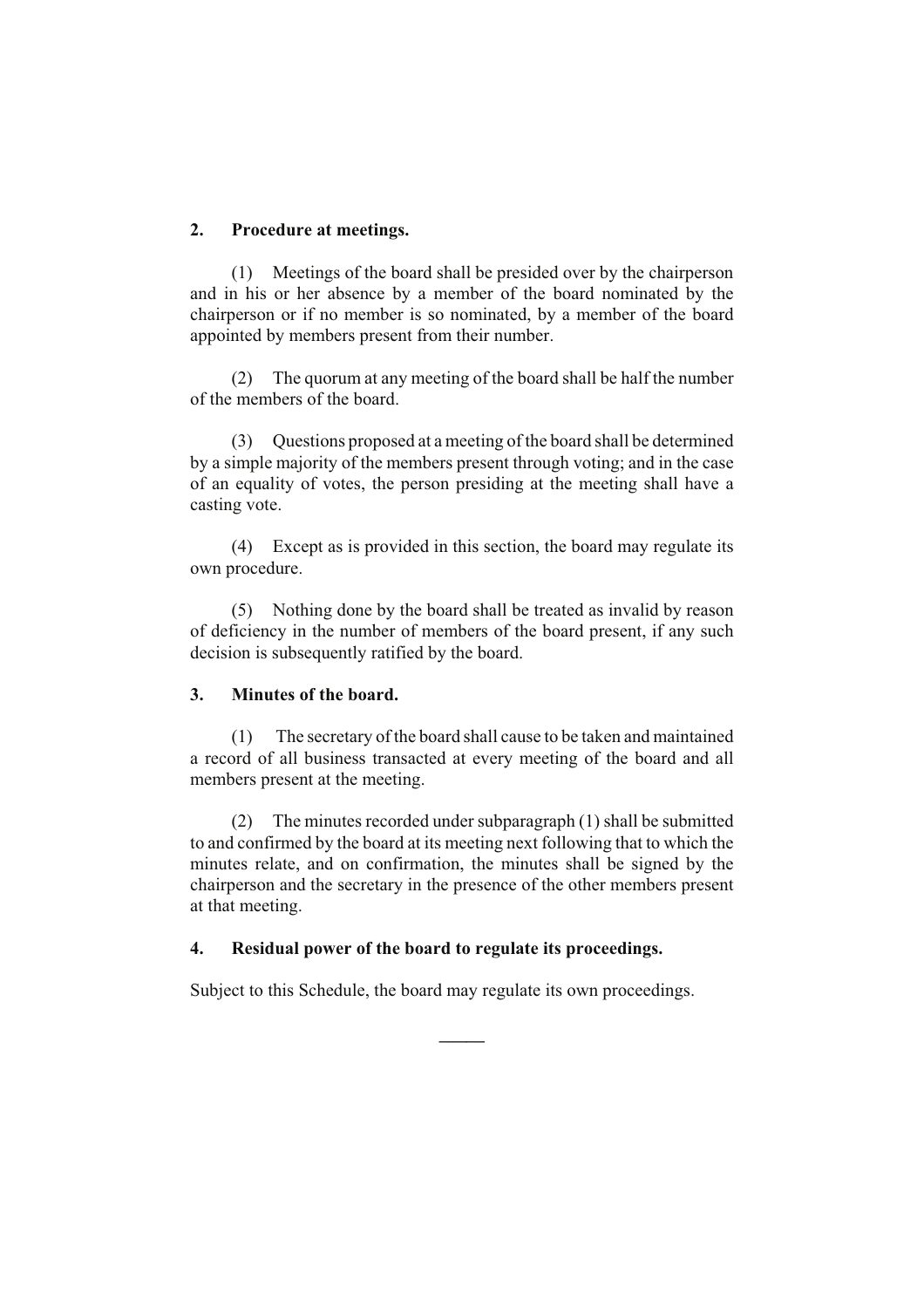**2. Procedure at meetings.**

(1) Meetings of the board shall be presided over by the chairperson and in his or her absence by a member of the board nominated by the chairperson or if no member is so nominated, by a member of the board appointed by members present from their number.

(2) The quorum at any meeting of the board shall be half the number of the members of the board.

(3) Questions proposed at a meeting of the board shall be determined by a simple majority of the members present through voting; and in the case of an equality of votes, the person presiding at the meeting shall have a casting vote.

(4) Except as is provided in this section, the board may regulate its own procedure.

(5) Nothing done by the board shall be treated as invalid by reason of deficiency in the number of members of the board present, if any such decision is subsequently ratified by the board.

**3. Minutes of the board.**

(1) The secretary of the board shall cause to be taken and maintained a record of all business transacted at every meeting of the board and all members present at the meeting.

(2) The minutes recorded under subparagraph (1) shall be submitted to and confirmed by the board at its meeting next following that to which the minutes relate, and on confirmation, the minutes shall be signed by the chairperson and the secretary in the presence of the other members present at that meeting.

**4. Residual power of the board to regulate its proceedings.**

Subject to this Schedule, the board may regulate its own proceedings.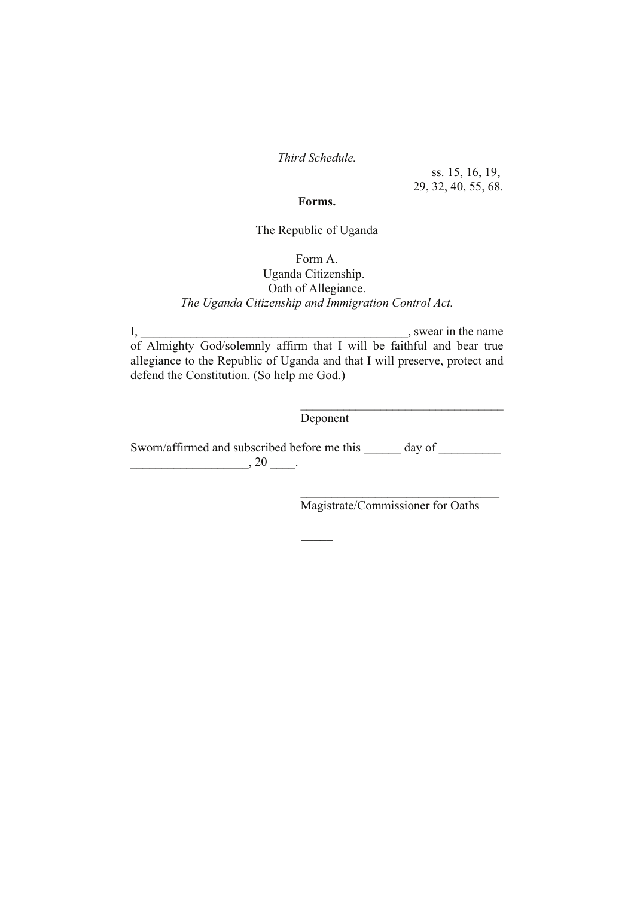*Third Schedule.*

ss. 15, 16, 19, 29, 32, 40, 55, 68.

**Forms.**

The Republic of Uganda

Form A.
Uganda Citizenship.
Oath of Allegiance.
*The Uganda Citizenship and Immigration Control Act.*

I, ____________________________________________, swear in the name of Almighty God/solemnly affirm that I will be faithful and bear true allegiance to the Republic of Uganda and that I will preserve, protect and defend the Constitution. (So help me God.)

_________________________________
Deponent

Sworn/affirmed and subscribed before me this ______ day of __________ ___________________, 20 ____.

_________________________________
Magistrate/Commissioner for Oaths

_____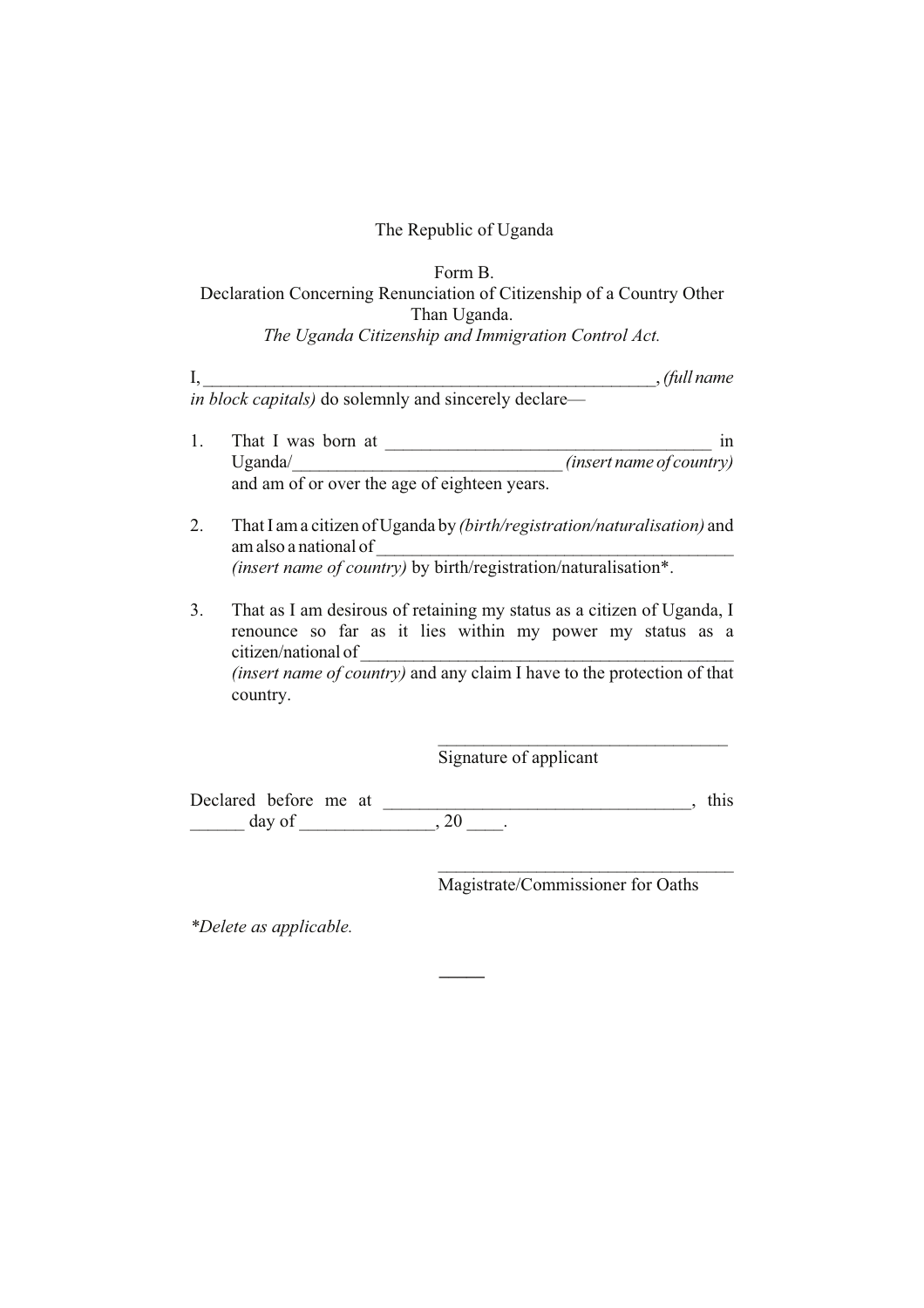The Republic of Uganda

Form B.

Declaration Concerning Renunciation of Citizenship of a Country Other Than Uganda.

*The Uganda Citizenship and Immigration Control Act.*

I, ____________________________________________________, *(full name in block capitals)* do solemnly and sincerely declare—

1. That I was born at ____________________________________ in Uganda/______________________________ *(insert name of country)* and am of or over the age of eighteen years.

2. That I am a citizen of Uganda by *(birth/registration/naturalisation)* and am also a national of ________________________________________ *(insert name of country)* by birth/registration/naturalisation*.

3. That as I am desirous of retaining my status as a citizen of Uganda, I renounce so far as it lies within my power my status as a citizen/national of __________________________________________ *(insert name of country)* and any claim I have to the protection of that country.

________________________________
Signature of applicant

Declared before me at _________________________________, this ______ day of _______________, 20 ____.

________________________________
Magistrate/Commissioner for Oaths

*\*Delete as applicable.*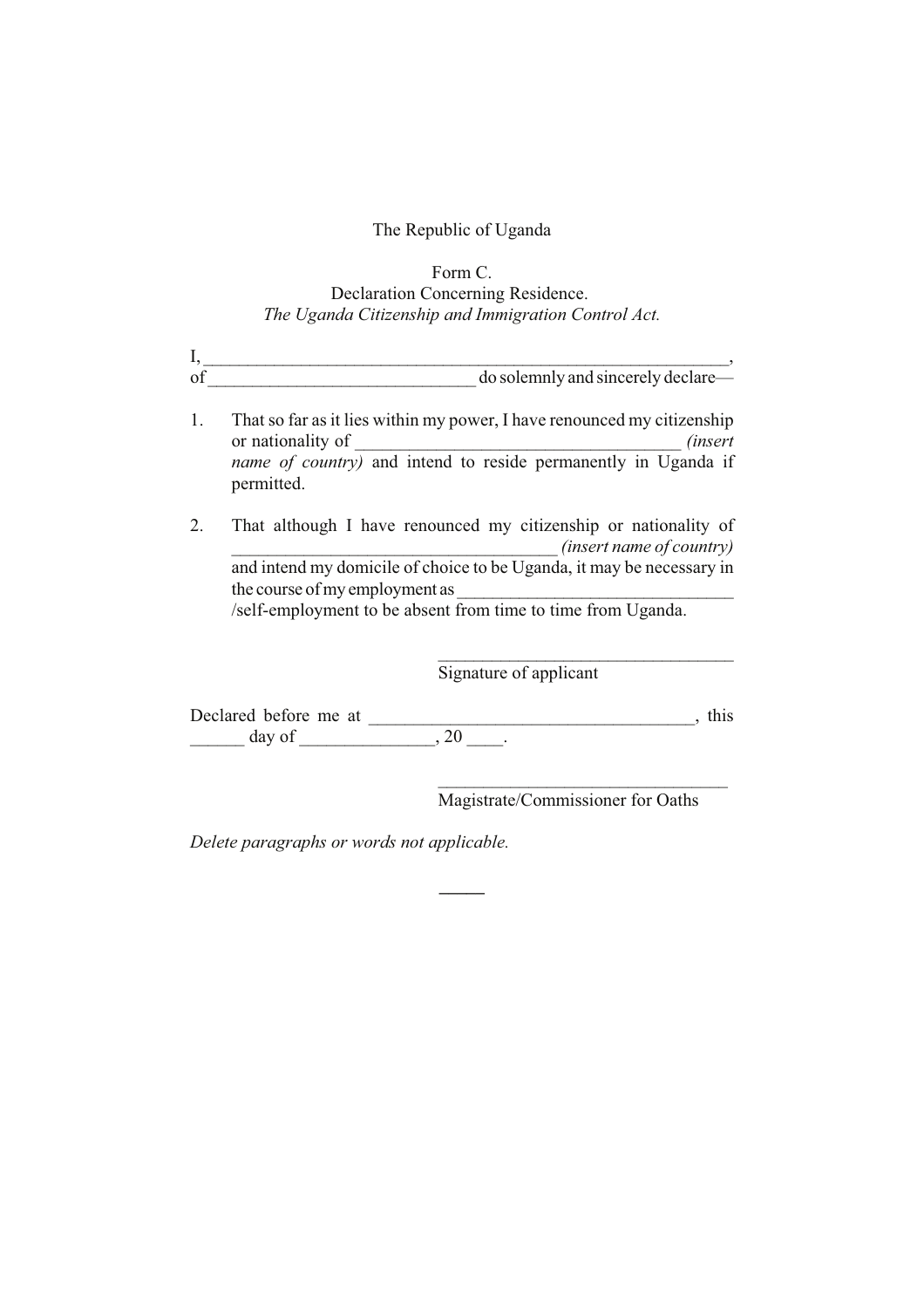The Republic of Uganda

Form C.

Declaration Concerning Residence.

*The Uganda Citizenship and Immigration Control Act.*

I, ____________________________________________________________,
of _____________________________ do solemnly and sincerely declare—

1. That so far as it lies within my power, I have renounced my citizenship or nationality of ___________________________________ *(insert name of country)* and intend to reside permanently in Uganda if permitted.

2. That although I have renounced my citizenship or nationality of ___________________________________ *(insert name of country)* and intend my domicile of choice to be Uganda, it may be necessary in the course of my employment as ______________________________ /self-employment to be absent from time to time from Uganda.

_________________________________
Signature of applicant

Declared before me at ___________________________________, this ______ day of ______________, 20 ____.

_______________________________
Magistrate/Commissioner for Oaths

*Delete paragraphs or words not applicable.*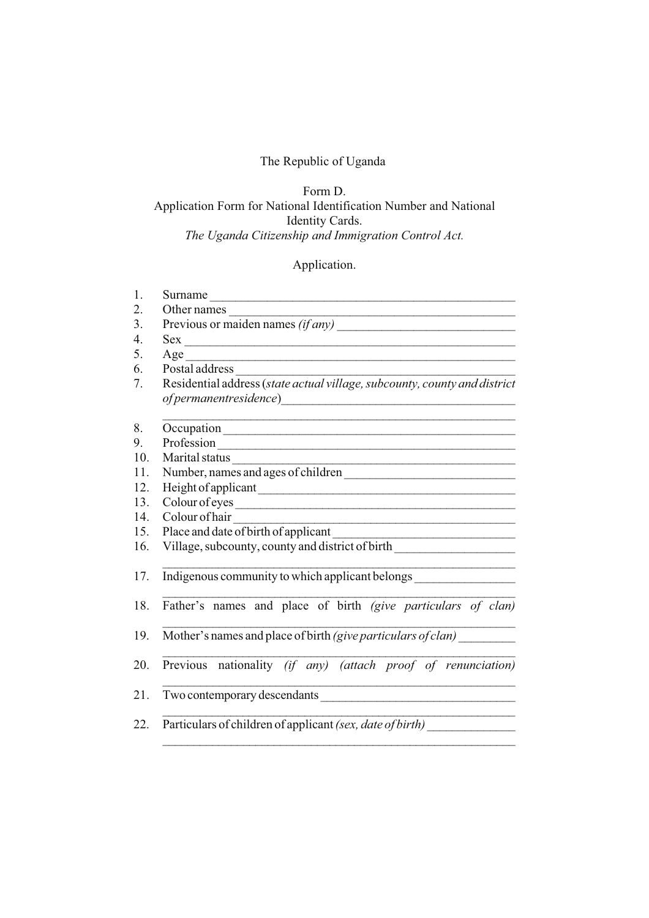The Republic of Uganda

Form D.
Application Form for National Identification Number and National Identity Cards.
*The Uganda Citizenship and Immigration Control Act.*

Application.

1. Surname ______________________________________________
2. Other names ___________________________________________
3. Previous or maiden names *(if any)* ___________________________
4. Sex _________________________________________________
5. Age _________________________________________________
6. Postal address _________________________________________
7. Residential address (*state actual village, subcounty, county and district of permanentresidence*)___________________________________
   _____________________________________________________
8. Occupation ____________________________________________
9. Profession _____________________________________________
10. Marital status __________________________________________
11. Number, names and ages of children _________________________
12. Height of applicant ______________________________________
13. Colour of eyes _________________________________________
14. Colour of hair _________________________________________
15. Place and date of birth of applicant ___________________________
16. Village, subcounty, county and district of birth __________________
    _____________________________________________________
17. Indigenous community to which applicant belongs _______________
    _____________________________________________________
18. Father's names and place of birth *(give particulars of clan)*
    _____________________________________________________
19. Mother's names and place of birth *(give particulars of clan)* ________
    _____________________________________________________
20. Previous nationality *(if any) (attach proof of renunciation)*
    _____________________________________________________
21. Two contemporary descendants ______________________________
    _____________________________________________________
22. Particulars of children of applicant *(sex, date of birth)* _____________
    _____________________________________________________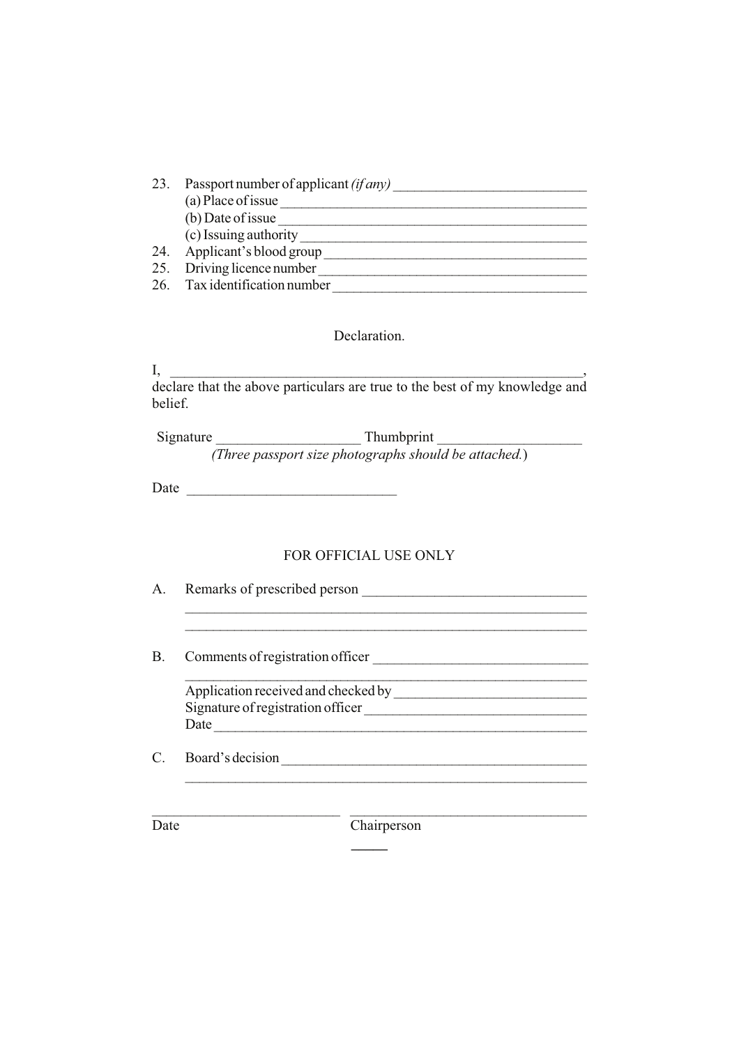23. Passport number of applicant *(if any)* \_\_\_\_\_\_\_\_\_\_\_\_\_\_\_\_\_\_\_\_\_\_\_\_\_\_\_
    (a) Place of issue \_\_\_\_\_\_\_\_\_\_\_\_\_\_\_\_\_\_\_\_\_\_\_\_\_\_\_\_\_\_\_\_\_\_\_\_\_\_\_\_\_\_\_
    (b) Date of issue \_\_\_\_\_\_\_\_\_\_\_\_\_\_\_\_\_\_\_\_\_\_\_\_\_\_\_\_\_\_\_\_\_\_\_\_\_\_\_\_\_\_\_
    (c) Issuing authority \_\_\_\_\_\_\_\_\_\_\_\_\_\_\_\_\_\_\_\_\_\_\_\_\_\_\_\_\_\_\_\_\_\_\_\_\_\_\_\_
24. Applicant's blood group \_\_\_\_\_\_\_\_\_\_\_\_\_\_\_\_\_\_\_\_\_\_\_\_\_\_\_\_\_\_\_\_\_\_\_\_\_\_
25. Driving licence number \_\_\_\_\_\_\_\_\_\_\_\_\_\_\_\_\_\_\_\_\_\_\_\_\_\_\_\_\_\_\_\_\_\_\_\_\_\_
26. Tax identification number \_\_\_\_\_\_\_\_\_\_\_\_\_\_\_\_\_\_\_\_\_\_\_\_\_\_\_\_\_\_\_\_\_\_\_\_

Declaration.

I, \_\_\_\_\_\_\_\_\_\_\_\_\_\_\_\_\_\_\_\_\_\_\_\_\_\_\_\_\_\_\_\_\_\_\_\_\_\_\_\_\_\_\_\_\_\_\_\_\_\_\_\_\_\_\_\_\_\_\_\_,
declare that the above particulars are true to the best of my knowledge and belief.

Signature \_\_\_\_\_\_\_\_\_\_\_\_\_\_\_\_\_\_\_ Thumbprint \_\_\_\_\_\_\_\_\_\_\_\_\_\_\_\_\_\_\_

*(Three passport size photographs should be attached.)*

Date \_\_\_\_\_\_\_\_\_\_\_\_\_\_\_\_\_\_\_\_\_\_\_\_\_\_\_\_

FOR OFFICIAL USE ONLY

A. Remarks of prescribed person \_\_\_\_\_\_\_\_\_\_\_\_\_\_\_\_\_\_\_\_\_\_\_\_\_\_\_\_\_\_\_
\_\_\_\_\_\_\_\_\_\_\_\_\_\_\_\_\_\_\_\_\_\_\_\_\_\_\_\_\_\_\_\_\_\_\_\_\_\_\_\_\_\_\_\_\_\_\_\_\_\_\_\_\_\_\_\_\_\_
\_\_\_\_\_\_\_\_\_\_\_\_\_\_\_\_\_\_\_\_\_\_\_\_\_\_\_\_\_\_\_\_\_\_\_\_\_\_\_\_\_\_\_\_\_\_\_\_\_\_\_\_\_\_\_\_\_\_

B. Comments of registration officer \_\_\_\_\_\_\_\_\_\_\_\_\_\_\_\_\_\_\_\_\_\_\_\_\_\_\_\_\_\_
\_\_\_\_\_\_\_\_\_\_\_\_\_\_\_\_\_\_\_\_\_\_\_\_\_\_\_\_\_\_\_\_\_\_\_\_\_\_\_\_\_\_\_\_\_\_\_\_\_\_\_\_\_\_\_\_\_\_
Application received and checked by \_\_\_\_\_\_\_\_\_\_\_\_\_\_\_\_\_\_\_\_\_\_\_\_\_\_
Signature of registration officer \_\_\_\_\_\_\_\_\_\_\_\_\_\_\_\_\_\_\_\_\_\_\_\_\_\_\_\_\_\_\_
Date \_\_\_\_\_\_\_\_\_\_\_\_\_\_\_\_\_\_\_\_\_\_\_\_\_\_\_\_\_\_\_\_\_\_\_\_\_\_\_\_\_\_\_\_\_\_\_\_\_\_\_\_\_

C. Board's decision \_\_\_\_\_\_\_\_\_\_\_\_\_\_\_\_\_\_\_\_\_\_\_\_\_\_\_\_\_\_\_\_\_\_\_\_\_\_\_\_\_\_
\_\_\_\_\_\_\_\_\_\_\_\_\_\_\_\_\_\_\_\_\_\_\_\_\_\_\_\_\_\_\_\_\_\_\_\_\_\_\_\_\_\_\_\_\_\_\_\_\_\_\_\_\_\_\_\_\_\_

\_\_\_\_\_\_\_\_\_\_\_\_\_\_\_\_\_\_\_\_\_\_\_\_\_\_ \_\_\_\_\_\_\_\_\_\_\_\_\_\_\_\_\_\_\_\_\_\_\_\_\_\_\_\_\_\_\_\_\_
Date Chairperson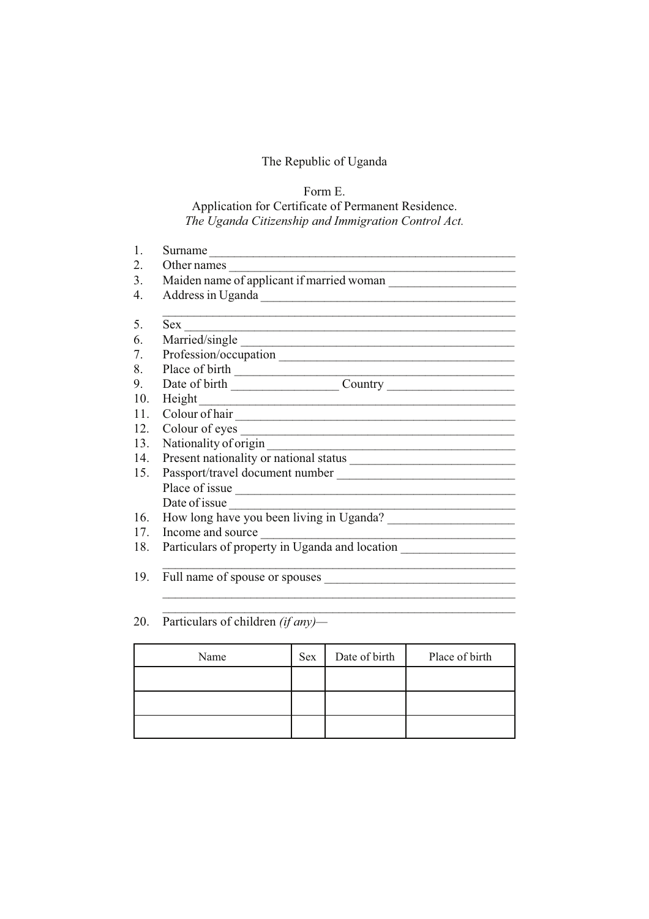The Republic of Uganda

Form E.

Application for Certificate of Permanent Residence.

*The Uganda Citizenship and Immigration Control Act.*

1. Surname ___________________________________________________
2. Other names ________________________________________________
3. Maiden name of applicant if married woman ___________________
4. Address in Uganda ___________________________________________

   ______________________________________________________________
5. Sex _________________________________________________________
6. Married/single ______________________________________________
7. Profession/occupation _______________________________________
8. Place of birth ______________________________________________
9. Date of birth ________________ Country ___________________
10. Height ____________________________________________________
11. Colour of hair ____________________________________________
12. Colour of eyes ____________________________________________
13. Nationality of origin _____________________________________
14. Present nationality or national status ____________________
15. Passport/travel document number ___________________________

    Place of issue ____________________________________________

    Date of issue _____________________________________________
16. How long have you been living in Uganda? ___________________
17. Income and source _________________________________________
18. Particulars of property in Uganda and location _____________

    ______________________________________________________________
19. Full name of spouse or spouses ____________________________

    ______________________________________________________________

    ______________________________________________________________
20. Particulars of children *(if any)*—

| Name | Sex | Date of birth | Place of birth |
|---|---|---|---|
| | | | |
| | | | |
| | | | |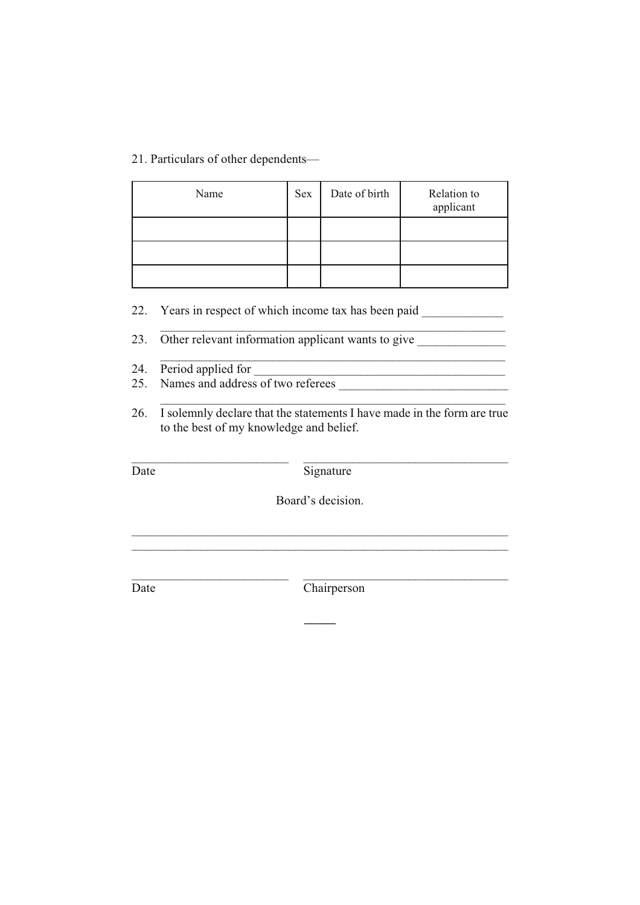21. Particulars of other dependents—

| Name | Sex | Date of birth | Relation to applicant |
|---|---|---|---|
| | | | |
| | | | |
| | | | |

22. Years in respect of which income tax has been paid _____________
_______________________________________________________

23. Other relevant information applicant wants to give ______________
_______________________________________________________

24. Period applied for __________________________________________

25. Names and address of two referees ___________________________
_______________________________________________________

26. I solemnly declare that the statements I have made in the form are true to the best of my knowledge and belief.

_________________________ _________________________________
Date Signature

Board's decision.

_____________________________________________________________
_____________________________________________________________

_________________________ _________________________________
Date Chairperson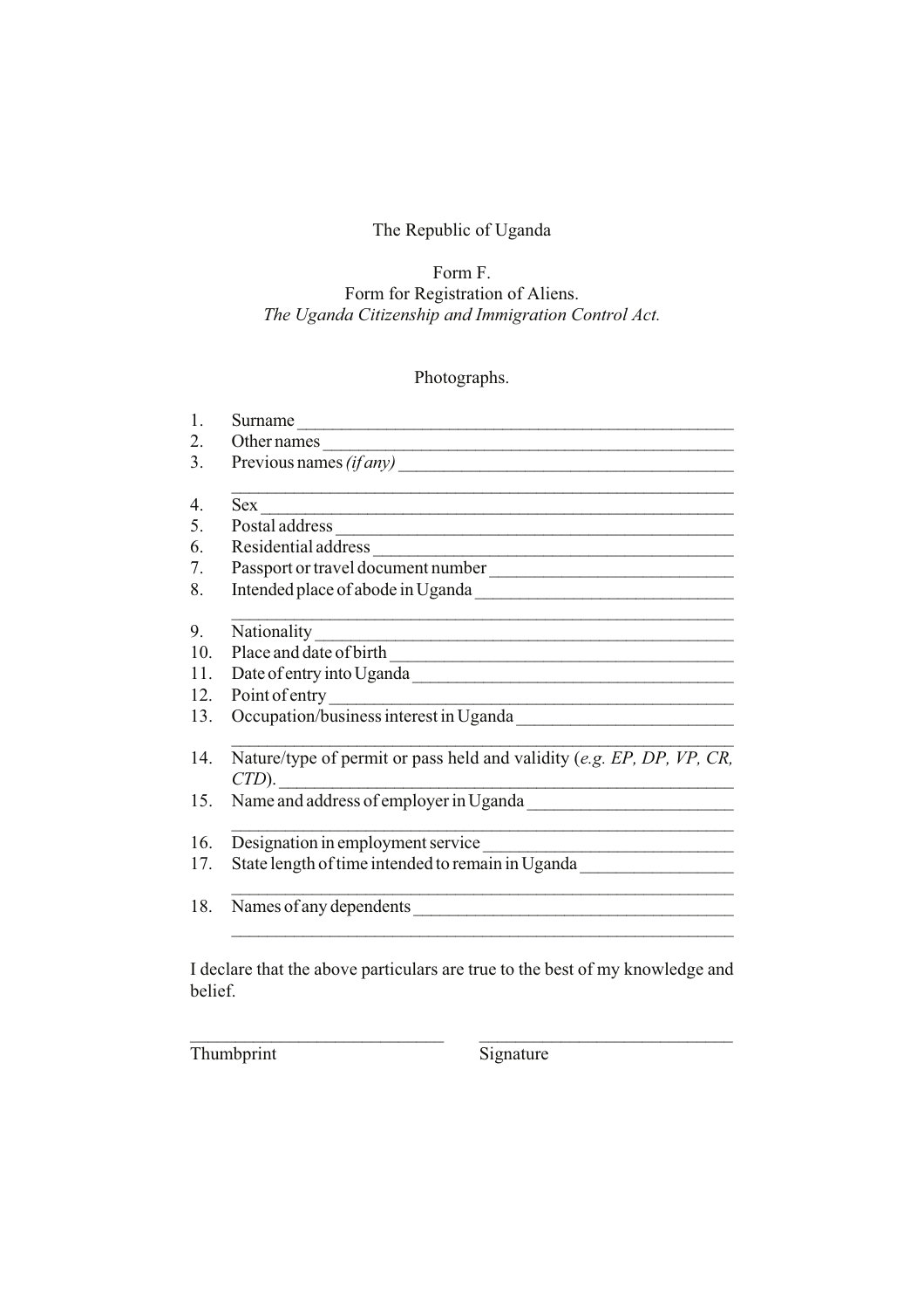The Republic of Uganda

Form F.
Form for Registration of Aliens.
*The Uganda Citizenship and Immigration Control Act.*

Photographs.

1. Surname ______________________________________________
2. Other names ___________________________________________
3. Previous names *(if any)* __________________________________
   ______________________________________________________
4. Sex __________________________________________________
5. Postal address _________________________________________
6. Residential address ______________________________________
7. Passport or travel document number ________________________
8. Intended place of abode in Uganda __________________________
   ______________________________________________________
9. Nationality ____________________________________________
10. Place and date of birth ___________________________________
11. Date of entry into Uganda _________________________________
12. Point of entry _________________________________________
13. Occupation/business interest in Uganda ______________________
    ______________________________________________________
14. Nature/type of permit or pass held and validity (*e.g. EP, DP, VP, CR, CTD*). ____________________________________________
15. Name and address of employer in Uganda ______________________
    ______________________________________________________
16. Designation in employment service ___________________________
17. State length of time intended to remain in Uganda ________________
    ______________________________________________________
18. Names of any dependents __________________________________
    ______________________________________________________

I declare that the above particulars are true to the best of my knowledge and belief.

____________________________ ____________________________
Thumbprint Signature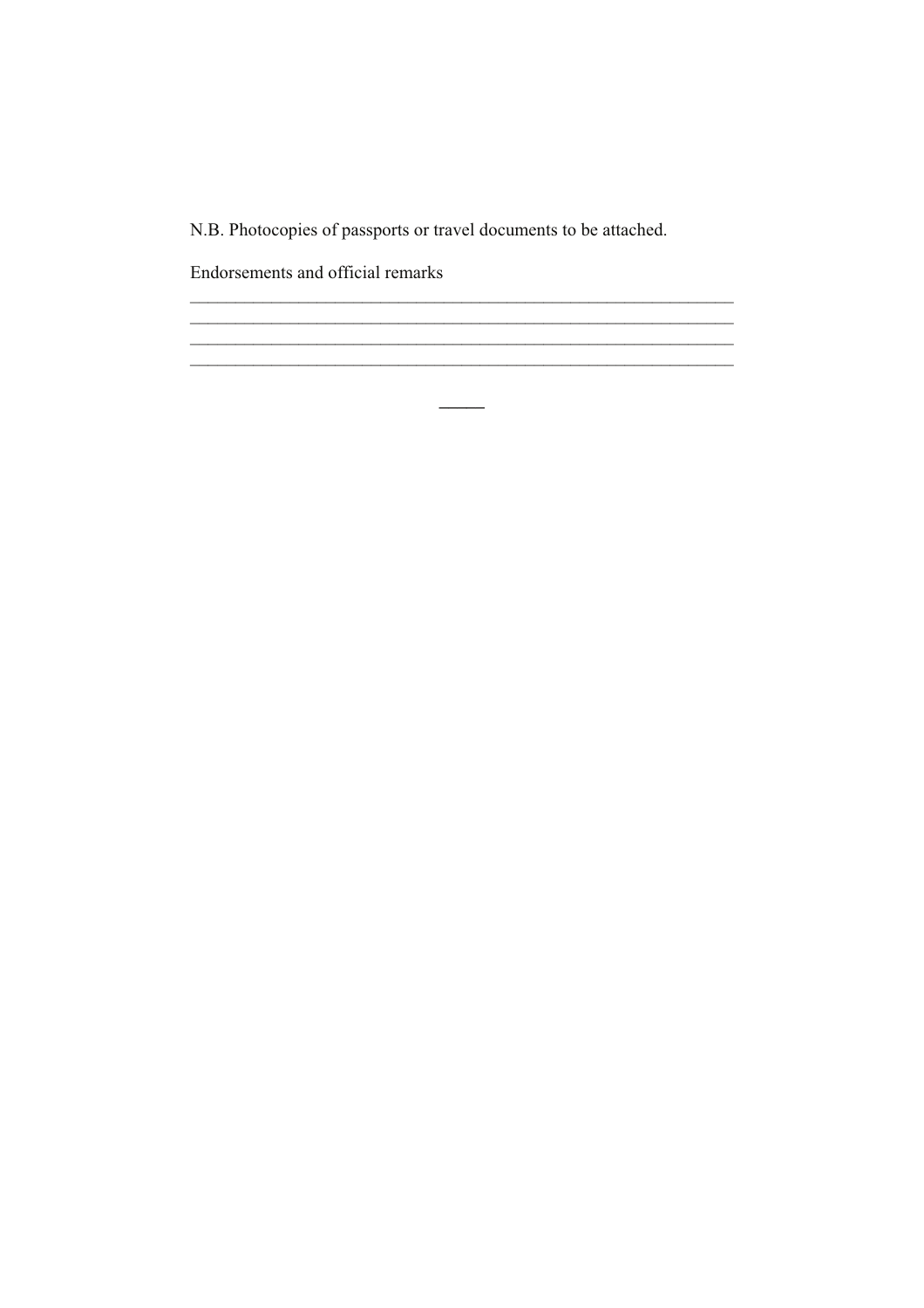N.B. Photocopies of passports or travel documents to be attached.

Endorsements and official remarks

______________________________________________________________

______________________________________________________________

______________________________________________________________

______________________________________________________________

_____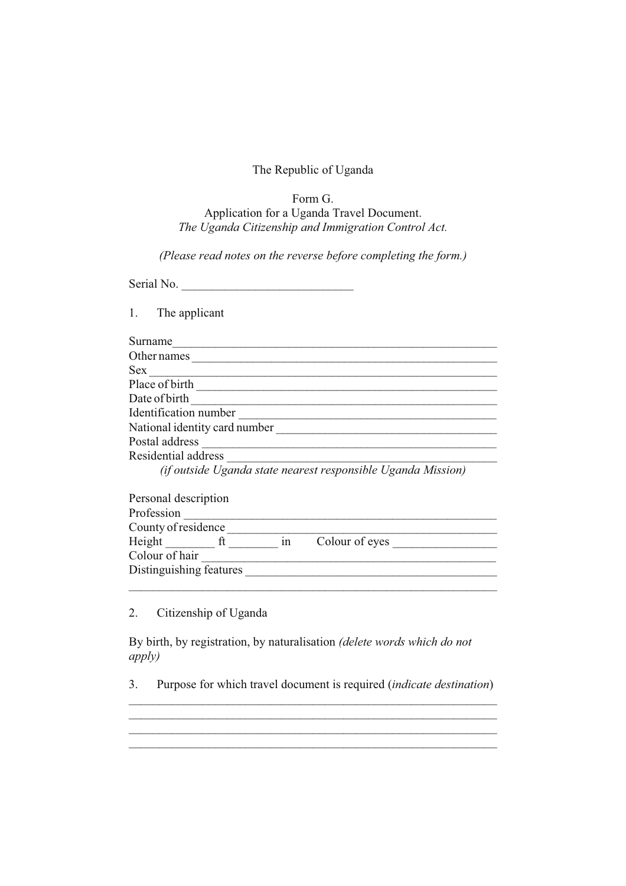The Republic of Uganda

Form G.
Application for a Uganda Travel Document.
*The Uganda Citizenship and Immigration Control Act.*

*(Please read notes on the reverse before completing the form.)*

Serial No. ____________________________

1. The applicant

Surname_______________________________________________________
Other names ____________________________________________________
Sex ___________________________________________________________
Place of birth ___________________________________________________
Date of birth ___________________________________________________
Identification number ____________________________________________
National identity card number _____________________________________
Postal address __________________________________________________
Residential address ______________________________________________
*(if outside Uganda state nearest responsible Uganda Mission)*

Personal description
Profession ______________________________________________________
County of residence ______________________________________________
Height ________ ft ________ in Colour of eyes _________________
Colour of hair __________________________________________________
Distinguishing features ___________________________________________
_______________________________________________________________

2. Citizenship of Uganda

By birth, by registration, by naturalisation *(delete words which do not apply)*

3. Purpose for which travel document is required (*indicate destination*)
_______________________________________________________________
_______________________________________________________________
_______________________________________________________________
_______________________________________________________________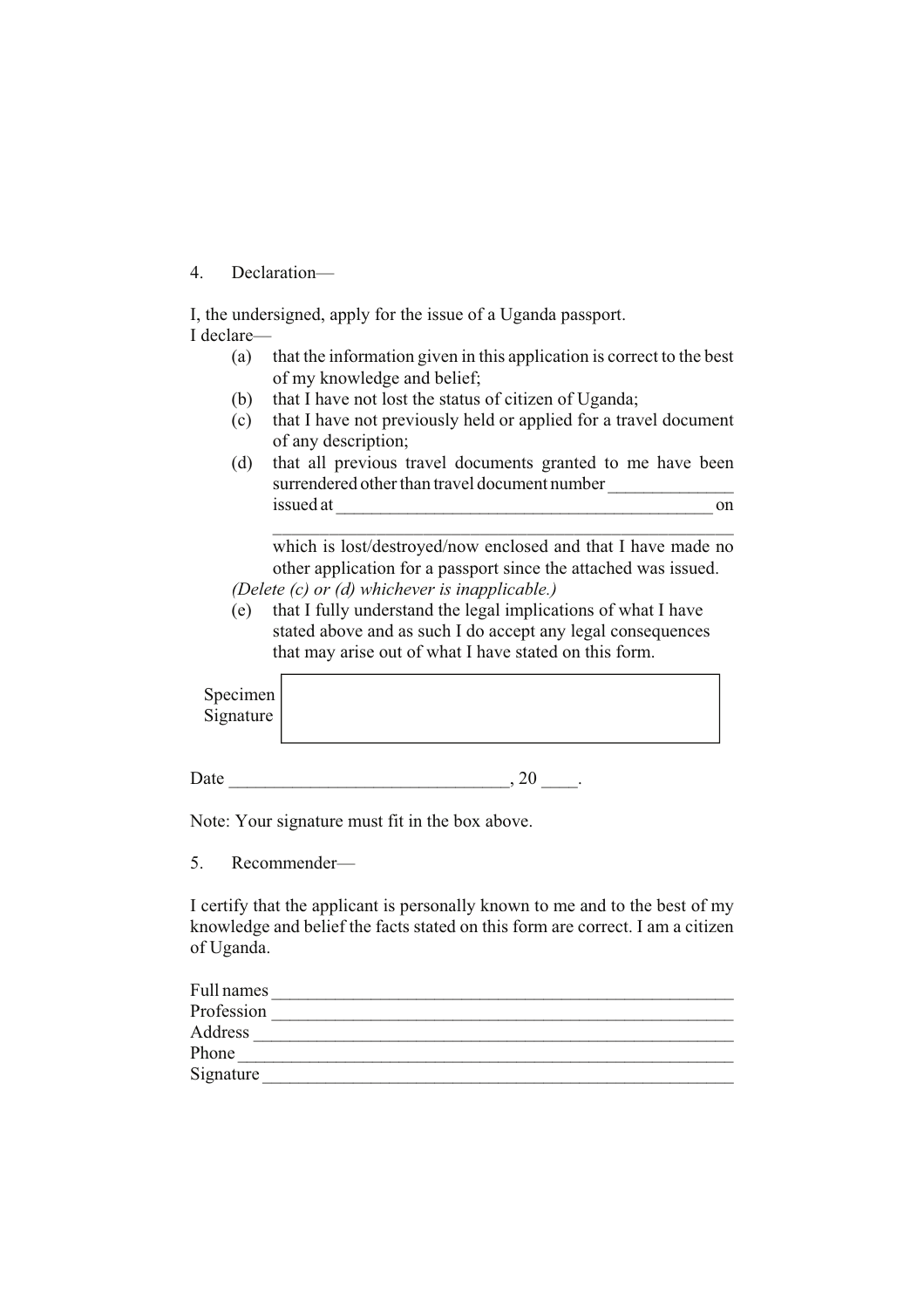4. Declaration—

I, the undersigned, apply for the issue of a Uganda passport.
I declare—

(a) that the information given in this application is correct to the best of my knowledge and belief;
(b) that I have not lost the status of citizen of Uganda;
(c) that I have not previously held or applied for a travel document of any description;
(d) that all previous travel documents granted to me have been surrendered other than travel document number ______________ issued at ___________________________________________ on ________________________________________________ which is lost/destroyed/now enclosed and that I have made no other application for a passport since the attached was issued.

*(Delete (c) or (d) whichever is inapplicable.)*

(e) that I fully understand the legal implications of what I have stated above and as such I do accept any legal consequences that may arise out of what I have stated on this form.

| Specimen Signature | |
|---|---|

Date ______________________________, 20 ____.

Note: Your signature must fit in the box above.

5. Recommender—

I certify that the applicant is personally known to me and to the best of my knowledge and belief the facts stated on this form are correct. I am a citizen of Uganda.

Full names ____________________________________________________
Profession ____________________________________________________
Address ______________________________________________________
Phone ________________________________________________________
Signature _____________________________________________________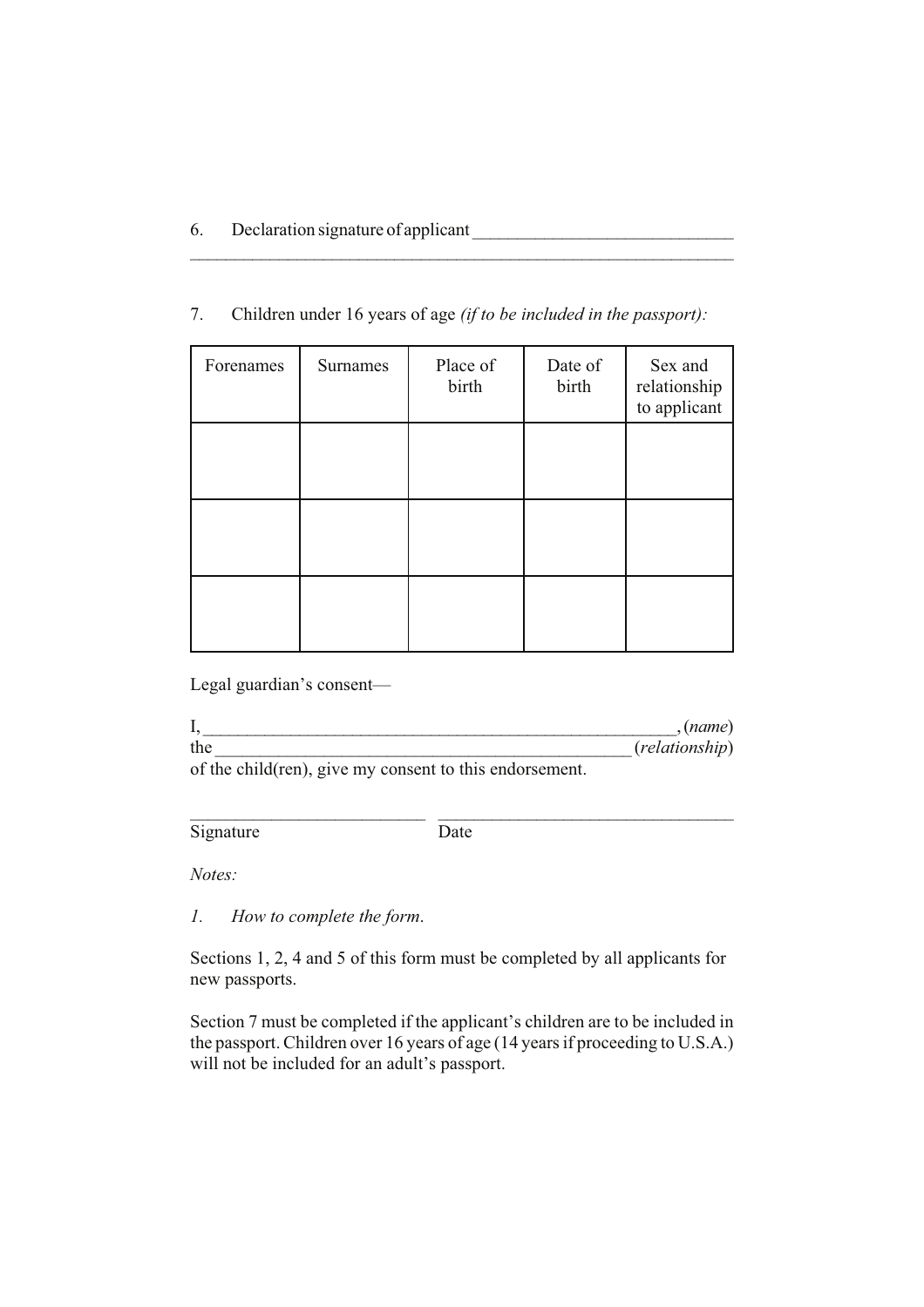6. Declaration signature of applicant ______________________________

______________________________________________________________

7. Children under 16 years of age *(if to be included in the passport):*

| Forenames | Surnames | Place of birth | Date of birth | Sex and relationship to applicant |
|---|---|---|---|---|
| | | | | |
| | | | | |
| | | | | |

Legal guardian's consent—

I, ______________________________________________________, (*name*)
the _______________________________________________ (*relationship*)
of the child(ren), give my consent to this endorsement.

___________________________ _________________________________
Signature Date

*Notes:*

*1. How to complete the form.*

Sections 1, 2, 4 and 5 of this form must be completed by all applicants for new passports.

Section 7 must be completed if the applicant's children are to be included in the passport. Children over 16 years of age (14 years if proceeding to U.S.A.) will not be included for an adult's passport.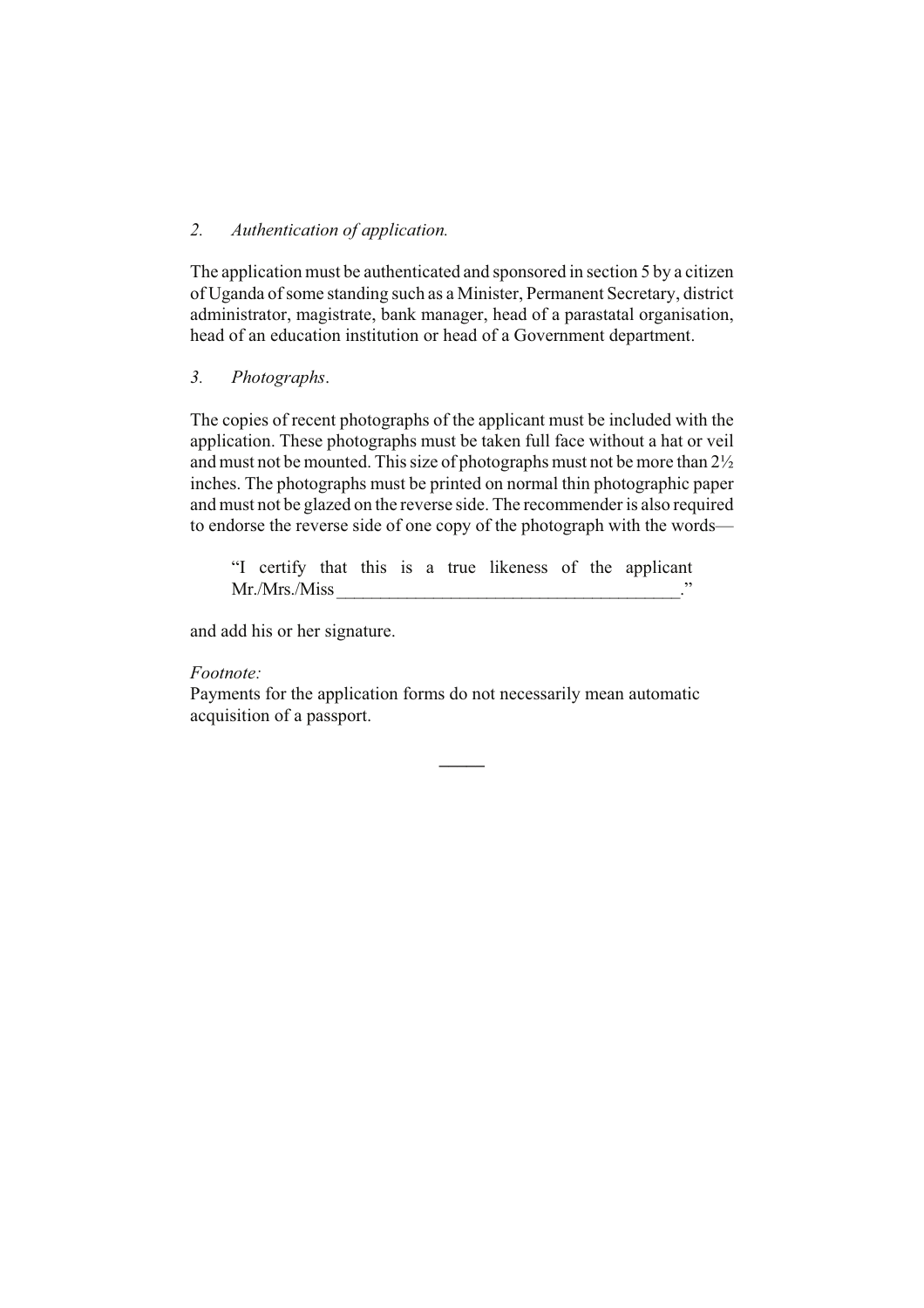*2. Authentication of application.*

The application must be authenticated and sponsored in section 5 by a citizen of Uganda of some standing such as a Minister, Permanent Secretary, district administrator, magistrate, bank manager, head of a parastatal organisation, head of an education institution or head of a Government department.

*3. Photographs*.

The copies of recent photographs of the applicant must be included with the application. These photographs must be taken full face without a hat or veil and must not be mounted. This size of photographs must not be more than 2½ inches. The photographs must be printed on normal thin photographic paper and must not be glazed on the reverse side. The recommender is also required to endorse the reverse side of one copy of the photograph with the words—

> "I certify that this is a true likeness of the applicant Mr./Mrs./Miss ____________________________________."

and add his or her signature.

*Footnote:*
Payments for the application forms do not necessarily mean automatic acquisition of a passport.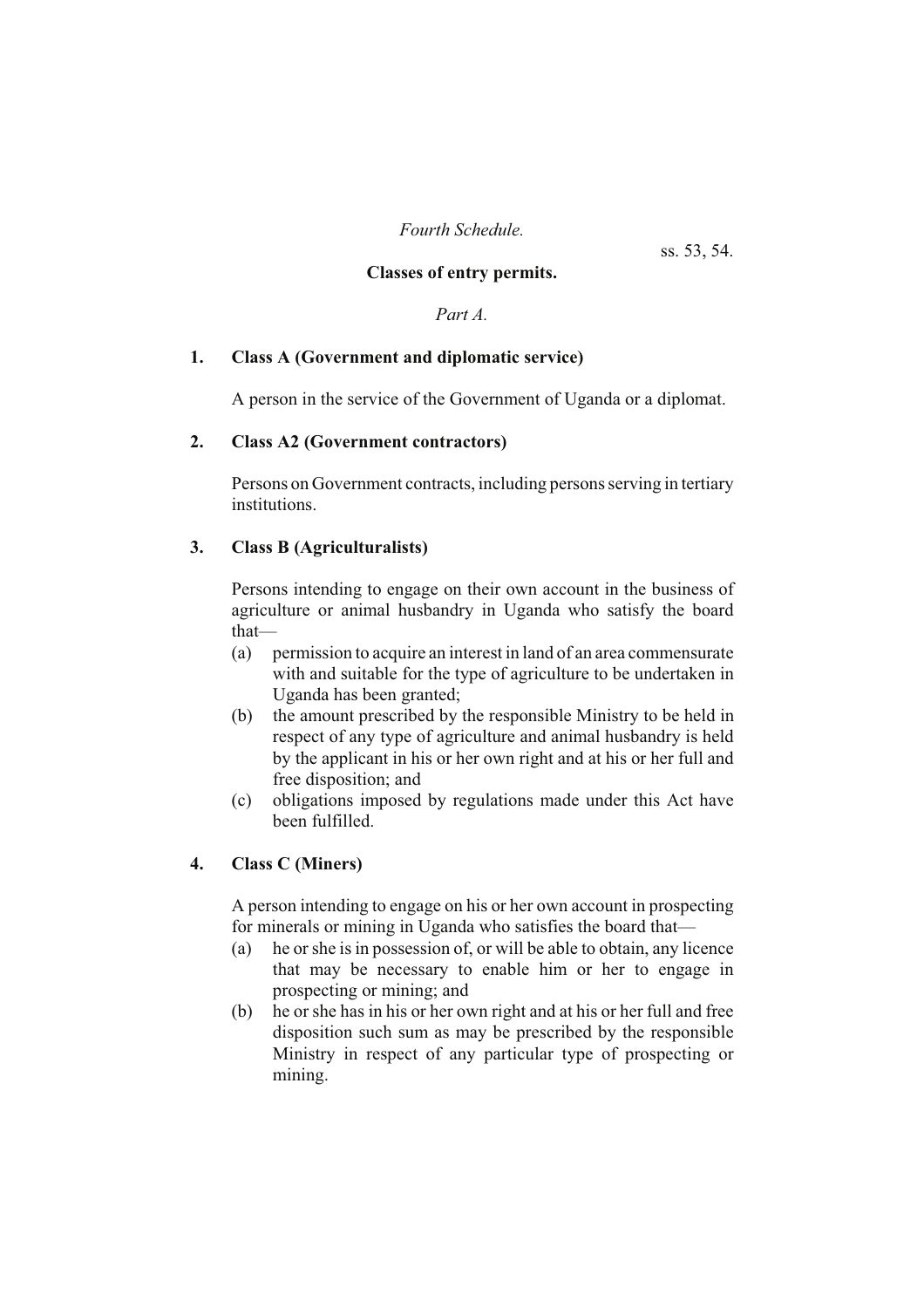*Fourth Schedule.*

ss. 53, 54.

**Classes of entry permits.**

*Part A.*

**1. Class A (Government and diplomatic service)**

A person in the service of the Government of Uganda or a diplomat.

**2. Class A2 (Government contractors)**

Persons on Government contracts, including persons serving in tertiary institutions.

**3. Class B (Agriculturalists)**

Persons intending to engage on their own account in the business of agriculture or animal husbandry in Uganda who satisfy the board that—

(a) permission to acquire an interest in land of an area commensurate with and suitable for the type of agriculture to be undertaken in Uganda has been granted;

(b) the amount prescribed by the responsible Ministry to be held in respect of any type of agriculture and animal husbandry is held by the applicant in his or her own right and at his or her full and free disposition; and

(c) obligations imposed by regulations made under this Act have been fulfilled.

**4. Class C (Miners)**

A person intending to engage on his or her own account in prospecting for minerals or mining in Uganda who satisfies the board that—

(a) he or she is in possession of, or will be able to obtain, any licence that may be necessary to enable him or her to engage in prospecting or mining; and

(b) he or she has in his or her own right and at his or her full and free disposition such sum as may be prescribed by the responsible Ministry in respect of any particular type of prospecting or mining.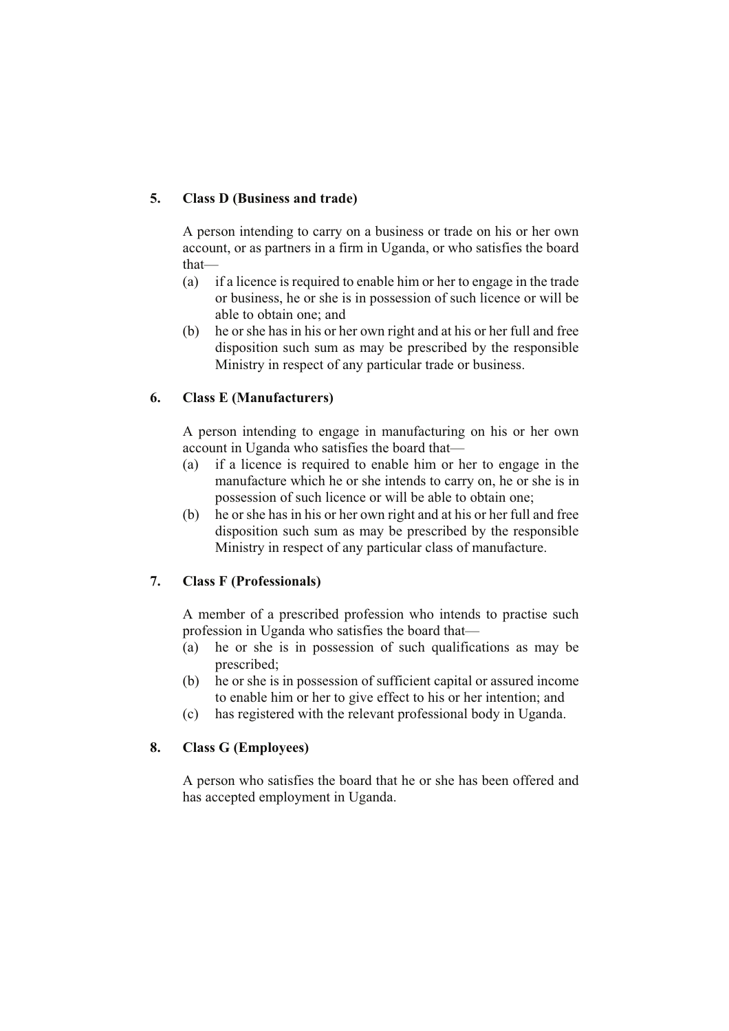**5. Class D (Business and trade)**

A person intending to carry on a business or trade on his or her own account, or as partners in a firm in Uganda, or who satisfies the board that—

(a) if a licence is required to enable him or her to engage in the trade or business, he or she is in possession of such licence or will be able to obtain one; and

(b) he or she has in his or her own right and at his or her full and free disposition such sum as may be prescribed by the responsible Ministry in respect of any particular trade or business.

**6. Class E (Manufacturers)**

A person intending to engage in manufacturing on his or her own account in Uganda who satisfies the board that—

(a) if a licence is required to enable him or her to engage in the manufacture which he or she intends to carry on, he or she is in possession of such licence or will be able to obtain one;

(b) he or she has in his or her own right and at his or her full and free disposition such sum as may be prescribed by the responsible Ministry in respect of any particular class of manufacture.

**7. Class F (Professionals)**

A member of a prescribed profession who intends to practise such profession in Uganda who satisfies the board that—

(a) he or she is in possession of such qualifications as may be prescribed;

(b) he or she is in possession of sufficient capital or assured income to enable him or her to give effect to his or her intention; and

(c) has registered with the relevant professional body in Uganda.

**8. Class G (Employees)**

A person who satisfies the board that he or she has been offered and has accepted employment in Uganda.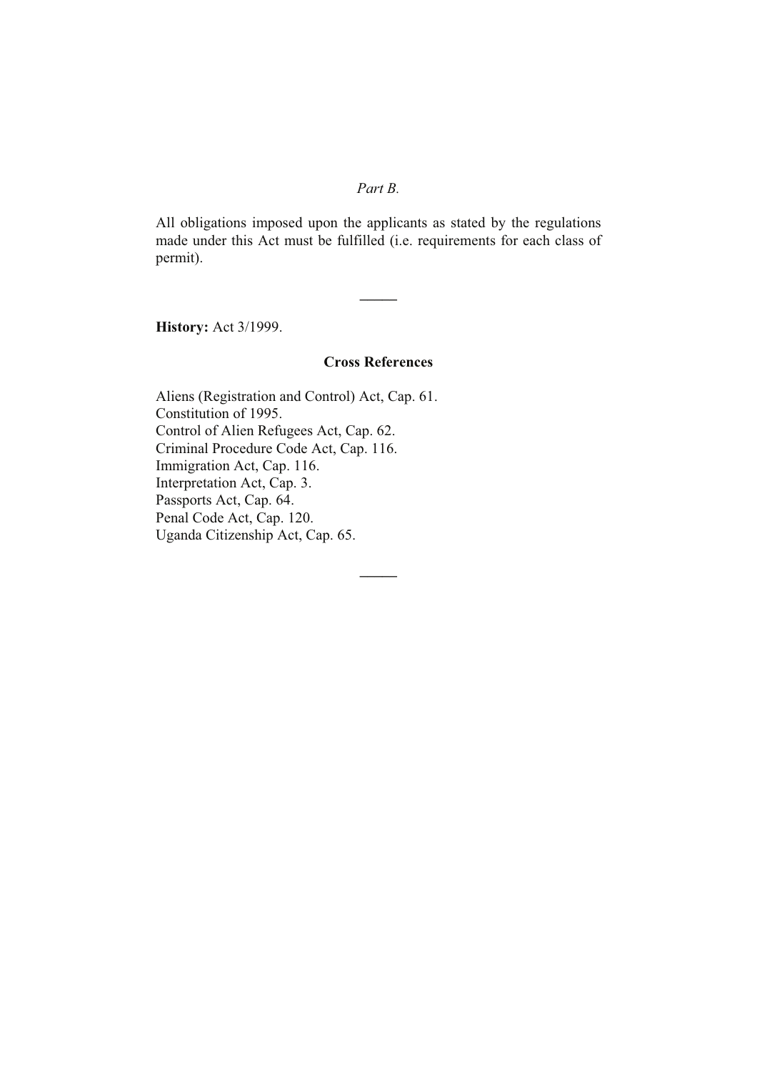*Part B.*

All obligations imposed upon the applicants as stated by the regulations made under this Act must be fulfilled (i.e. requirements for each class of permit).

---

**History:** Act 3/1999.

**Cross References**

Aliens (Registration and Control) Act, Cap. 61.
Constitution of 1995.
Control of Alien Refugees Act, Cap. 62.
Criminal Procedure Code Act, Cap. 116.
Immigration Act, Cap. 116.
Interpretation Act, Cap. 3.
Passports Act, Cap. 64.
Penal Code Act, Cap. 120.
Uganda Citizenship Act, Cap. 65.

---